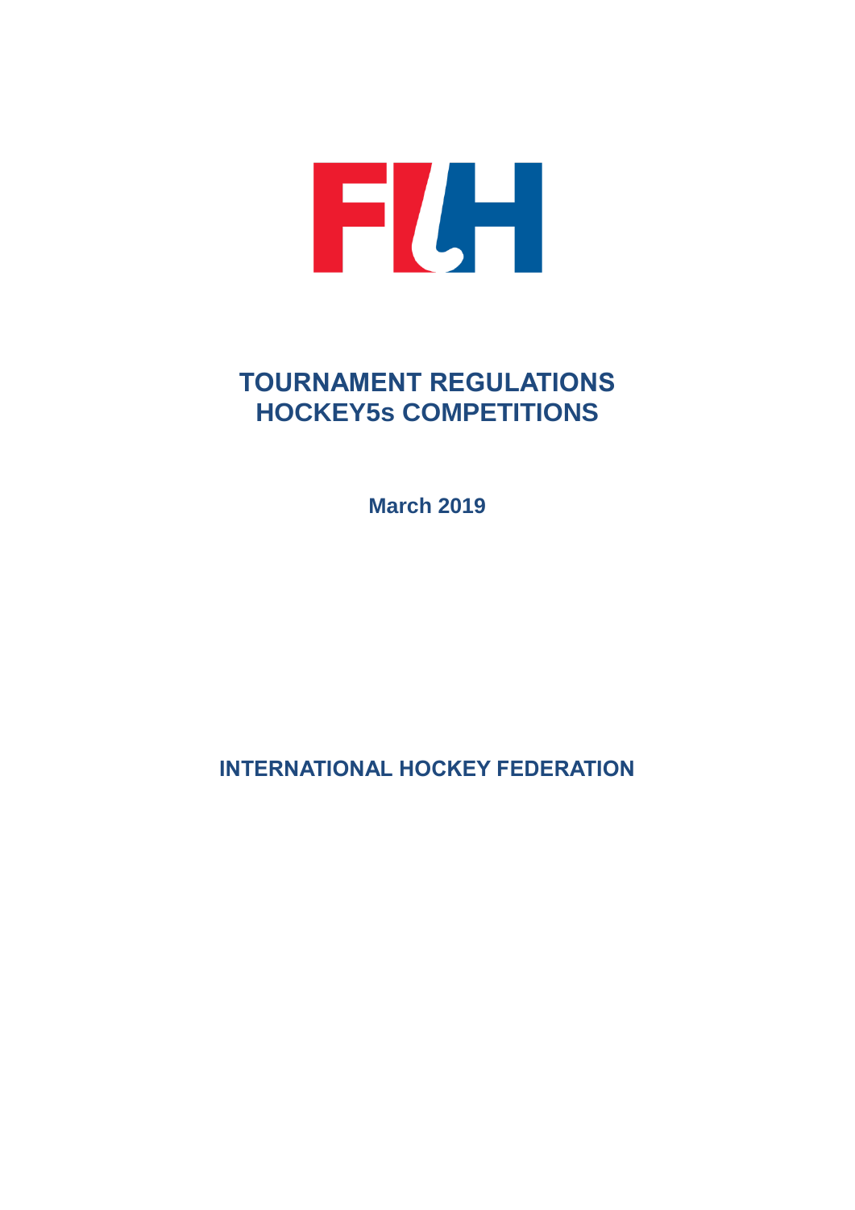# TOURNAMENT REGULATIONS
# HOCKEY5s COMPETITIONS

**March 2019**

**INTERNATIONAL HOCKEY FEDERATION**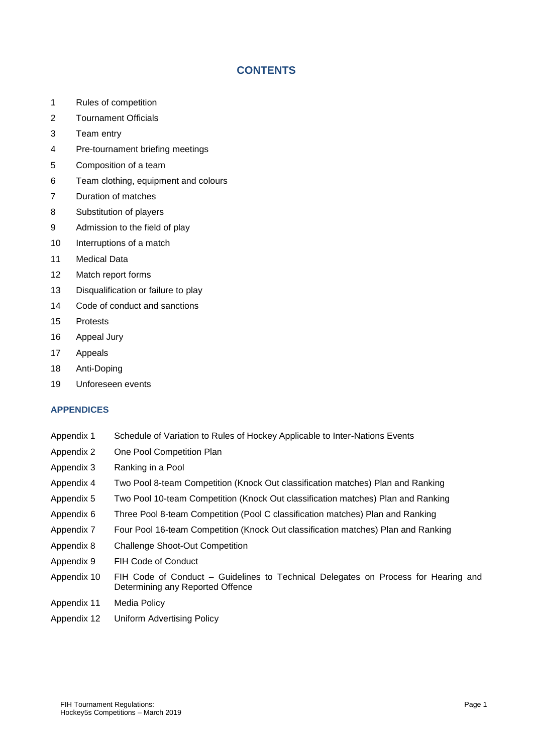# CONTENTS

1 Rules of competition
2 Tournament Officials
3 Team entry
4 Pre-tournament briefing meetings
5 Composition of a team
6 Team clothing, equipment and colours
7 Duration of matches
8 Substitution of players
9 Admission to the field of play
10 Interruptions of a match
11 Medical Data
12 Match report forms
13 Disqualification or failure to play
14 Code of conduct and sanctions
15 Protests
16 Appeal Jury
17 Appeals
18 Anti-Doping
19 Unforeseen events

## APPENDICES

| | |
|---|---|
| Appendix 1 | Schedule of Variation to Rules of Hockey Applicable to Inter-Nations Events |
| Appendix 2 | One Pool Competition Plan |
| Appendix 3 | Ranking in a Pool |
| Appendix 4 | Two Pool 8-team Competition (Knock Out classification matches) Plan and Ranking |
| Appendix 5 | Two Pool 10-team Competition (Knock Out classification matches) Plan and Ranking |
| Appendix 6 | Three Pool 8-team Competition (Pool C classification matches) Plan and Ranking |
| Appendix 7 | Four Pool 16-team Competition (Knock Out classification matches) Plan and Ranking |
| Appendix 8 | Challenge Shoot-Out Competition |
| Appendix 9 | FIH Code of Conduct |
| Appendix 10 | FIH Code of Conduct – Guidelines to Technical Delegates on Process for Hearing and Determining any Reported Offence |
| Appendix 11 | Media Policy |
| Appendix 12 | Uniform Advertising Policy |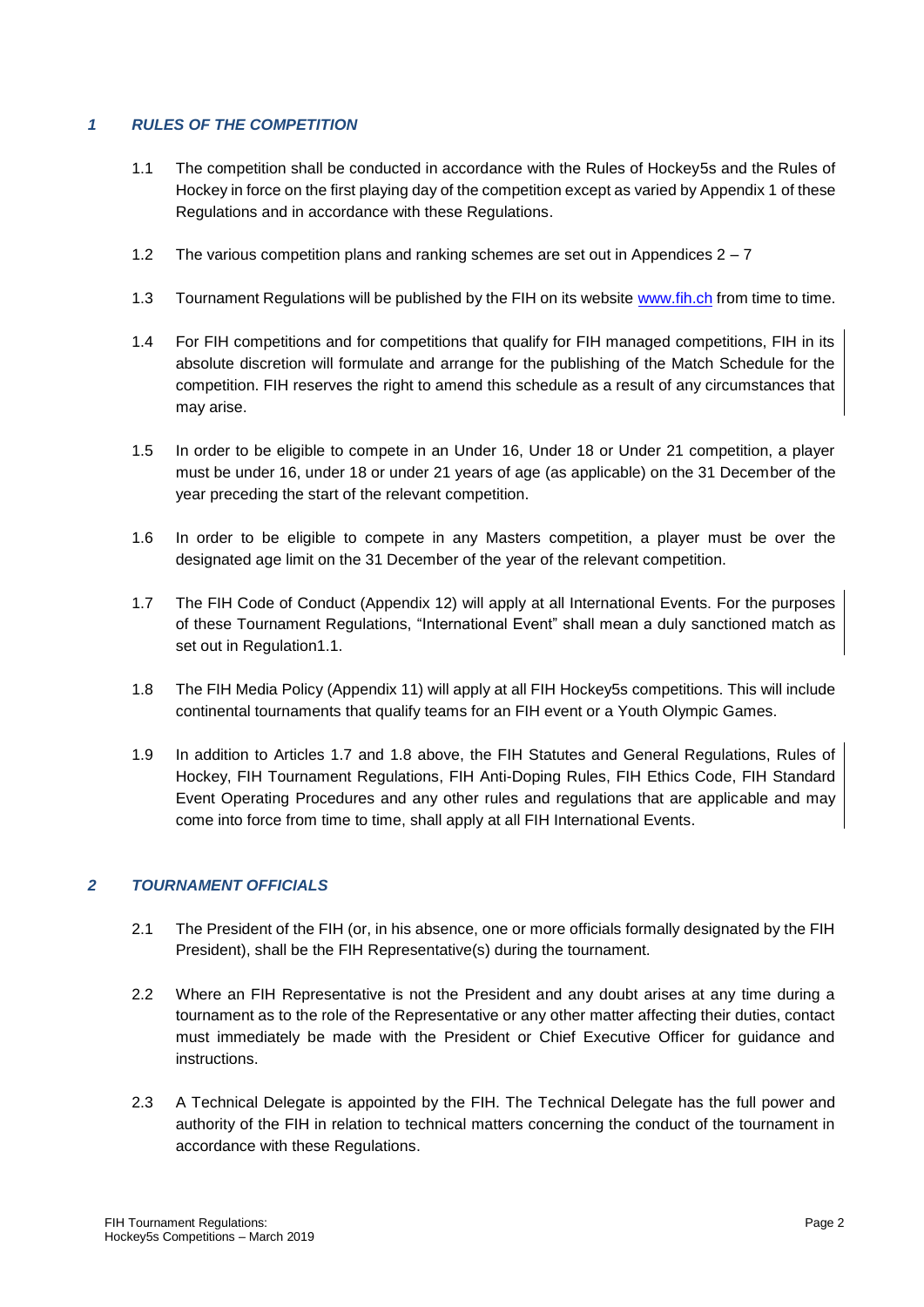## *1 RULES OF THE COMPETITION*

1.1 The competition shall be conducted in accordance with the Rules of Hockey5s and the Rules of Hockey in force on the first playing day of the competition except as varied by Appendix 1 of these Regulations and in accordance with these Regulations.

1.2 The various competition plans and ranking schemes are set out in Appendices 2 – 7

1.3 Tournament Regulations will be published by the FIH on its website www.fih.ch from time to time.

1.4 For FIH competitions and for competitions that qualify for FIH managed competitions, FIH in its absolute discretion will formulate and arrange for the publishing of the Match Schedule for the competition. FIH reserves the right to amend this schedule as a result of any circumstances that may arise.

1.5 In order to be eligible to compete in an Under 16, Under 18 or Under 21 competition, a player must be under 16, under 18 or under 21 years of age (as applicable) on the 31 December of the year preceding the start of the relevant competition.

1.6 In order to be eligible to compete in any Masters competition, a player must be over the designated age limit on the 31 December of the year of the relevant competition.

1.7 The FIH Code of Conduct (Appendix 12) will apply at all International Events. For the purposes of these Tournament Regulations, "International Event" shall mean a duly sanctioned match as set out in Regulation1.1.

1.8 The FIH Media Policy (Appendix 11) will apply at all FIH Hockey5s competitions. This will include continental tournaments that qualify teams for an FIH event or a Youth Olympic Games.

1.9 In addition to Articles 1.7 and 1.8 above, the FIH Statutes and General Regulations, Rules of Hockey, FIH Tournament Regulations, FIH Anti-Doping Rules, FIH Ethics Code, FIH Standard Event Operating Procedures and any other rules and regulations that are applicable and may come into force from time to time, shall apply at all FIH International Events.

## *2 TOURNAMENT OFFICIALS*

2.1 The President of the FIH (or, in his absence, one or more officials formally designated by the FIH President), shall be the FIH Representative(s) during the tournament.

2.2 Where an FIH Representative is not the President and any doubt arises at any time during a tournament as to the role of the Representative or any other matter affecting their duties, contact must immediately be made with the President or Chief Executive Officer for guidance and instructions.

2.3 A Technical Delegate is appointed by the FIH. The Technical Delegate has the full power and authority of the FIH in relation to technical matters concerning the conduct of the tournament in accordance with these Regulations.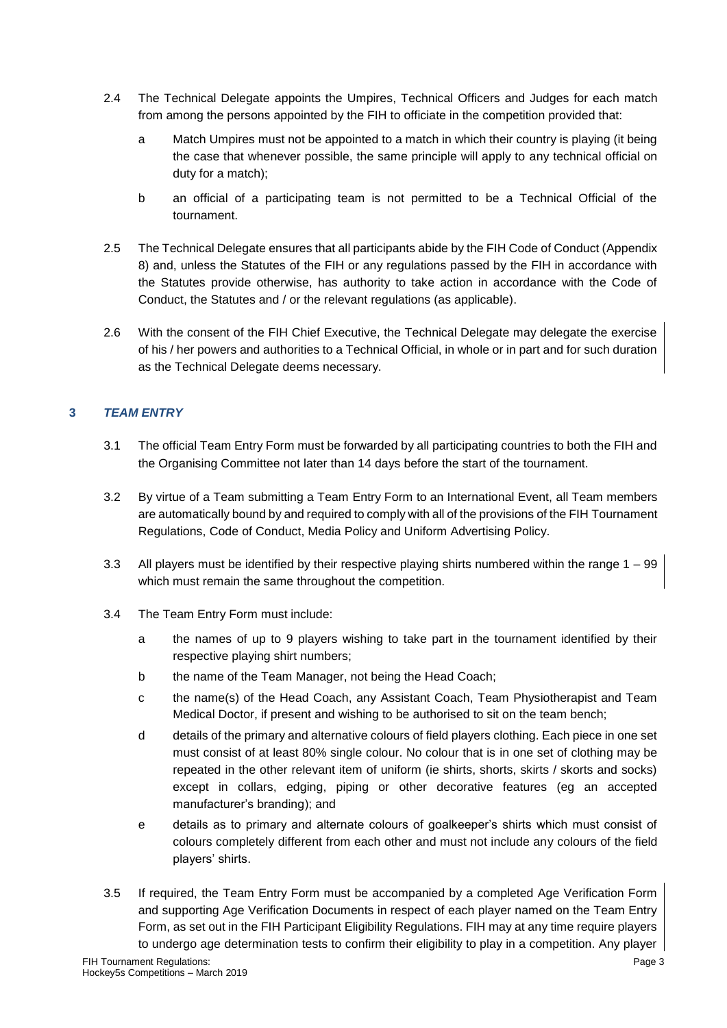2.4 The Technical Delegate appoints the Umpires, Technical Officers and Judges for each match from among the persons appointed by the FIH to officiate in the competition provided that:

   a Match Umpires must not be appointed to a match in which their country is playing (it being the case that whenever possible, the same principle will apply to any technical official on duty for a match);

   b an official of a participating team is not permitted to be a Technical Official of the tournament.

2.5 The Technical Delegate ensures that all participants abide by the FIH Code of Conduct (Appendix 8) and, unless the Statutes of the FIH or any regulations passed by the FIH in accordance with the Statutes provide otherwise, has authority to take action in accordance with the Code of Conduct, the Statutes and / or the relevant regulations (as applicable).

2.6 With the consent of the FIH Chief Executive, the Technical Delegate may delegate the exercise of his / her powers and authorities to a Technical Official, in whole or in part and for such duration as the Technical Delegate deems necessary.

## 3 *TEAM ENTRY*

3.1 The official Team Entry Form must be forwarded by all participating countries to both the FIH and the Organising Committee not later than 14 days before the start of the tournament.

3.2 By virtue of a Team submitting a Team Entry Form to an International Event, all Team members are automatically bound by and required to comply with all of the provisions of the FIH Tournament Regulations, Code of Conduct, Media Policy and Uniform Advertising Policy.

3.3 All players must be identified by their respective playing shirts numbered within the range 1 – 99 which must remain the same throughout the competition.

3.4 The Team Entry Form must include:

   a the names of up to 9 players wishing to take part in the tournament identified by their respective playing shirt numbers;

   b the name of the Team Manager, not being the Head Coach;

   c the name(s) of the Head Coach, any Assistant Coach, Team Physiotherapist and Team Medical Doctor, if present and wishing to be authorised to sit on the team bench;

   d details of the primary and alternative colours of field players clothing. Each piece in one set must consist of at least 80% single colour. No colour that is in one set of clothing may be repeated in the other relevant item of uniform (ie shirts, shorts, skirts / skorts and socks) except in collars, edging, piping or other decorative features (eg an accepted manufacturer's branding); and

   e details as to primary and alternate colours of goalkeeper's shirts which must consist of colours completely different from each other and must not include any colours of the field players' shirts.

3.5 If required, the Team Entry Form must be accompanied by a completed Age Verification Form and supporting Age Verification Documents in respect of each player named on the Team Entry Form, as set out in the FIH Participant Eligibility Regulations. FIH may at any time require players to undergo age determination tests to confirm their eligibility to play in a competition. Any player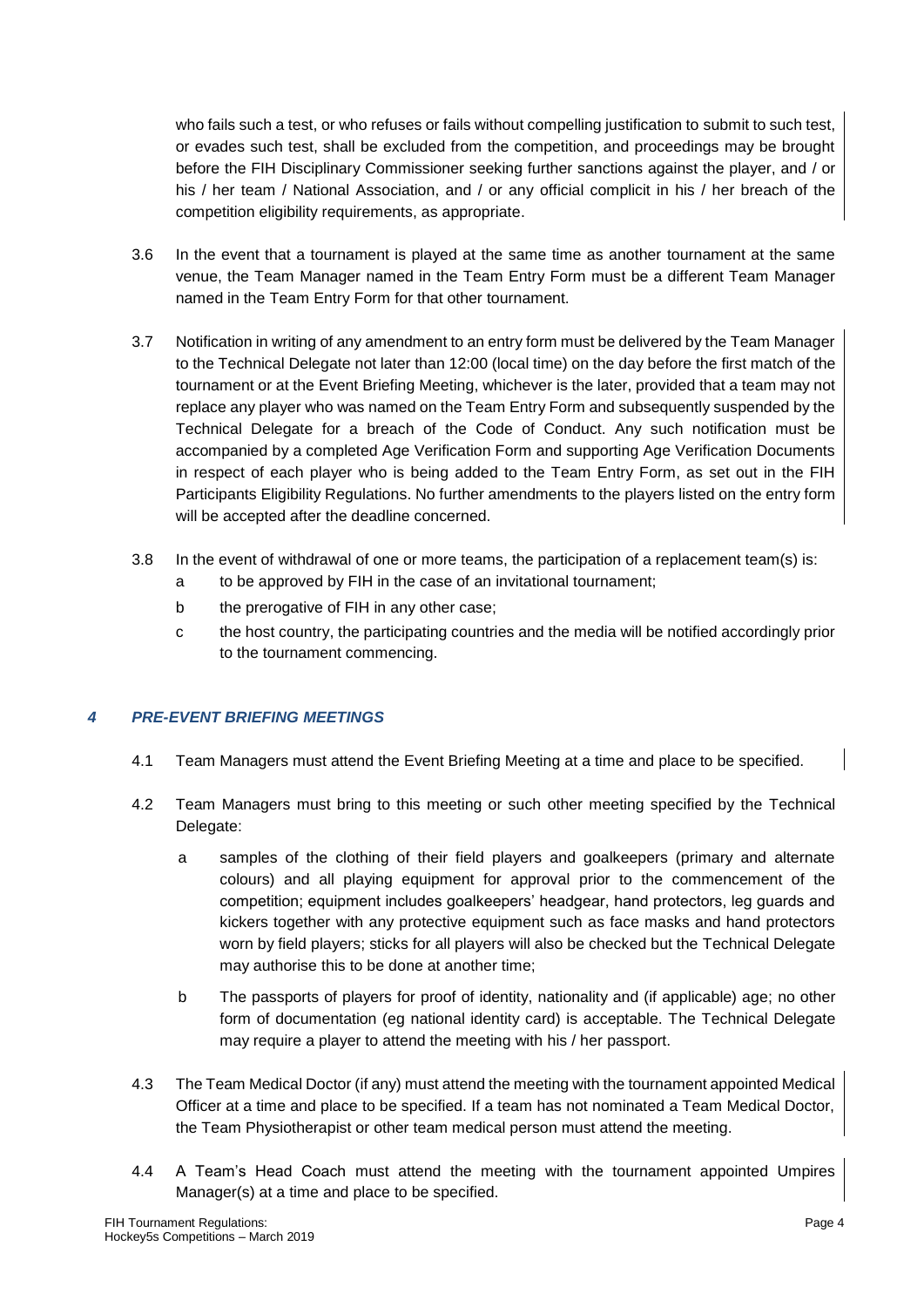who fails such a test, or who refuses or fails without compelling justification to submit to such test, or evades such test, shall be excluded from the competition, and proceedings may be brought before the FIH Disciplinary Commissioner seeking further sanctions against the player, and / or his / her team / National Association, and / or any official complicit in his / her breach of the competition eligibility requirements, as appropriate.

3.6 In the event that a tournament is played at the same time as another tournament at the same venue, the Team Manager named in the Team Entry Form must be a different Team Manager named in the Team Entry Form for that other tournament.

3.7 Notification in writing of any amendment to an entry form must be delivered by the Team Manager to the Technical Delegate not later than 12:00 (local time) on the day before the first match of the tournament or at the Event Briefing Meeting, whichever is the later, provided that a team may not replace any player who was named on the Team Entry Form and subsequently suspended by the Technical Delegate for a breach of the Code of Conduct. Any such notification must be accompanied by a completed Age Verification Form and supporting Age Verification Documents in respect of each player who is being added to the Team Entry Form, as set out in the FIH Participants Eligibility Regulations. No further amendments to the players listed on the entry form will be accepted after the deadline concerned.

3.8 In the event of withdrawal of one or more teams, the participation of a replacement team(s) is:

- a to be approved by FIH in the case of an invitational tournament;
- b the prerogative of FIH in any other case;
- c the host country, the participating countries and the media will be notified accordingly prior to the tournament commencing.

## *4 PRE-EVENT BRIEFING MEETINGS*

4.1 Team Managers must attend the Event Briefing Meeting at a time and place to be specified.

4.2 Team Managers must bring to this meeting or such other meeting specified by the Technical Delegate:

- a samples of the clothing of their field players and goalkeepers (primary and alternate colours) and all playing equipment for approval prior to the commencement of the competition; equipment includes goalkeepers' headgear, hand protectors, leg guards and kickers together with any protective equipment such as face masks and hand protectors worn by field players; sticks for all players will also be checked but the Technical Delegate may authorise this to be done at another time;
- b The passports of players for proof of identity, nationality and (if applicable) age; no other form of documentation (eg national identity card) is acceptable. The Technical Delegate may require a player to attend the meeting with his / her passport.

4.3 The Team Medical Doctor (if any) must attend the meeting with the tournament appointed Medical Officer at a time and place to be specified. If a team has not nominated a Team Medical Doctor, the Team Physiotherapist or other team medical person must attend the meeting.

4.4 A Team's Head Coach must attend the meeting with the tournament appointed Umpires Manager(s) at a time and place to be specified.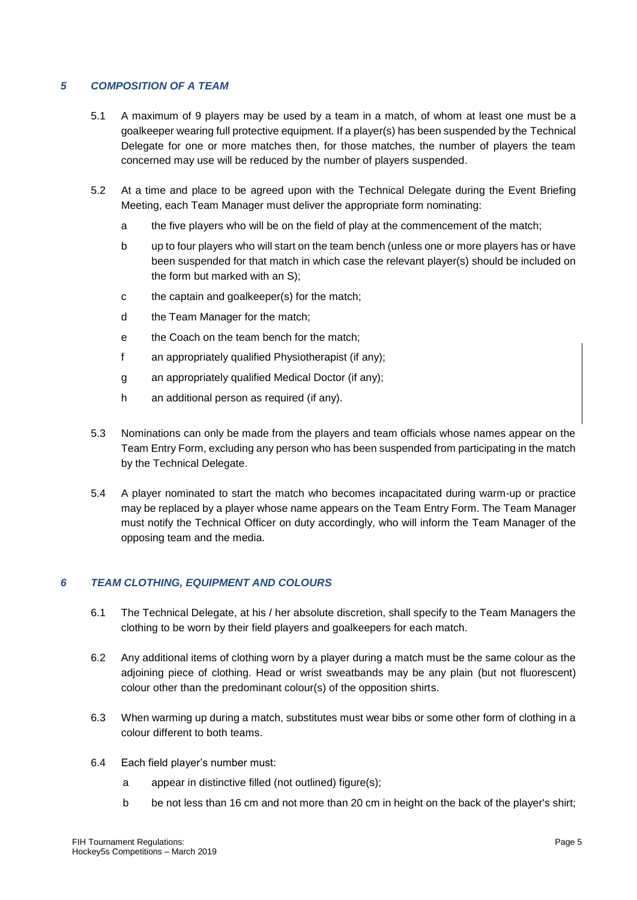## *5 COMPOSITION OF A TEAM*

5.1 A maximum of 9 players may be used by a team in a match, of whom at least one must be a goalkeeper wearing full protective equipment. If a player(s) has been suspended by the Technical Delegate for one or more matches then, for those matches, the number of players the team concerned may use will be reduced by the number of players suspended.

5.2 At a time and place to be agreed upon with the Technical Delegate during the Event Briefing Meeting, each Team Manager must deliver the appropriate form nominating:

- a the five players who will be on the field of play at the commencement of the match;
- b up to four players who will start on the team bench (unless one or more players has or have been suspended for that match in which case the relevant player(s) should be included on the form but marked with an S);
- c the captain and goalkeeper(s) for the match;
- d the Team Manager for the match;
- e the Coach on the team bench for the match;
- f an appropriately qualified Physiotherapist (if any);
- g an appropriately qualified Medical Doctor (if any);
- h an additional person as required (if any).

5.3 Nominations can only be made from the players and team officials whose names appear on the Team Entry Form, excluding any person who has been suspended from participating in the match by the Technical Delegate.

5.4 A player nominated to start the match who becomes incapacitated during warm-up or practice may be replaced by a player whose name appears on the Team Entry Form. The Team Manager must notify the Technical Officer on duty accordingly, who will inform the Team Manager of the opposing team and the media.

## *6 TEAM CLOTHING, EQUIPMENT AND COLOURS*

6.1 The Technical Delegate, at his / her absolute discretion, shall specify to the Team Managers the clothing to be worn by their field players and goalkeepers for each match.

6.2 Any additional items of clothing worn by a player during a match must be the same colour as the adjoining piece of clothing. Head or wrist sweatbands may be any plain (but not fluorescent) colour other than the predominant colour(s) of the opposition shirts.

6.3 When warming up during a match, substitutes must wear bibs or some other form of clothing in a colour different to both teams.

6.4 Each field player's number must:

- a appear in distinctive filled (not outlined) figure(s);
- b be not less than 16 cm and not more than 20 cm in height on the back of the player's shirt;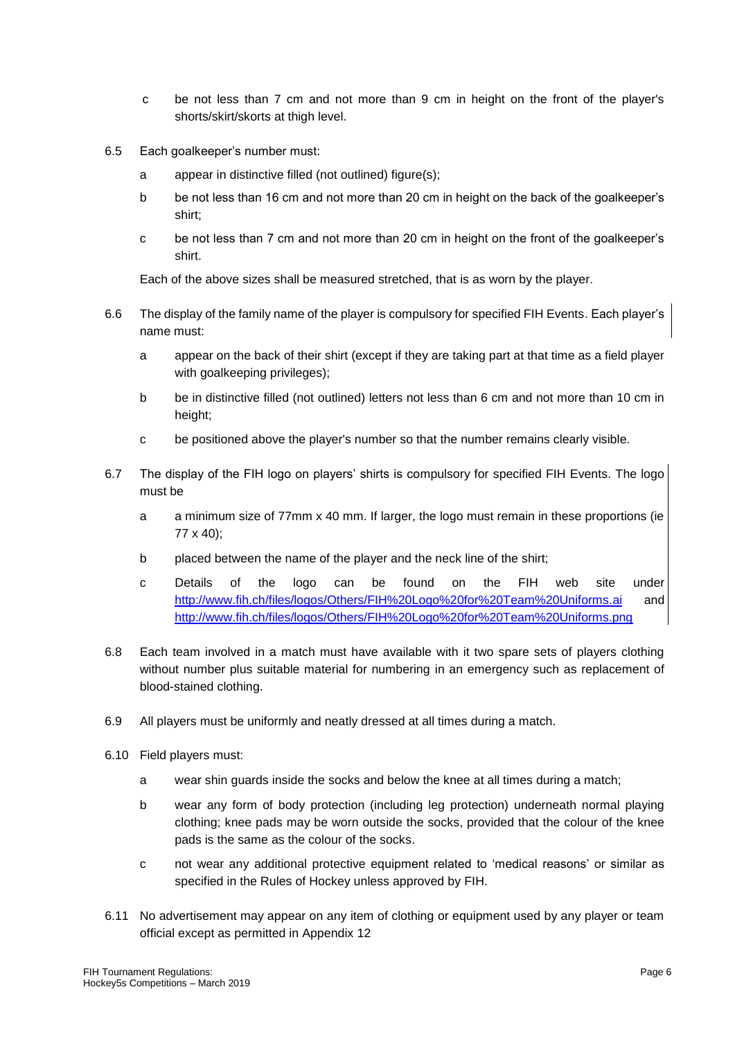c be not less than 7 cm and not more than 9 cm in height on the front of the player's shorts/skirt/skorts at thigh level.

6.5 Each goalkeeper's number must:

a appear in distinctive filled (not outlined) figure(s);

b be not less than 16 cm and not more than 20 cm in height on the back of the goalkeeper's shirt;

c be not less than 7 cm and not more than 20 cm in height on the front of the goalkeeper's shirt.

Each of the above sizes shall be measured stretched, that is as worn by the player.

6.6 The display of the family name of the player is compulsory for specified FIH Events. Each player's name must:

a appear on the back of their shirt (except if they are taking part at that time as a field player with goalkeeping privileges);

b be in distinctive filled (not outlined) letters not less than 6 cm and not more than 10 cm in height;

c be positioned above the player's number so that the number remains clearly visible.

6.7 The display of the FIH logo on players' shirts is compulsory for specified FIH Events. The logo must be

a a minimum size of 77mm x 40 mm. If larger, the logo must remain in these proportions (ie 77 x 40);

b placed between the name of the player and the neck line of the shirt;

c Details of the logo can be found on the FIH web site under http://www.fih.ch/files/logos/Others/FIH%20Logo%20for%20Team%20Uniforms.ai and http://www.fih.ch/files/logos/Others/FIH%20Logo%20for%20Team%20Uniforms.png

6.8 Each team involved in a match must have available with it two spare sets of players clothing without number plus suitable material for numbering in an emergency such as replacement of blood-stained clothing.

6.9 All players must be uniformly and neatly dressed at all times during a match.

6.10 Field players must:

a wear shin guards inside the socks and below the knee at all times during a match;

b wear any form of body protection (including leg protection) underneath normal playing clothing; knee pads may be worn outside the socks, provided that the colour of the knee pads is the same as the colour of the socks.

c not wear any additional protective equipment related to 'medical reasons' or similar as specified in the Rules of Hockey unless approved by FIH.

6.11 No advertisement may appear on any item of clothing or equipment used by any player or team official except as permitted in Appendix 12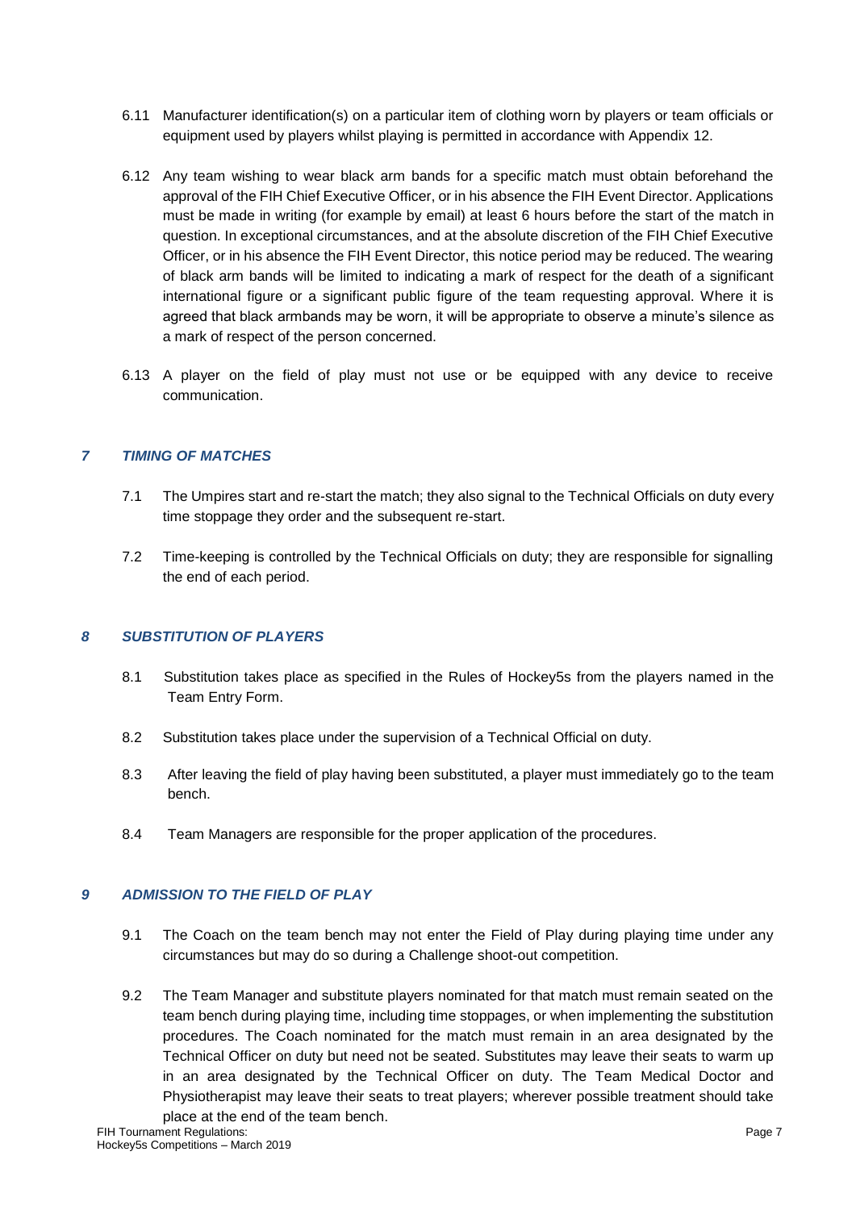6.11 Manufacturer identification(s) on a particular item of clothing worn by players or team officials or equipment used by players whilst playing is permitted in accordance with Appendix 12.

6.12 Any team wishing to wear black arm bands for a specific match must obtain beforehand the approval of the FIH Chief Executive Officer, or in his absence the FIH Event Director. Applications must be made in writing (for example by email) at least 6 hours before the start of the match in question. In exceptional circumstances, and at the absolute discretion of the FIH Chief Executive Officer, or in his absence the FIH Event Director, this notice period may be reduced. The wearing of black arm bands will be limited to indicating a mark of respect for the death of a significant international figure or a significant public figure of the team requesting approval. Where it is agreed that black armbands may be worn, it will be appropriate to observe a minute's silence as a mark of respect of the person concerned.

6.13 A player on the field of play must not use or be equipped with any device to receive communication.

## *7 TIMING OF MATCHES*

7.1 The Umpires start and re-start the match; they also signal to the Technical Officials on duty every time stoppage they order and the subsequent re-start.

7.2 Time-keeping is controlled by the Technical Officials on duty; they are responsible for signalling the end of each period.

## *8 SUBSTITUTION OF PLAYERS*

8.1 Substitution takes place as specified in the Rules of Hockey5s from the players named in the Team Entry Form.

8.2 Substitution takes place under the supervision of a Technical Official on duty.

8.3 After leaving the field of play having been substituted, a player must immediately go to the team bench.

8.4 Team Managers are responsible for the proper application of the procedures.

## *9 ADMISSION TO THE FIELD OF PLAY*

9.1 The Coach on the team bench may not enter the Field of Play during playing time under any circumstances but may do so during a Challenge shoot-out competition.

9.2 The Team Manager and substitute players nominated for that match must remain seated on the team bench during playing time, including time stoppages, or when implementing the substitution procedures. The Coach nominated for the match must remain in an area designated by the Technical Officer on duty but need not be seated. Substitutes may leave their seats to warm up in an area designated by the Technical Officer on duty. The Team Medical Doctor and Physiotherapist may leave their seats to treat players; wherever possible treatment should take place at the end of the team bench.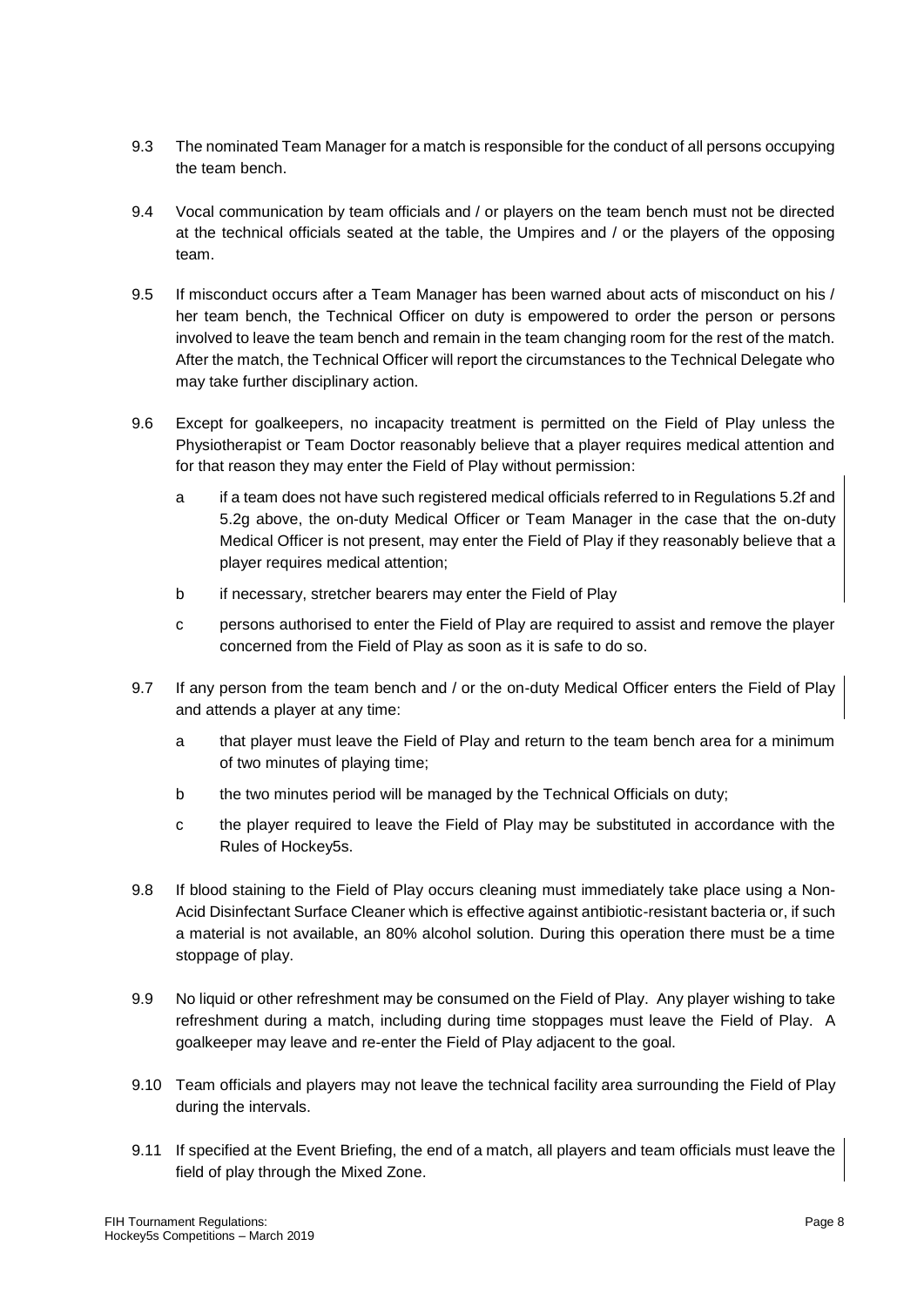9.3 The nominated Team Manager for a match is responsible for the conduct of all persons occupying the team bench.

9.4 Vocal communication by team officials and / or players on the team bench must not be directed at the technical officials seated at the table, the Umpires and / or the players of the opposing team.

9.5 If misconduct occurs after a Team Manager has been warned about acts of misconduct on his / her team bench, the Technical Officer on duty is empowered to order the person or persons involved to leave the team bench and remain in the team changing room for the rest of the match. After the match, the Technical Officer will report the circumstances to the Technical Delegate who may take further disciplinary action.

9.6 Except for goalkeepers, no incapacity treatment is permitted on the Field of Play unless the Physiotherapist or Team Doctor reasonably believe that a player requires medical attention and for that reason they may enter the Field of Play without permission:

   a if a team does not have such registered medical officials referred to in Regulations 5.2f and 5.2g above, the on-duty Medical Officer or Team Manager in the case that the on-duty Medical Officer is not present, may enter the Field of Play if they reasonably believe that a player requires medical attention;

   b if necessary, stretcher bearers may enter the Field of Play

   c persons authorised to enter the Field of Play are required to assist and remove the player concerned from the Field of Play as soon as it is safe to do so.

9.7 If any person from the team bench and / or the on-duty Medical Officer enters the Field of Play and attends a player at any time:

   a that player must leave the Field of Play and return to the team bench area for a minimum of two minutes of playing time;

   b the two minutes period will be managed by the Technical Officials on duty;

   c the player required to leave the Field of Play may be substituted in accordance with the Rules of Hockey5s.

9.8 If blood staining to the Field of Play occurs cleaning must immediately take place using a Non-Acid Disinfectant Surface Cleaner which is effective against antibiotic-resistant bacteria or, if such a material is not available, an 80% alcohol solution. During this operation there must be a time stoppage of play.

9.9 No liquid or other refreshment may be consumed on the Field of Play. Any player wishing to take refreshment during a match, including during time stoppages must leave the Field of Play. A goalkeeper may leave and re-enter the Field of Play adjacent to the goal.

9.10 Team officials and players may not leave the technical facility area surrounding the Field of Play during the intervals.

9.11 If specified at the Event Briefing, the end of a match, all players and team officials must leave the field of play through the Mixed Zone.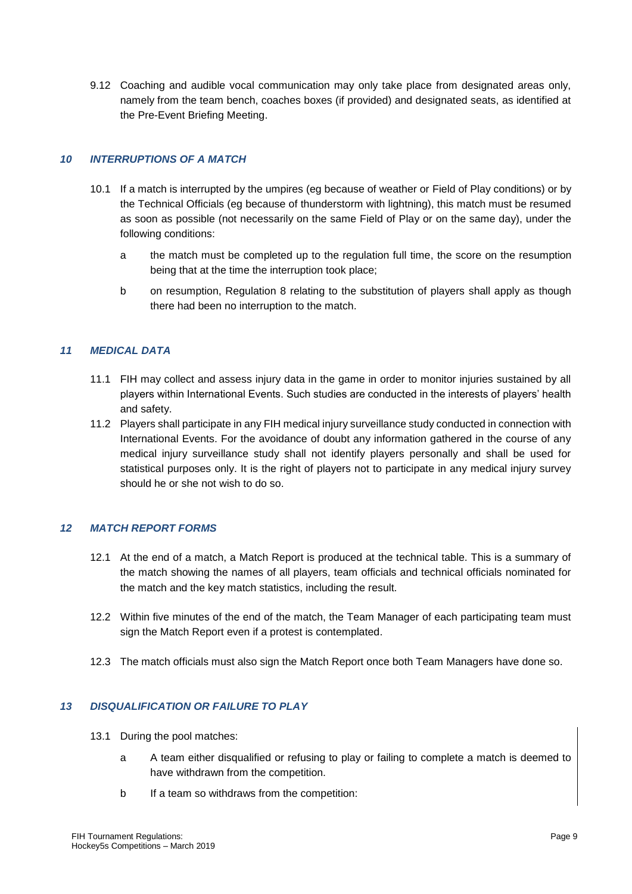9.12 Coaching and audible vocal communication may only take place from designated areas only, namely from the team bench, coaches boxes (if provided) and designated seats, as identified at the Pre-Event Briefing Meeting.

## *10 INTERRUPTIONS OF A MATCH*

10.1 If a match is interrupted by the umpires (eg because of weather or Field of Play conditions) or by the Technical Officials (eg because of thunderstorm with lightning), this match must be resumed as soon as possible (not necessarily on the same Field of Play or on the same day), under the following conditions:

a the match must be completed up to the regulation full time, the score on the resumption being that at the time the interruption took place;

b on resumption, Regulation 8 relating to the substitution of players shall apply as though there had been no interruption to the match.

## *11 MEDICAL DATA*

11.1 FIH may collect and assess injury data in the game in order to monitor injuries sustained by all players within International Events. Such studies are conducted in the interests of players' health and safety.

11.2 Players shall participate in any FIH medical injury surveillance study conducted in connection with International Events. For the avoidance of doubt any information gathered in the course of any medical injury surveillance study shall not identify players personally and shall be used for statistical purposes only. It is the right of players not to participate in any medical injury survey should he or she not wish to do so.

## *12 MATCH REPORT FORMS*

12.1 At the end of a match, a Match Report is produced at the technical table. This is a summary of the match showing the names of all players, team officials and technical officials nominated for the match and the key match statistics, including the result.

12.2 Within five minutes of the end of the match, the Team Manager of each participating team must sign the Match Report even if a protest is contemplated.

12.3 The match officials must also sign the Match Report once both Team Managers have done so.

## *13 DISQUALIFICATION OR FAILURE TO PLAY*

13.1 During the pool matches:

a A team either disqualified or refusing to play or failing to complete a match is deemed to have withdrawn from the competition.

b If a team so withdraws from the competition: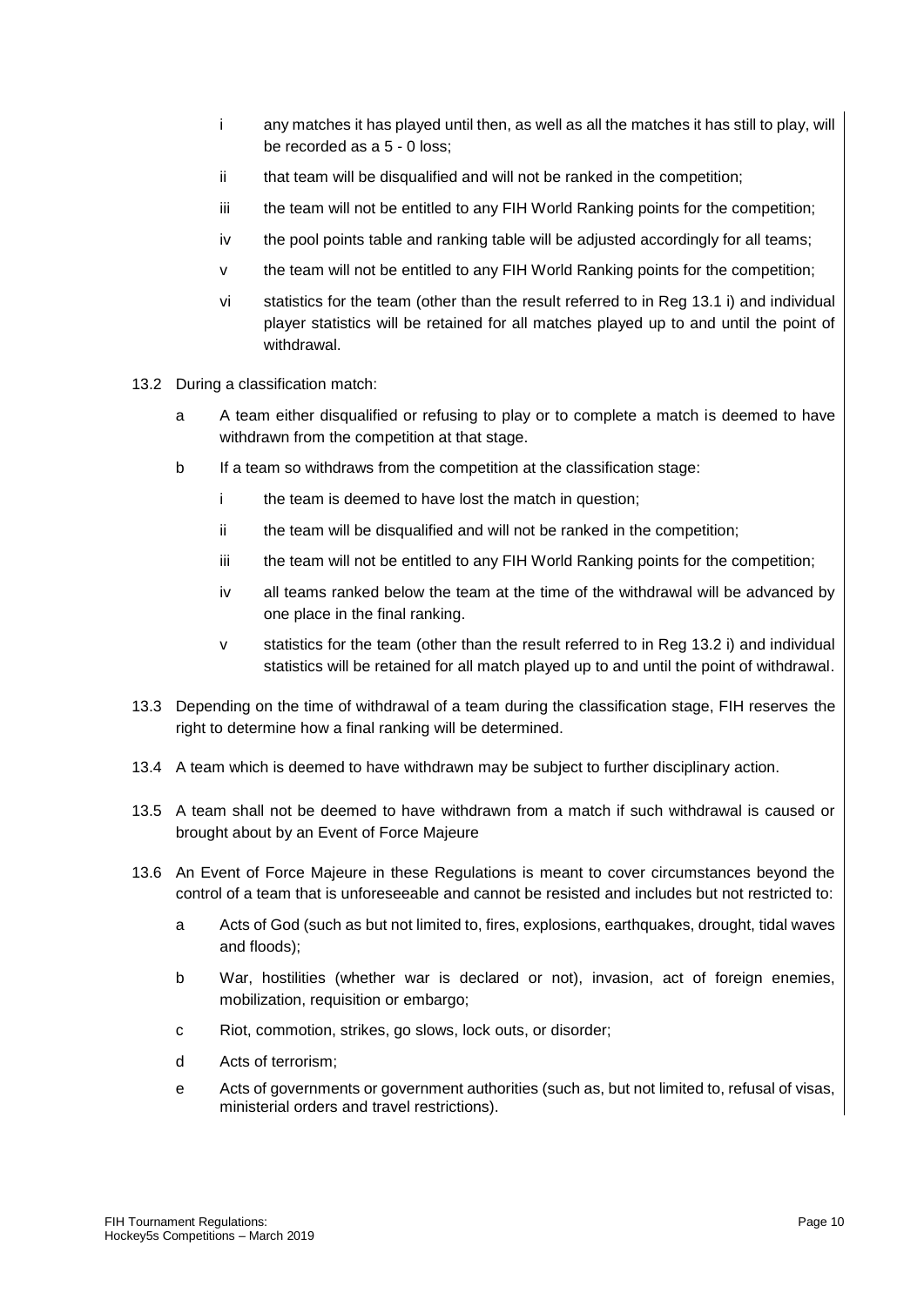- i any matches it has played until then, as well as all the matches it has still to play, will be recorded as a 5 - 0 loss;
- ii that team will be disqualified and will not be ranked in the competition;
- iii the team will not be entitled to any FIH World Ranking points for the competition;
- iv the pool points table and ranking table will be adjusted accordingly for all teams;
- v the team will not be entitled to any FIH World Ranking points for the competition;
- vi statistics for the team (other than the result referred to in Reg 13.1 i) and individual player statistics will be retained for all matches played up to and until the point of withdrawal.

13.2 During a classification match:

- a A team either disqualified or refusing to play or to complete a match is deemed to have withdrawn from the competition at that stage.
- b If a team so withdraws from the competition at the classification stage:
  - i the team is deemed to have lost the match in question;
  - ii the team will be disqualified and will not be ranked in the competition;
  - iii the team will not be entitled to any FIH World Ranking points for the competition;
  - iv all teams ranked below the team at the time of the withdrawal will be advanced by one place in the final ranking.
  - v statistics for the team (other than the result referred to in Reg 13.2 i) and individual statistics will be retained for all match played up to and until the point of withdrawal.

13.3 Depending on the time of withdrawal of a team during the classification stage, FIH reserves the right to determine how a final ranking will be determined.

13.4 A team which is deemed to have withdrawn may be subject to further disciplinary action.

13.5 A team shall not be deemed to have withdrawn from a match if such withdrawal is caused or brought about by an Event of Force Majeure

13.6 An Event of Force Majeure in these Regulations is meant to cover circumstances beyond the control of a team that is unforeseeable and cannot be resisted and includes but not restricted to:

- a Acts of God (such as but not limited to, fires, explosions, earthquakes, drought, tidal waves and floods);
- b War, hostilities (whether war is declared or not), invasion, act of foreign enemies, mobilization, requisition or embargo;
- c Riot, commotion, strikes, go slows, lock outs, or disorder;
- d Acts of terrorism;
- e Acts of governments or government authorities (such as, but not limited to, refusal of visas, ministerial orders and travel restrictions).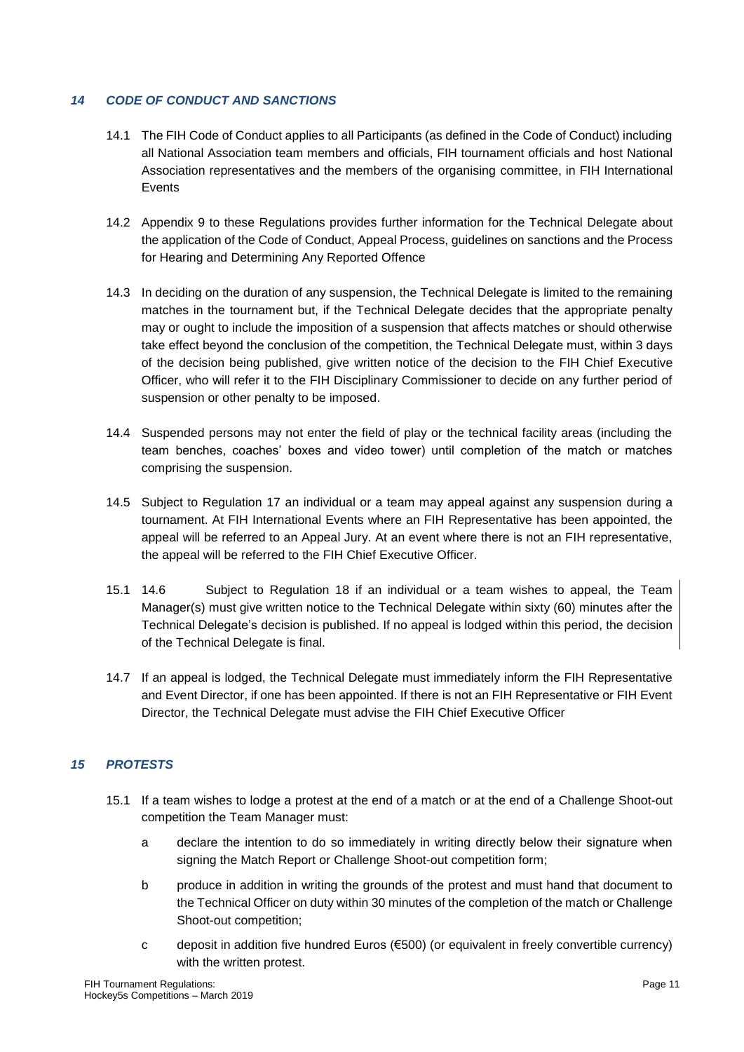## *14 CODE OF CONDUCT AND SANCTIONS*

14.1 The FIH Code of Conduct applies to all Participants (as defined in the Code of Conduct) including all National Association team members and officials, FIH tournament officials and host National Association representatives and the members of the organising committee, in FIH International Events

14.2 Appendix 9 to these Regulations provides further information for the Technical Delegate about the application of the Code of Conduct, Appeal Process, guidelines on sanctions and the Process for Hearing and Determining Any Reported Offence

14.3 In deciding on the duration of any suspension, the Technical Delegate is limited to the remaining matches in the tournament but, if the Technical Delegate decides that the appropriate penalty may or ought to include the imposition of a suspension that affects matches or should otherwise take effect beyond the conclusion of the competition, the Technical Delegate must, within 3 days of the decision being published, give written notice of the decision to the FIH Chief Executive Officer, who will refer it to the FIH Disciplinary Commissioner to decide on any further period of suspension or other penalty to be imposed.

14.4 Suspended persons may not enter the field of play or the technical facility areas (including the team benches, coaches' boxes and video tower) until completion of the match or matches comprising the suspension.

14.5 Subject to Regulation 17 an individual or a team may appeal against any suspension during a tournament. At FIH International Events where an FIH Representative has been appointed, the appeal will be referred to an Appeal Jury. At an event where there is not an FIH representative, the appeal will be referred to the FIH Chief Executive Officer.

15.1 14.6 Subject to Regulation 18 if an individual or a team wishes to appeal, the Team Manager(s) must give written notice to the Technical Delegate within sixty (60) minutes after the Technical Delegate's decision is published. If no appeal is lodged within this period, the decision of the Technical Delegate is final.

14.7 If an appeal is lodged, the Technical Delegate must immediately inform the FIH Representative and Event Director, if one has been appointed. If there is not an FIH Representative or FIH Event Director, the Technical Delegate must advise the FIH Chief Executive Officer

## *15 PROTESTS*

15.1 If a team wishes to lodge a protest at the end of a match or at the end of a Challenge Shoot-out competition the Team Manager must:

a declare the intention to do so immediately in writing directly below their signature when signing the Match Report or Challenge Shoot-out competition form;

b produce in addition in writing the grounds of the protest and must hand that document to the Technical Officer on duty within 30 minutes of the completion of the match or Challenge Shoot-out competition;

c deposit in addition five hundred Euros (€500) (or equivalent in freely convertible currency) with the written protest.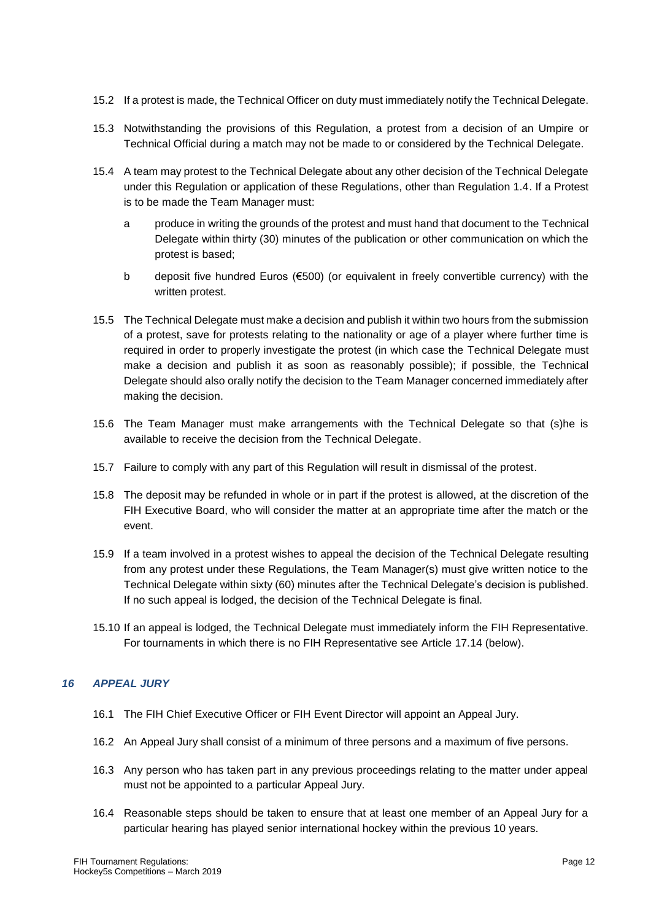15.2 If a protest is made, the Technical Officer on duty must immediately notify the Technical Delegate.

15.3 Notwithstanding the provisions of this Regulation, a protest from a decision of an Umpire or Technical Official during a match may not be made to or considered by the Technical Delegate.

15.4 A team may protest to the Technical Delegate about any other decision of the Technical Delegate under this Regulation or application of these Regulations, other than Regulation 1.4. If a Protest is to be made the Team Manager must:

   a produce in writing the grounds of the protest and must hand that document to the Technical Delegate within thirty (30) minutes of the publication or other communication on which the protest is based;

   b deposit five hundred Euros (€500) (or equivalent in freely convertible currency) with the written protest.

15.5 The Technical Delegate must make a decision and publish it within two hours from the submission of a protest, save for protests relating to the nationality or age of a player where further time is required in order to properly investigate the protest (in which case the Technical Delegate must make a decision and publish it as soon as reasonably possible); if possible, the Technical Delegate should also orally notify the decision to the Team Manager concerned immediately after making the decision.

15.6 The Team Manager must make arrangements with the Technical Delegate so that (s)he is available to receive the decision from the Technical Delegate.

15.7 Failure to comply with any part of this Regulation will result in dismissal of the protest.

15.8 The deposit may be refunded in whole or in part if the protest is allowed, at the discretion of the FIH Executive Board, who will consider the matter at an appropriate time after the match or the event.

15.9 If a team involved in a protest wishes to appeal the decision of the Technical Delegate resulting from any protest under these Regulations, the Team Manager(s) must give written notice to the Technical Delegate within sixty (60) minutes after the Technical Delegate's decision is published. If no such appeal is lodged, the decision of the Technical Delegate is final.

15.10 If an appeal is lodged, the Technical Delegate must immediately inform the FIH Representative. For tournaments in which there is no FIH Representative see Article 17.14 (below).

### *16 APPEAL JURY*

16.1 The FIH Chief Executive Officer or FIH Event Director will appoint an Appeal Jury.

16.2 An Appeal Jury shall consist of a minimum of three persons and a maximum of five persons.

16.3 Any person who has taken part in any previous proceedings relating to the matter under appeal must not be appointed to a particular Appeal Jury.

16.4 Reasonable steps should be taken to ensure that at least one member of an Appeal Jury for a particular hearing has played senior international hockey within the previous 10 years.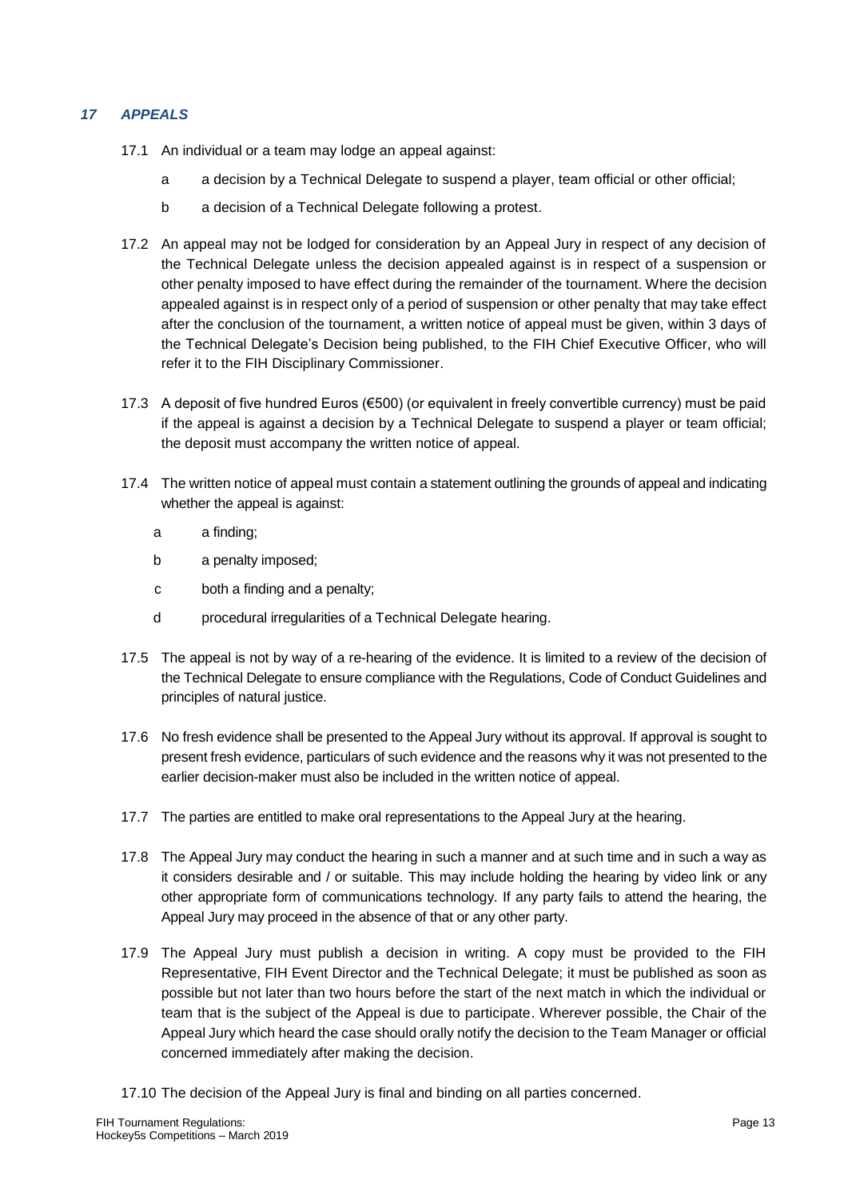## *17 APPEALS*

17.1 An individual or a team may lodge an appeal against:

- a a decision by a Technical Delegate to suspend a player, team official or other official;
- b a decision of a Technical Delegate following a protest.

17.2 An appeal may not be lodged for consideration by an Appeal Jury in respect of any decision of the Technical Delegate unless the decision appealed against is in respect of a suspension or other penalty imposed to have effect during the remainder of the tournament. Where the decision appealed against is in respect only of a period of suspension or other penalty that may take effect after the conclusion of the tournament, a written notice of appeal must be given, within 3 days of the Technical Delegate's Decision being published, to the FIH Chief Executive Officer, who will refer it to the FIH Disciplinary Commissioner.

17.3 A deposit of five hundred Euros (€500) (or equivalent in freely convertible currency) must be paid if the appeal is against a decision by a Technical Delegate to suspend a player or team official; the deposit must accompany the written notice of appeal.

17.4 The written notice of appeal must contain a statement outlining the grounds of appeal and indicating whether the appeal is against:

- a a finding;
- b a penalty imposed;
- c both a finding and a penalty;
- d procedural irregularities of a Technical Delegate hearing.

17.5 The appeal is not by way of a re-hearing of the evidence. It is limited to a review of the decision of the Technical Delegate to ensure compliance with the Regulations, Code of Conduct Guidelines and principles of natural justice.

17.6 No fresh evidence shall be presented to the Appeal Jury without its approval. If approval is sought to present fresh evidence, particulars of such evidence and the reasons why it was not presented to the earlier decision-maker must also be included in the written notice of appeal.

17.7 The parties are entitled to make oral representations to the Appeal Jury at the hearing.

17.8 The Appeal Jury may conduct the hearing in such a manner and at such time and in such a way as it considers desirable and / or suitable. This may include holding the hearing by video link or any other appropriate form of communications technology. If any party fails to attend the hearing, the Appeal Jury may proceed in the absence of that or any other party.

17.9 The Appeal Jury must publish a decision in writing. A copy must be provided to the FIH Representative, FIH Event Director and the Technical Delegate; it must be published as soon as possible but not later than two hours before the start of the next match in which the individual or team that is the subject of the Appeal is due to participate. Wherever possible, the Chair of the Appeal Jury which heard the case should orally notify the decision to the Team Manager or official concerned immediately after making the decision.

17.10 The decision of the Appeal Jury is final and binding on all parties concerned.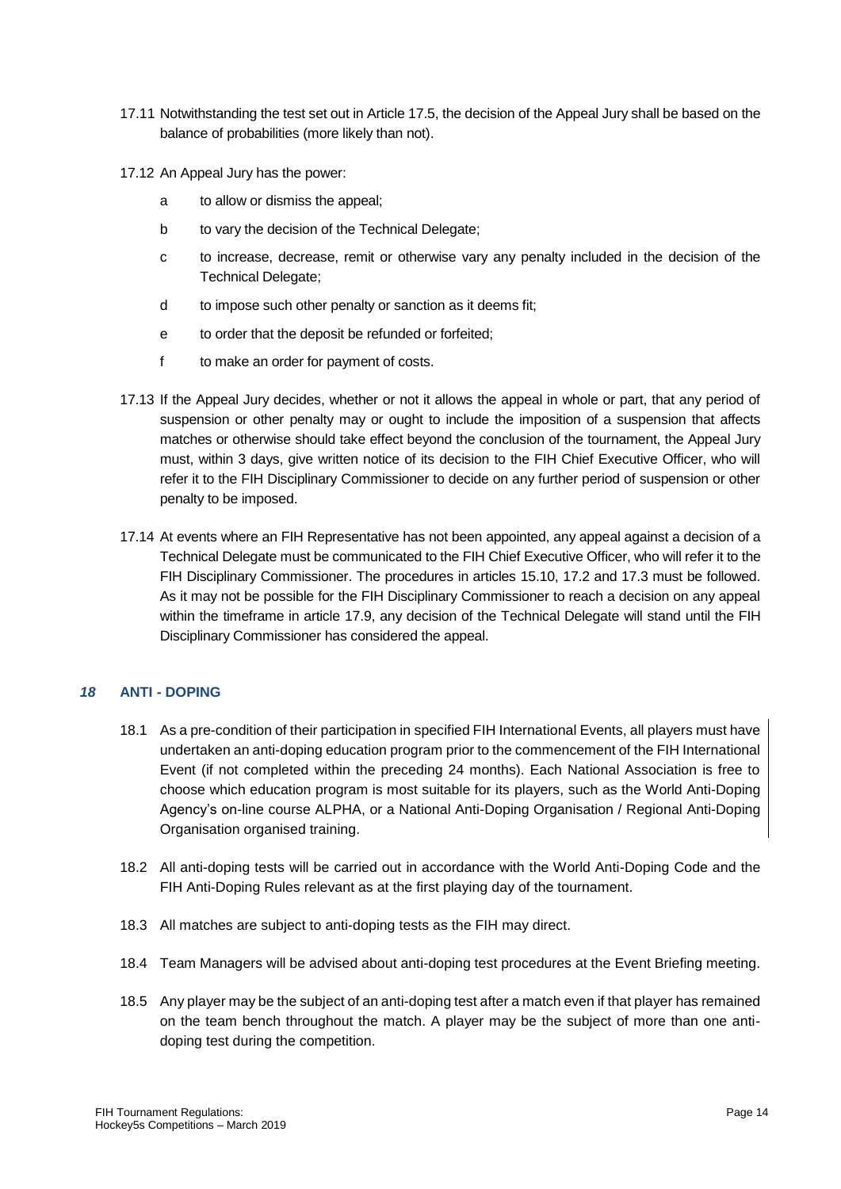17.11 Notwithstanding the test set out in Article 17.5, the decision of the Appeal Jury shall be based on the balance of probabilities (more likely than not).

17.12 An Appeal Jury has the power:

- a to allow or dismiss the appeal;
- b to vary the decision of the Technical Delegate;
- c to increase, decrease, remit or otherwise vary any penalty included in the decision of the Technical Delegate;
- d to impose such other penalty or sanction as it deems fit;
- e to order that the deposit be refunded or forfeited;
- f to make an order for payment of costs.

17.13 If the Appeal Jury decides, whether or not it allows the appeal in whole or part, that any period of suspension or other penalty may or ought to include the imposition of a suspension that affects matches or otherwise should take effect beyond the conclusion of the tournament, the Appeal Jury must, within 3 days, give written notice of its decision to the FIH Chief Executive Officer, who will refer it to the FIH Disciplinary Commissioner to decide on any further period of suspension or other penalty to be imposed.

17.14 At events where an FIH Representative has not been appointed, any appeal against a decision of a Technical Delegate must be communicated to the FIH Chief Executive Officer, who will refer it to the FIH Disciplinary Commissioner. The procedures in articles 15.10, 17.2 and 17.3 must be followed. As it may not be possible for the FIH Disciplinary Commissioner to reach a decision on any appeal within the timeframe in article 17.9, any decision of the Technical Delegate will stand until the FIH Disciplinary Commissioner has considered the appeal.

## *18* ANTI - DOPING

18.1 As a pre-condition of their participation in specified FIH International Events, all players must have undertaken an anti-doping education program prior to the commencement of the FIH International Event (if not completed within the preceding 24 months). Each National Association is free to choose which education program is most suitable for its players, such as the World Anti-Doping Agency's on-line course ALPHA, or a National Anti-Doping Organisation / Regional Anti-Doping Organisation organised training.

18.2 All anti-doping tests will be carried out in accordance with the World Anti-Doping Code and the FIH Anti-Doping Rules relevant as at the first playing day of the tournament.

18.3 All matches are subject to anti-doping tests as the FIH may direct.

18.4 Team Managers will be advised about anti-doping test procedures at the Event Briefing meeting.

18.5 Any player may be the subject of an anti-doping test after a match even if that player has remained on the team bench throughout the match. A player may be the subject of more than one anti-doping test during the competition.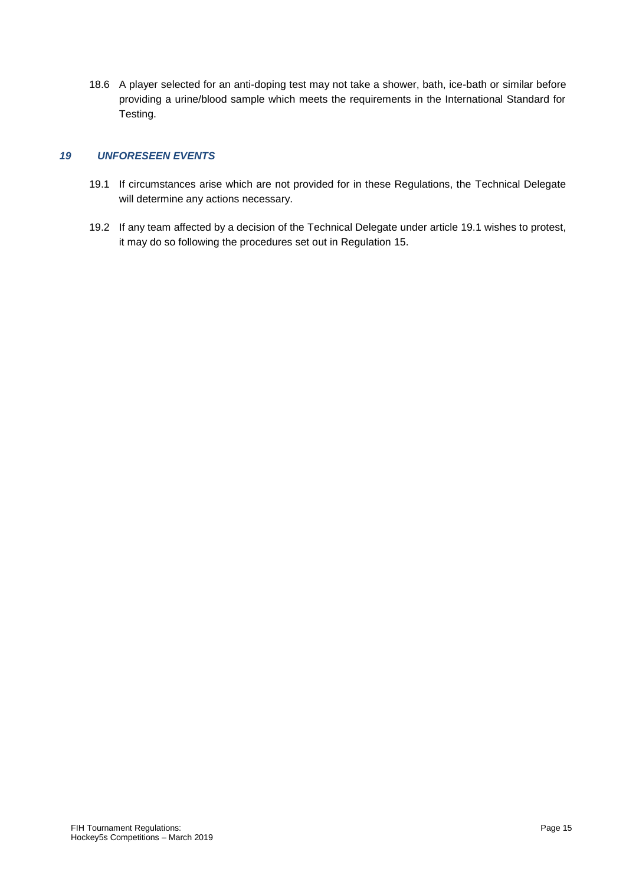18.6 A player selected for an anti-doping test may not take a shower, bath, ice-bath or similar before providing a urine/blood sample which meets the requirements in the International Standard for Testing.

## *19 UNFORESEEN EVENTS*

19.1 If circumstances arise which are not provided for in these Regulations, the Technical Delegate will determine any actions necessary.

19.2 If any team affected by a decision of the Technical Delegate under article 19.1 wishes to protest, it may do so following the procedures set out in Regulation 15.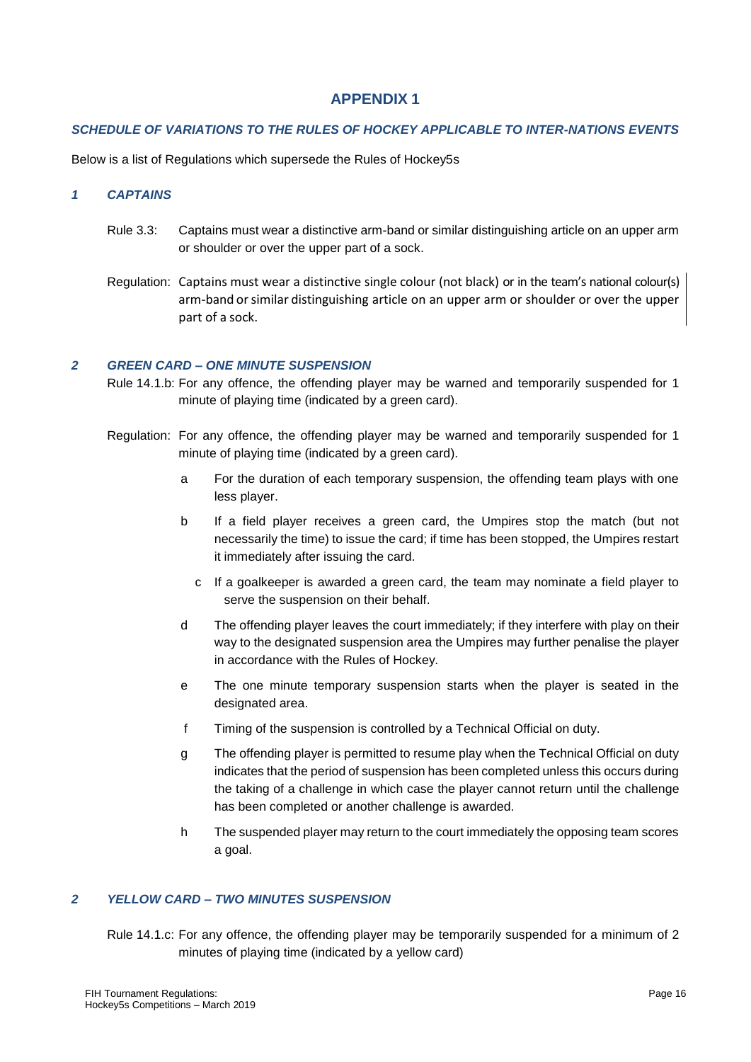# APPENDIX 1

### *SCHEDULE OF VARIATIONS TO THE RULES OF HOCKEY APPLICABLE TO INTER-NATIONS EVENTS*

Below is a list of Regulations which supersede the Rules of Hockey5s

## *1 CAPTAINS*

Rule 3.3: Captains must wear a distinctive arm-band or similar distinguishing article on an upper arm or shoulder or over the upper part of a sock.

Regulation: Captains must wear a distinctive single colour (not black) or in the team's national colour(s) arm-band or similar distinguishing article on an upper arm or shoulder or over the upper part of a sock.

## *2 GREEN CARD – ONE MINUTE SUSPENSION*

Rule 14.1.b: For any offence, the offending player may be warned and temporarily suspended for 1 minute of playing time (indicated by a green card).

Regulation: For any offence, the offending player may be warned and temporarily suspended for 1 minute of playing time (indicated by a green card).

- a For the duration of each temporary suspension, the offending team plays with one less player.
- b If a field player receives a green card, the Umpires stop the match (but not necessarily the time) to issue the card; if time has been stopped, the Umpires restart it immediately after issuing the card.
- c If a goalkeeper is awarded a green card, the team may nominate a field player to serve the suspension on their behalf.
- d The offending player leaves the court immediately; if they interfere with play on their way to the designated suspension area the Umpires may further penalise the player in accordance with the Rules of Hockey.
- e The one minute temporary suspension starts when the player is seated in the designated area.
- f Timing of the suspension is controlled by a Technical Official on duty.
- g The offending player is permitted to resume play when the Technical Official on duty indicates that the period of suspension has been completed unless this occurs during the taking of a challenge in which case the player cannot return until the challenge has been completed or another challenge is awarded.
- h The suspended player may return to the court immediately the opposing team scores a goal.

## *2 YELLOW CARD – TWO MINUTES SUSPENSION*

Rule 14.1.c: For any offence, the offending player may be temporarily suspended for a minimum of 2 minutes of playing time (indicated by a yellow card)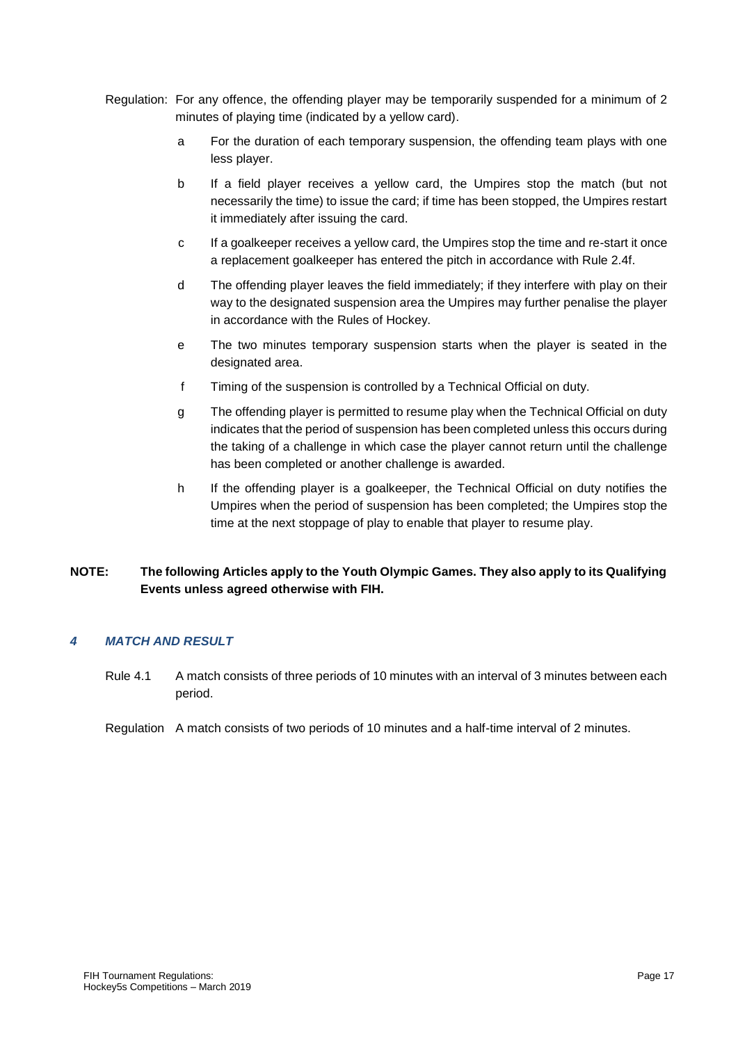Regulation: For any offence, the offending player may be temporarily suspended for a minimum of 2 minutes of playing time (indicated by a yellow card).

a For the duration of each temporary suspension, the offending team plays with one less player.

b If a field player receives a yellow card, the Umpires stop the match (but not necessarily the time) to issue the card; if time has been stopped, the Umpires restart it immediately after issuing the card.

c If a goalkeeper receives a yellow card, the Umpires stop the time and re-start it once a replacement goalkeeper has entered the pitch in accordance with Rule 2.4f.

d The offending player leaves the field immediately; if they interfere with play on their way to the designated suspension area the Umpires may further penalise the player in accordance with the Rules of Hockey.

e The two minutes temporary suspension starts when the player is seated in the designated area.

f Timing of the suspension is controlled by a Technical Official on duty.

g The offending player is permitted to resume play when the Technical Official on duty indicates that the period of suspension has been completed unless this occurs during the taking of a challenge in which case the player cannot return until the challenge has been completed or another challenge is awarded.

h If the offending player is a goalkeeper, the Technical Official on duty notifies the Umpires when the period of suspension has been completed; the Umpires stop the time at the next stoppage of play to enable that player to resume play.

**NOTE: The following Articles apply to the Youth Olympic Games. They also apply to its Qualifying Events unless agreed otherwise with FIH.**

## *4 MATCH AND RESULT*

Rule 4.1 A match consists of three periods of 10 minutes with an interval of 3 minutes between each period.

Regulation A match consists of two periods of 10 minutes and a half-time interval of 2 minutes.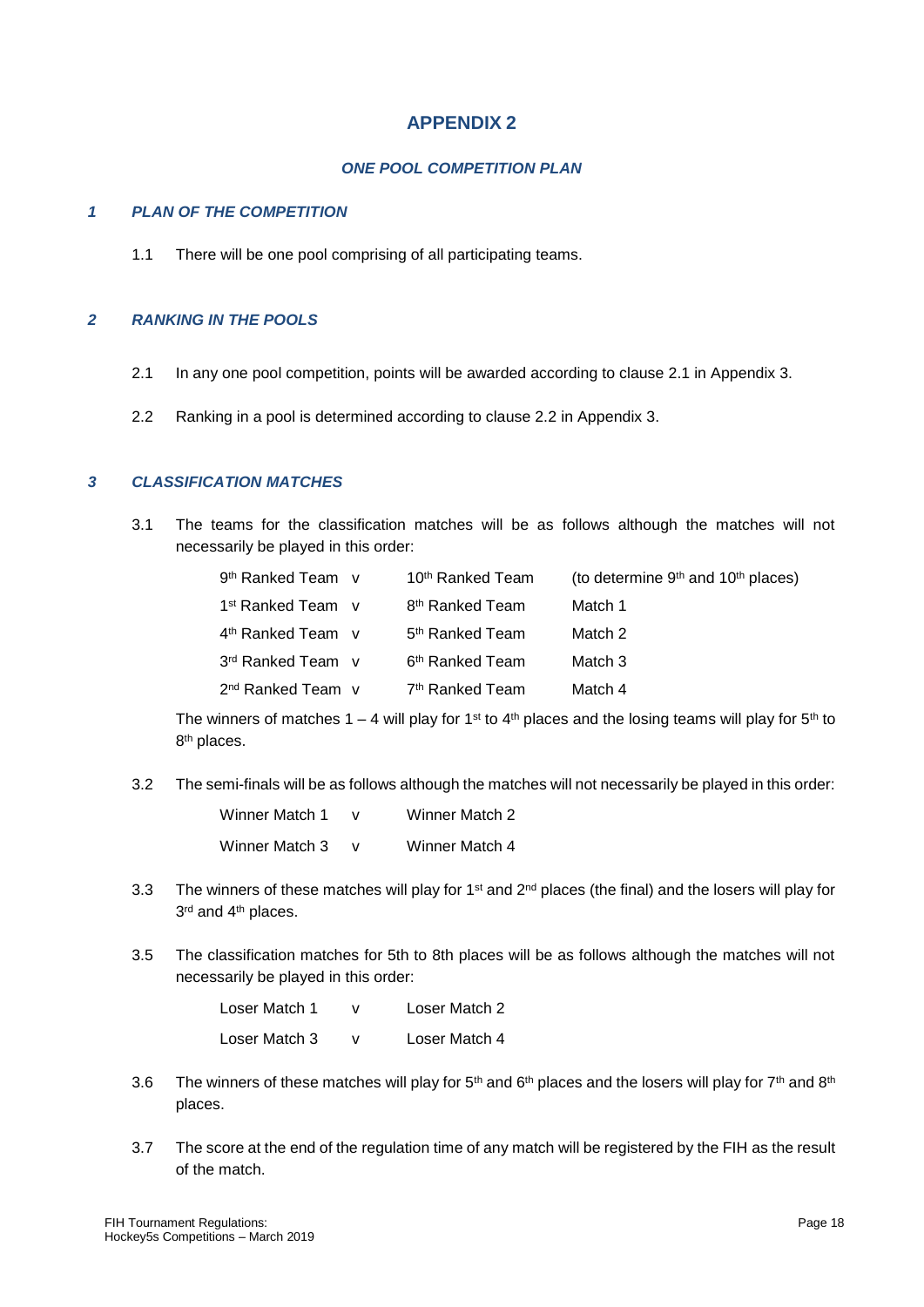# APPENDIX 2

## *ONE POOL COMPETITION PLAN*

### *1 PLAN OF THE COMPETITION*

1.1 There will be one pool comprising of all participating teams.

### *2 RANKING IN THE POOLS*

2.1 In any one pool competition, points will be awarded according to clause 2.1 in Appendix 3.

2.2 Ranking in a pool is determined according to clause 2.2 in Appendix 3.

### *3 CLASSIFICATION MATCHES*

3.1 The teams for the classification matches will be as follows although the matches will not necessarily be played in this order:

| | | | |
|---|---|---|---|
| 9th Ranked Team | v | 10th Ranked Team | (to determine 9th and 10th places) |
| 1st Ranked Team | v | 8th Ranked Team | Match 1 |
| 4th Ranked Team | v | 5th Ranked Team | Match 2 |
| 3rd Ranked Team | v | 6th Ranked Team | Match 3 |
| 2nd Ranked Team | v | 7th Ranked Team | Match 4 |

The winners of matches 1 – 4 will play for 1st to 4th places and the losing teams will play for 5th to 8th places.

3.2 The semi-finals will be as follows although the matches will not necessarily be played in this order:

| | | |
|---|---|---|
| Winner Match 1 | v | Winner Match 2 |
| Winner Match 3 | v | Winner Match 4 |

3.3 The winners of these matches will play for 1st and 2nd places (the final) and the losers will play for 3rd and 4th places.

3.5 The classification matches for 5th to 8th places will be as follows although the matches will not necessarily be played in this order:

| | | |
|---|---|---|
| Loser Match 1 | v | Loser Match 2 |
| Loser Match 3 | v | Loser Match 4 |

3.6 The winners of these matches will play for 5th and 6th places and the losers will play for 7th and 8th places.

3.7 The score at the end of the regulation time of any match will be registered by the FIH as the result of the match.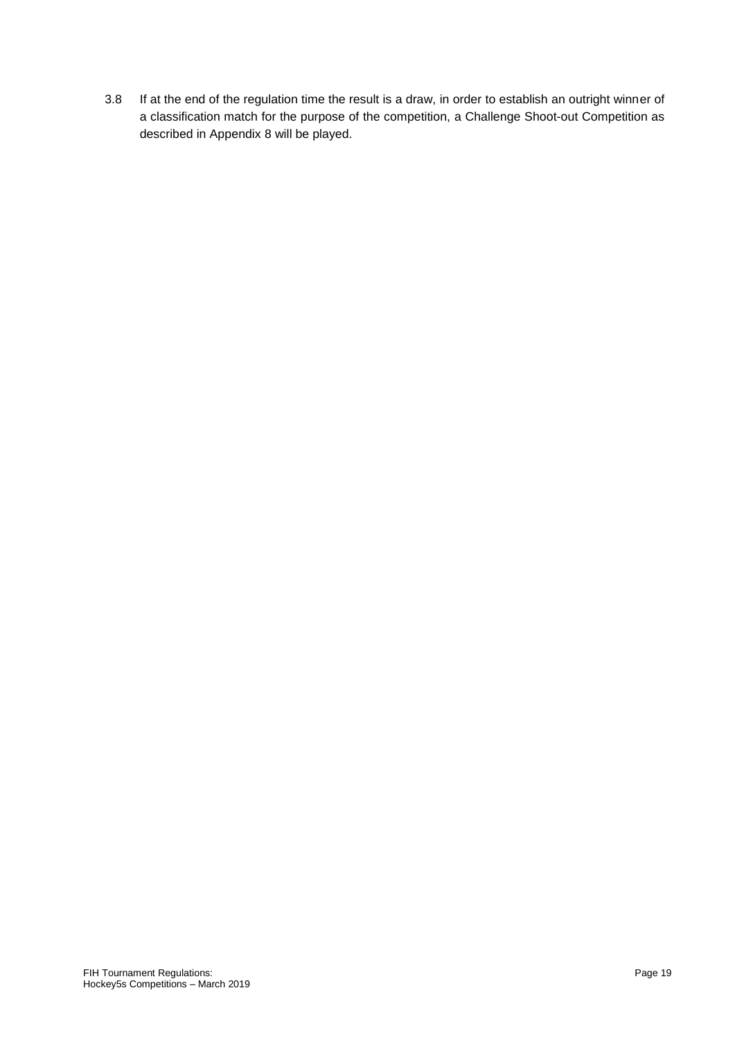3.8 If at the end of the regulation time the result is a draw, in order to establish an outright winner of a classification match for the purpose of the competition, a Challenge Shoot-out Competition as described in Appendix 8 will be played.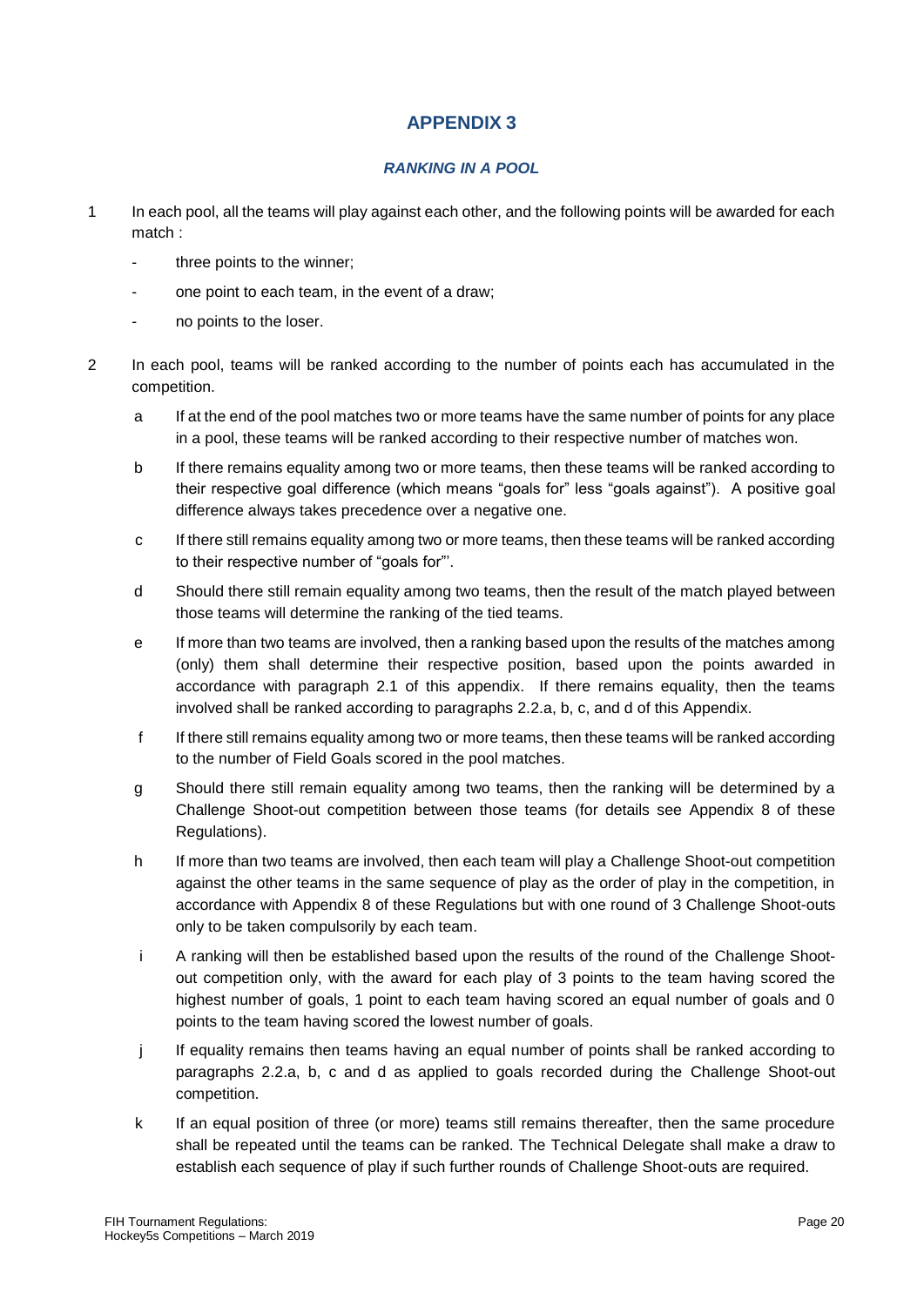# APPENDIX 3

## *RANKING IN A POOL*

1. In each pool, all the teams will play against each other, and the following points will be awarded for each match :

   - three points to the winner;
   - one point to each team, in the event of a draw;
   - no points to the loser.

2. In each pool, teams will be ranked according to the number of points each has accumulated in the competition.

   a. If at the end of the pool matches two or more teams have the same number of points for any place in a pool, these teams will be ranked according to their respective number of matches won.

   b. If there remains equality among two or more teams, then these teams will be ranked according to their respective goal difference (which means "goals for" less "goals against"). A positive goal difference always takes precedence over a negative one.

   c. If there still remains equality among two or more teams, then these teams will be ranked according to their respective number of "goals for"'.

   d. Should there still remain equality among two teams, then the result of the match played between those teams will determine the ranking of the tied teams.

   e. If more than two teams are involved, then a ranking based upon the results of the matches among (only) them shall determine their respective position, based upon the points awarded in accordance with paragraph 2.1 of this appendix. If there remains equality, then the teams involved shall be ranked according to paragraphs 2.2.a, b, c, and d of this Appendix.

   f. If there still remains equality among two or more teams, then these teams will be ranked according to the number of Field Goals scored in the pool matches.

   g. Should there still remain equality among two teams, then the ranking will be determined by a Challenge Shoot-out competition between those teams (for details see Appendix 8 of these Regulations).

   h. If more than two teams are involved, then each team will play a Challenge Shoot-out competition against the other teams in the same sequence of play as the order of play in the competition, in accordance with Appendix 8 of these Regulations but with one round of 3 Challenge Shoot-outs only to be taken compulsorily by each team.

   i. A ranking will then be established based upon the results of the round of the Challenge Shoot-out competition only, with the award for each play of 3 points to the team having scored the highest number of goals, 1 point to each team having scored an equal number of goals and 0 points to the team having scored the lowest number of goals.

   j. If equality remains then teams having an equal number of points shall be ranked according to paragraphs 2.2.a, b, c and d as applied to goals recorded during the Challenge Shoot-out competition.

   k. If an equal position of three (or more) teams still remains thereafter, then the same procedure shall be repeated until the teams can be ranked. The Technical Delegate shall make a draw to establish each sequence of play if such further rounds of Challenge Shoot-outs are required.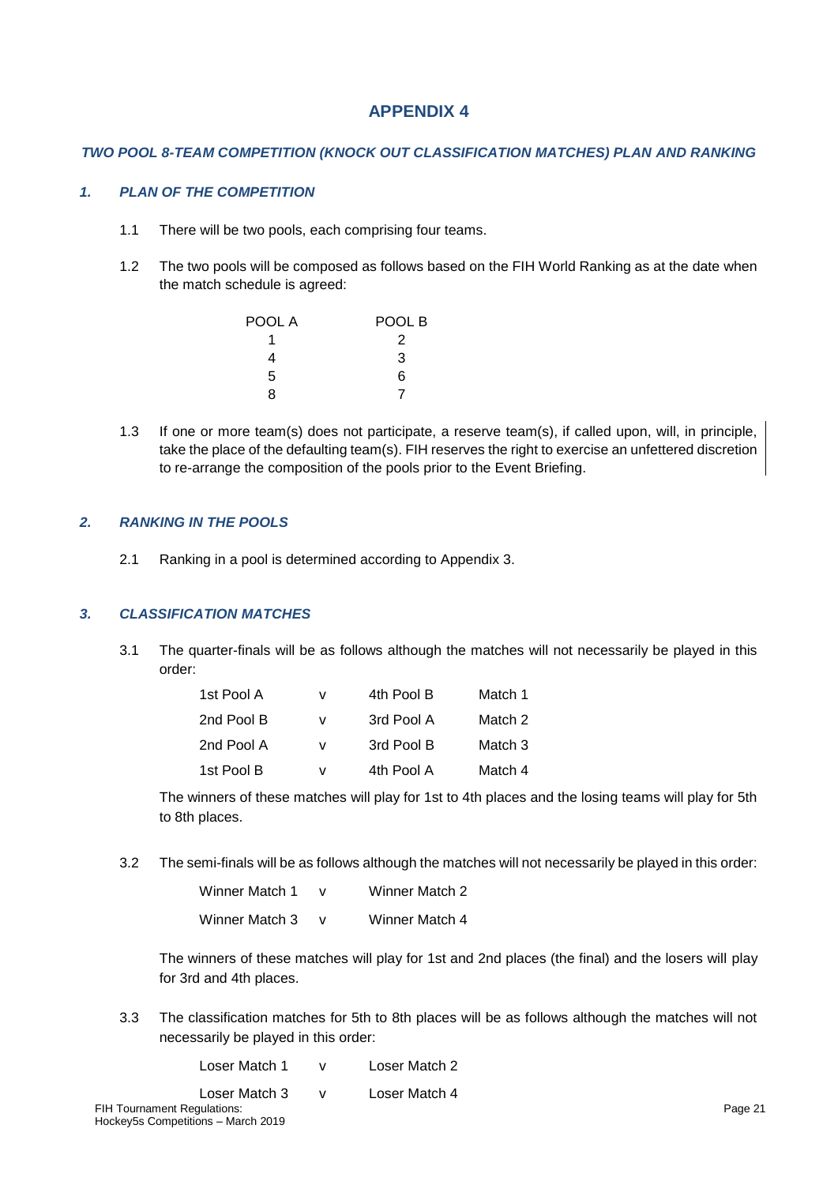# APPENDIX 4

## *TWO POOL 8-TEAM COMPETITION (KNOCK OUT CLASSIFICATION MATCHES) PLAN AND RANKING*

### *1. PLAN OF THE COMPETITION*

1.1 There will be two pools, each comprising four teams.

1.2 The two pools will be composed as follows based on the FIH World Ranking as at the date when the match schedule is agreed:

| POOL A | POOL B |
|---|---|
| 1 | 2 |
| 4 | 3 |
| 5 | 6 |
| 8 | 7 |

1.3 If one or more team(s) does not participate, a reserve team(s), if called upon, will, in principle, take the place of the defaulting team(s). FIH reserves the right to exercise an unfettered discretion to re-arrange the composition of the pools prior to the Event Briefing.

### *2. RANKING IN THE POOLS*

2.1 Ranking in a pool is determined according to Appendix 3.

### *3. CLASSIFICATION MATCHES*

3.1 The quarter-finals will be as follows although the matches will not necessarily be played in this order:

| | | | |
|---|---|---|---|
| 1st Pool A | v | 4th Pool B | Match 1 |
| 2nd Pool B | v | 3rd Pool A | Match 2 |
| 2nd Pool A | v | 3rd Pool B | Match 3 |
| 1st Pool B | v | 4th Pool A | Match 4 |

The winners of these matches will play for 1st to 4th places and the losing teams will play for 5th to 8th places.

3.2 The semi-finals will be as follows although the matches will not necessarily be played in this order:

| | | |
|---|---|---|
| Winner Match 1 | v | Winner Match 2 |
| Winner Match 3 | v | Winner Match 4 |

The winners of these matches will play for 1st and 2nd places (the final) and the losers will play for 3rd and 4th places.

3.3 The classification matches for 5th to 8th places will be as follows although the matches will not necessarily be played in this order:

| | | |
|---|---|---|
| Loser Match 1 | v | Loser Match 2 |
| Loser Match 3 | v | Loser Match 4 |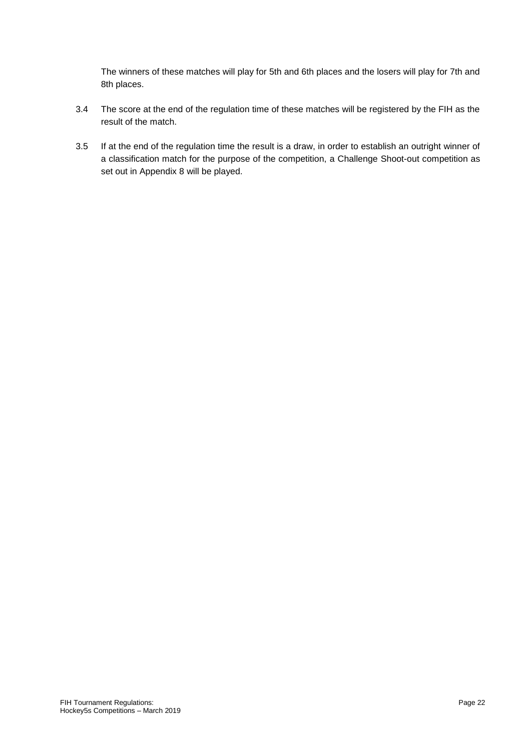The winners of these matches will play for 5th and 6th places and the losers will play for 7th and 8th places.

3.4 The score at the end of the regulation time of these matches will be registered by the FIH as the result of the match.

3.5 If at the end of the regulation time the result is a draw, in order to establish an outright winner of a classification match for the purpose of the competition, a Challenge Shoot-out competition as set out in Appendix 8 will be played.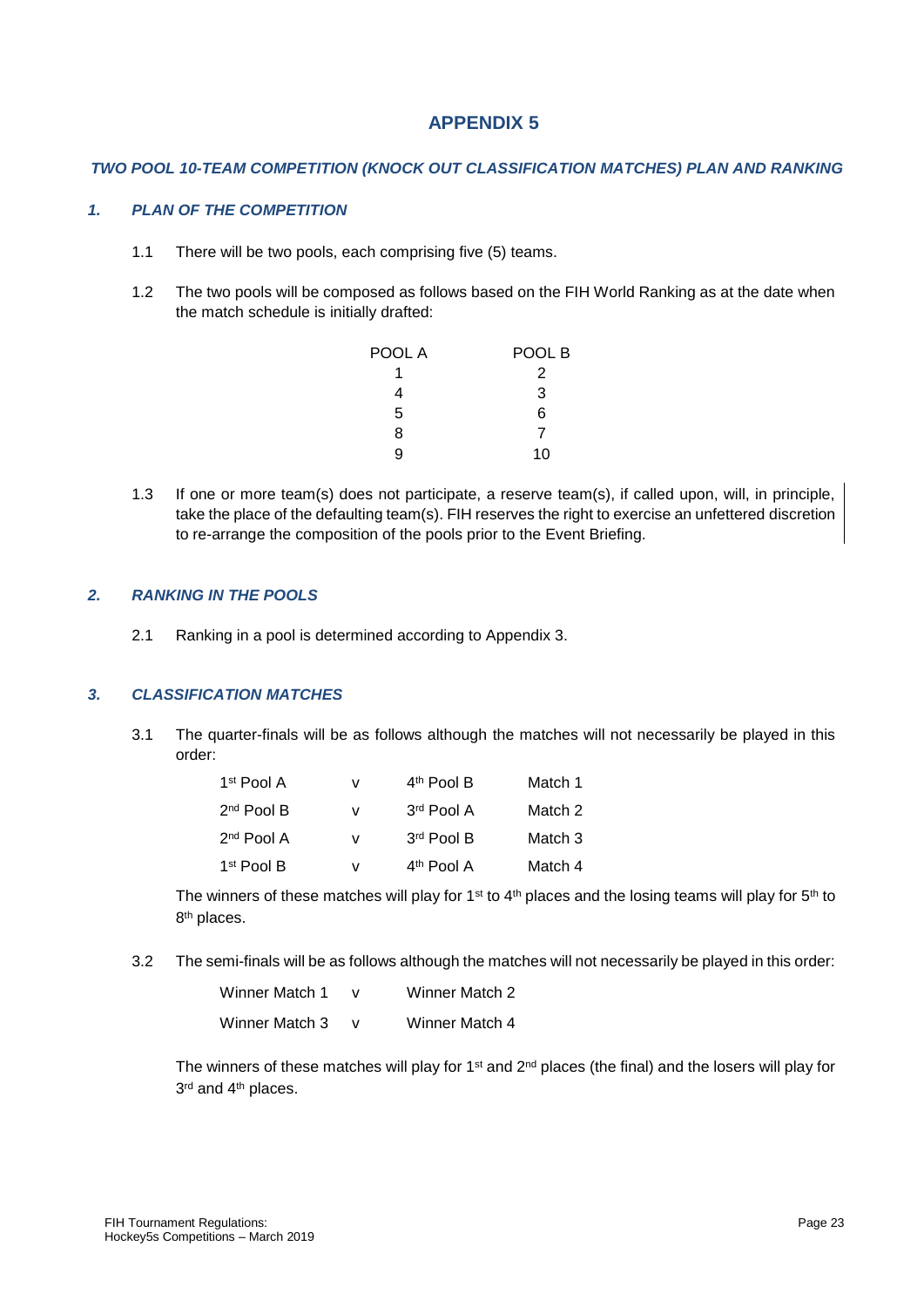# APPENDIX 5

## *TWO POOL 10-TEAM COMPETITION (KNOCK OUT CLASSIFICATION MATCHES) PLAN AND RANKING*

### *1. PLAN OF THE COMPETITION*

1.1 There will be two pools, each comprising five (5) teams.

1.2 The two pools will be composed as follows based on the FIH World Ranking as at the date when the match schedule is initially drafted:

| POOL A | POOL B |
|---|---|
| 1 | 2 |
| 4 | 3 |
| 5 | 6 |
| 8 | 7 |
| 9 | 10 |

1.3 If one or more team(s) does not participate, a reserve team(s), if called upon, will, in principle, take the place of the defaulting team(s). FIH reserves the right to exercise an unfettered discretion to re-arrange the composition of the pools prior to the Event Briefing.

### *2. RANKING IN THE POOLS*

2.1 Ranking in a pool is determined according to Appendix 3.

### *3. CLASSIFICATION MATCHES*

3.1 The quarter-finals will be as follows although the matches will not necessarily be played in this order:

| | | | |
|---|---|---|---|
| 1st Pool A | v | 4th Pool B | Match 1 |
| 2nd Pool B | v | 3rd Pool A | Match 2 |
| 2nd Pool A | v | 3rd Pool B | Match 3 |
| 1st Pool B | v | 4th Pool A | Match 4 |

The winners of these matches will play for 1st to 4th places and the losing teams will play for 5th to 8th places.

3.2 The semi-finals will be as follows although the matches will not necessarily be played in this order:

| | | |
|---|---|---|
| Winner Match 1 | v | Winner Match 2 |
| Winner Match 3 | v | Winner Match 4 |

The winners of these matches will play for 1st and 2nd places (the final) and the losers will play for 3rd and 4th places.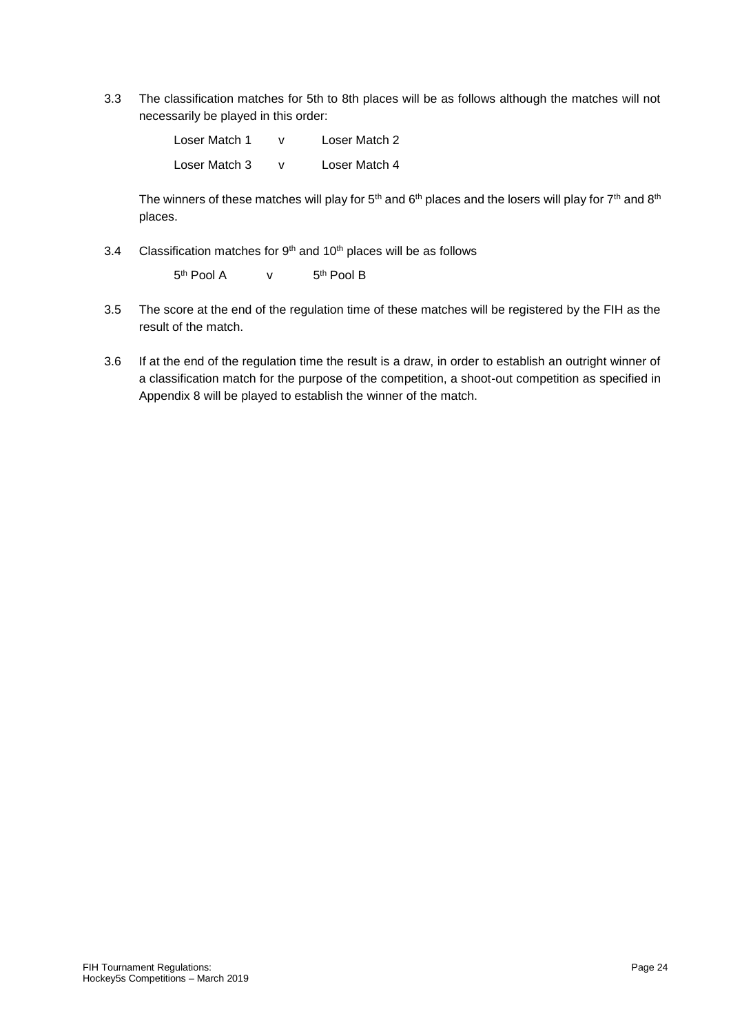3.3 The classification matches for 5th to 8th places will be as follows although the matches will not necessarily be played in this order:

Loser Match 1 v Loser Match 2

Loser Match 3 v Loser Match 4

The winners of these matches will play for 5th and 6th places and the losers will play for 7th and 8th places.

3.4 Classification matches for 9th and 10th places will be as follows

5th Pool A v 5th Pool B

3.5 The score at the end of the regulation time of these matches will be registered by the FIH as the result of the match.

3.6 If at the end of the regulation time the result is a draw, in order to establish an outright winner of a classification match for the purpose of the competition, a shoot-out competition as specified in Appendix 8 will be played to establish the winner of the match.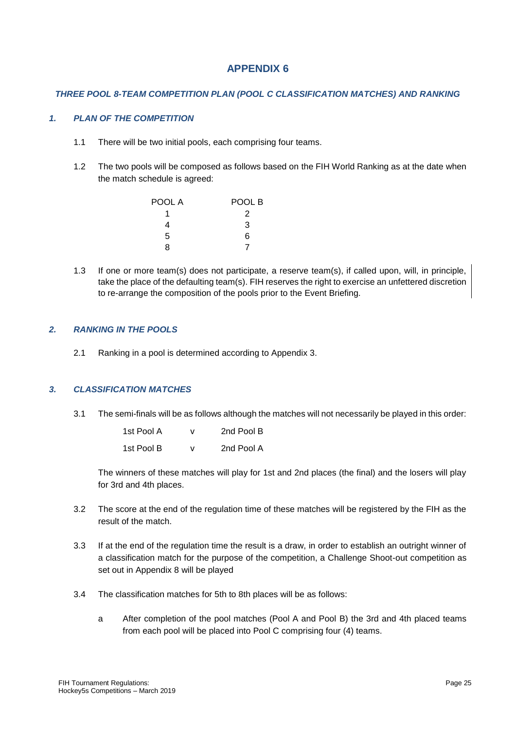# APPENDIX 6

***THREE POOL 8-TEAM COMPETITION PLAN (POOL C CLASSIFICATION MATCHES) AND RANKING***

## *1. PLAN OF THE COMPETITION*

1.1 There will be two initial pools, each comprising four teams.

1.2 The two pools will be composed as follows based on the FIH World Ranking as at the date when the match schedule is agreed:

| POOL A | POOL B |
|---|---|
| 1 | 2 |
| 4 | 3 |
| 5 | 6 |
| 8 | 7 |

1.3 If one or more team(s) does not participate, a reserve team(s), if called upon, will, in principle, take the place of the defaulting team(s). FIH reserves the right to exercise an unfettered discretion to re-arrange the composition of the pools prior to the Event Briefing.

## *2. RANKING IN THE POOLS*

2.1 Ranking in a pool is determined according to Appendix 3.

## *3. CLASSIFICATION MATCHES*

3.1 The semi-finals will be as follows although the matches will not necessarily be played in this order:

| | | |
|---|---|---|
| 1st Pool A | v | 2nd Pool B |
| 1st Pool B | v | 2nd Pool A |

The winners of these matches will play for 1st and 2nd places (the final) and the losers will play for 3rd and 4th places.

3.2 The score at the end of the regulation time of these matches will be registered by the FIH as the result of the match.

3.3 If at the end of the regulation time the result is a draw, in order to establish an outright winner of a classification match for the purpose of the competition, a Challenge Shoot-out competition as set out in Appendix 8 will be played

3.4 The classification matches for 5th to 8th places will be as follows:

a After completion of the pool matches (Pool A and Pool B) the 3rd and 4th placed teams from each pool will be placed into Pool C comprising four (4) teams.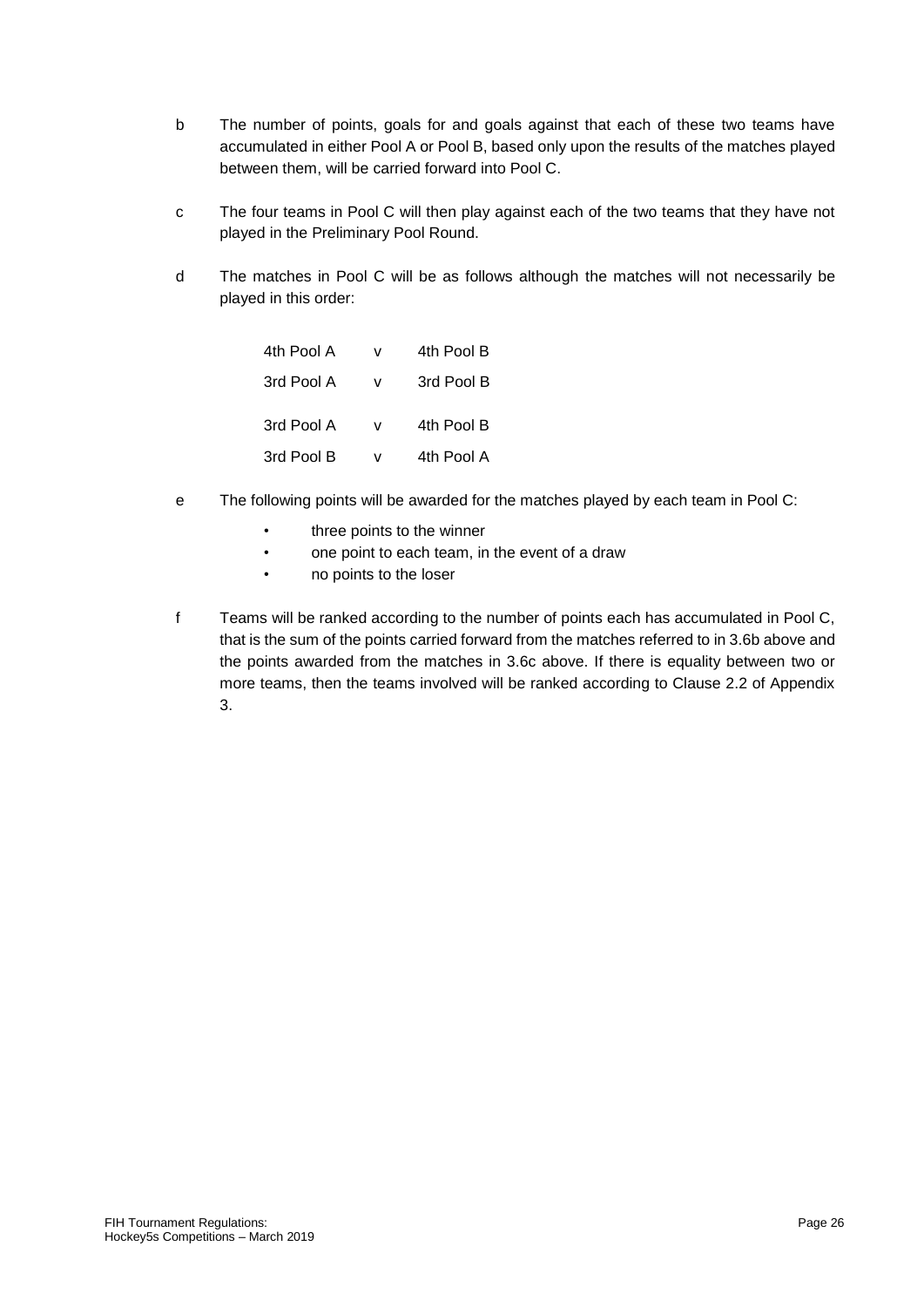b The number of points, goals for and goals against that each of these two teams have accumulated in either Pool A or Pool B, based only upon the results of the matches played between them, will be carried forward into Pool C.

c The four teams in Pool C will then play against each of the two teams that they have not played in the Preliminary Pool Round.

d The matches in Pool C will be as follows although the matches will not necessarily be played in this order:

| | | |
|---|---|---|
| 4th Pool A | v | 4th Pool B |
| 3rd Pool A | v | 3rd Pool B |
| 3rd Pool A | v | 4th Pool B |
| 3rd Pool B | v | 4th Pool A |

e The following points will be awarded for the matches played by each team in Pool C:

- three points to the winner
- one point to each team, in the event of a draw
- no points to the loser

f Teams will be ranked according to the number of points each has accumulated in Pool C, that is the sum of the points carried forward from the matches referred to in 3.6b above and the points awarded from the matches in 3.6c above. If there is equality between two or more teams, then the teams involved will be ranked according to Clause 2.2 of Appendix 3.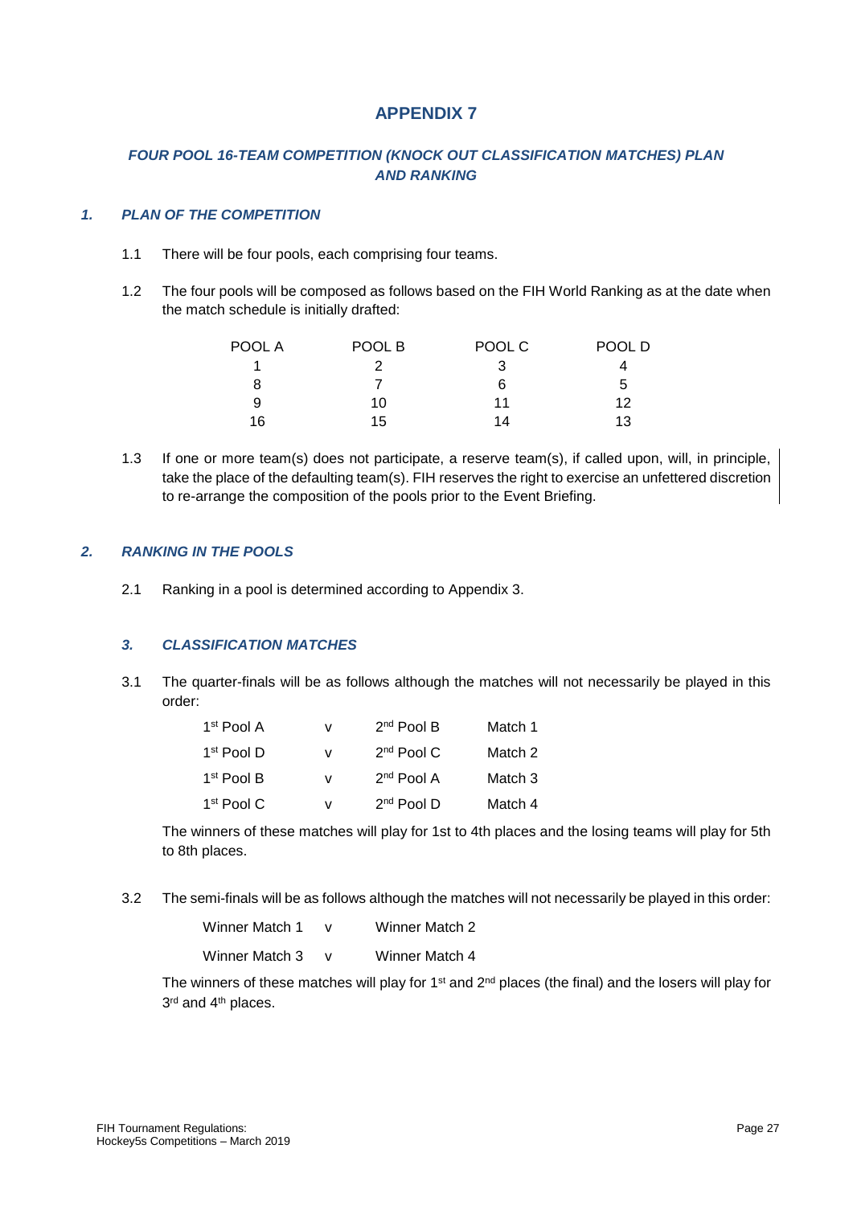# APPENDIX 7

## *FOUR POOL 16-TEAM COMPETITION (KNOCK OUT CLASSIFICATION MATCHES) PLAN AND RANKING*

### *1. PLAN OF THE COMPETITION*

1.1 There will be four pools, each comprising four teams.

1.2 The four pools will be composed as follows based on the FIH World Ranking as at the date when the match schedule is initially drafted:

| POOL A | POOL B | POOL C | POOL D |
|---|---|---|---|
| 1 | 2 | 3 | 4 |
| 8 | 7 | 6 | 5 |
| 9 | 10 | 11 | 12 |
| 16 | 15 | 14 | 13 |

1.3 If one or more team(s) does not participate, a reserve team(s), if called upon, will, in principle, take the place of the defaulting team(s). FIH reserves the right to exercise an unfettered discretion to re-arrange the composition of the pools prior to the Event Briefing.

### *2. RANKING IN THE POOLS*

2.1 Ranking in a pool is determined according to Appendix 3.

### *3. CLASSIFICATION MATCHES*

3.1 The quarter-finals will be as follows although the matches will not necessarily be played in this order:

| | | | |
|---|---|---|---|
| 1st Pool A | v | 2nd Pool B | Match 1 |
| 1st Pool D | v | 2nd Pool C | Match 2 |
| 1st Pool B | v | 2nd Pool A | Match 3 |
| 1st Pool C | v | 2nd Pool D | Match 4 |

The winners of these matches will play for 1st to 4th places and the losing teams will play for 5th to 8th places.

3.2 The semi-finals will be as follows although the matches will not necessarily be played in this order:

| | | |
|---|---|---|
| Winner Match 1 | v | Winner Match 2 |
| Winner Match 3 | v | Winner Match 4 |

The winners of these matches will play for 1st and 2nd places (the final) and the losers will play for 3rd and 4th places.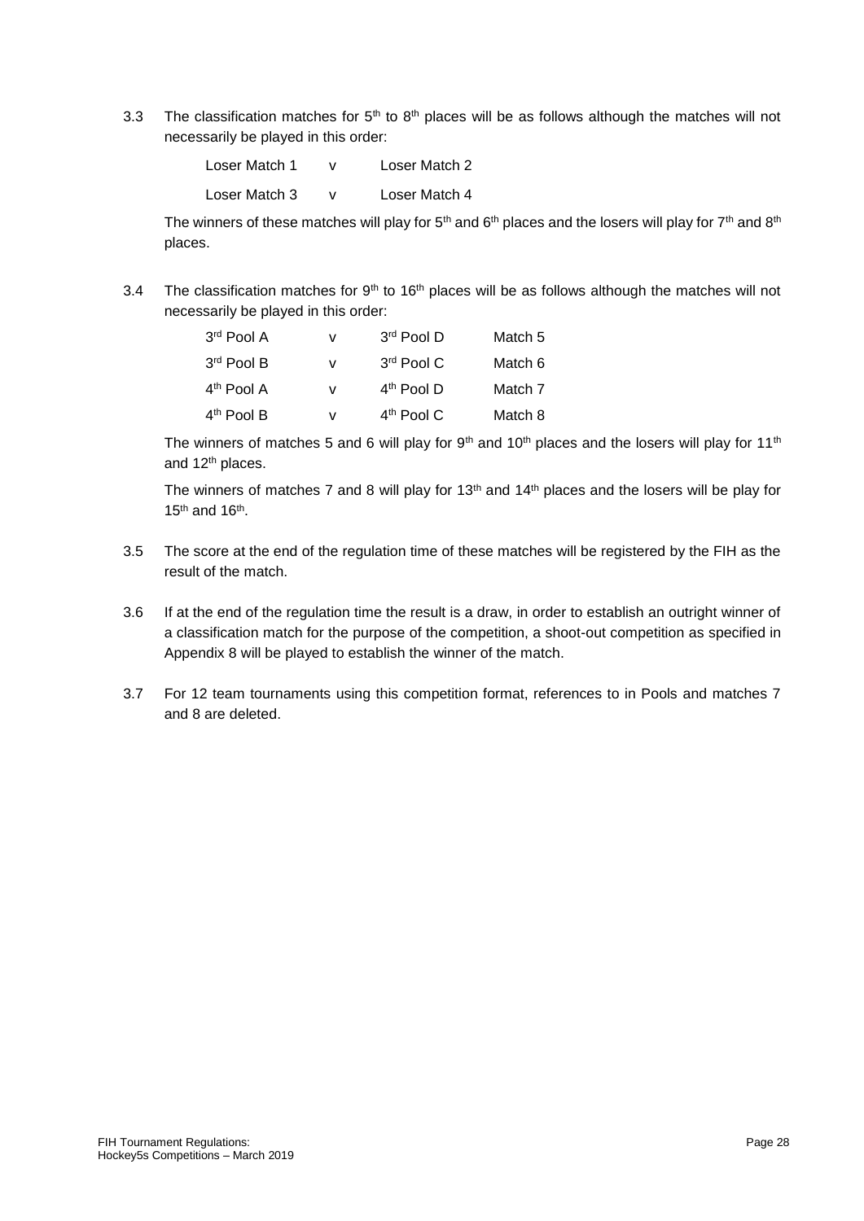3.3 The classification matches for 5th to 8th places will be as follows although the matches will not necessarily be played in this order:

| | | |
|---|---|---|
| Loser Match 1 | v | Loser Match 2 |
| Loser Match 3 | v | Loser Match 4 |

The winners of these matches will play for 5th and 6th places and the losers will play for 7th and 8th places.

3.4 The classification matches for 9th to 16th places will be as follows although the matches will not necessarily be played in this order:

| | | | |
|---|---|---|---|
| 3rd Pool A | v | 3rd Pool D | Match 5 |
| 3rd Pool B | v | 3rd Pool C | Match 6 |
| 4th Pool A | v | 4th Pool D | Match 7 |
| 4th Pool B | v | 4th Pool C | Match 8 |

The winners of matches 5 and 6 will play for 9th and 10th places and the losers will play for 11th and 12th places.

The winners of matches 7 and 8 will play for 13th and 14th places and the losers will be play for 15th and 16th.

3.5 The score at the end of the regulation time of these matches will be registered by the FIH as the result of the match.

3.6 If at the end of the regulation time the result is a draw, in order to establish an outright winner of a classification match for the purpose of the competition, a shoot-out competition as specified in Appendix 8 will be played to establish the winner of the match.

3.7 For 12 team tournaments using this competition format, references to in Pools and matches 7 and 8 are deleted.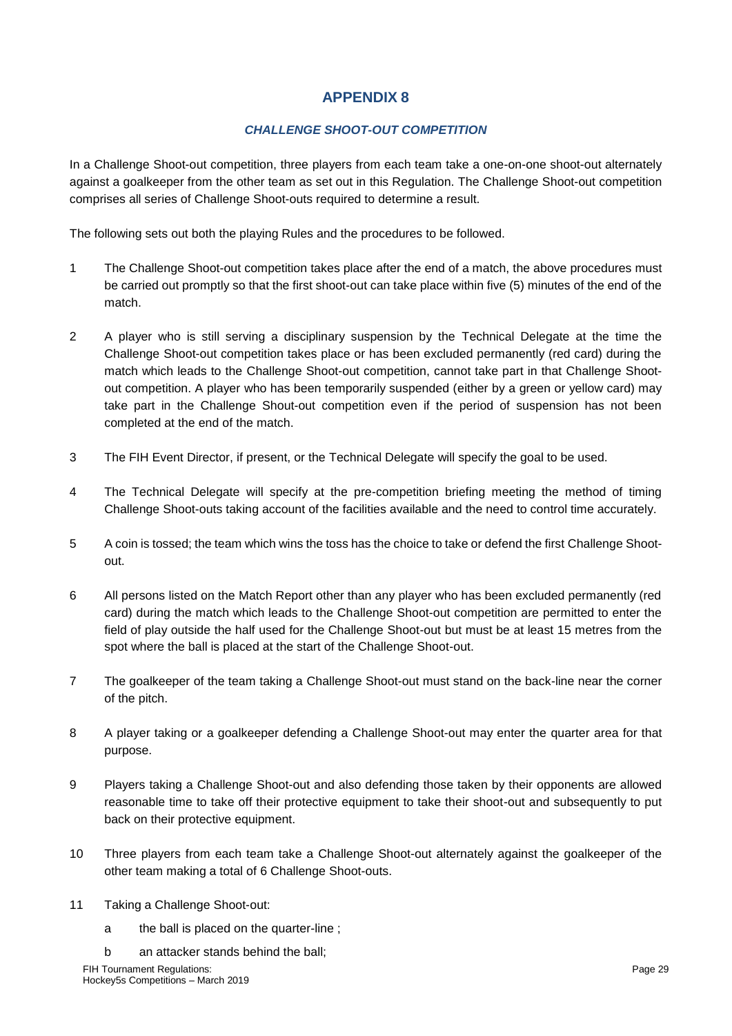# APPENDIX 8

### *CHALLENGE SHOOT-OUT COMPETITION*

In a Challenge Shoot-out competition, three players from each team take a one-on-one shoot-out alternately against a goalkeeper from the other team as set out in this Regulation. The Challenge Shoot-out competition comprises all series of Challenge Shoot-outs required to determine a result.

The following sets out both the playing Rules and the procedures to be followed.

1 The Challenge Shoot-out competition takes place after the end of a match, the above procedures must be carried out promptly so that the first shoot-out can take place within five (5) minutes of the end of the match.

2 A player who is still serving a disciplinary suspension by the Technical Delegate at the time the Challenge Shoot-out competition takes place or has been excluded permanently (red card) during the match which leads to the Challenge Shoot-out competition, cannot take part in that Challenge Shoot-out competition. A player who has been temporarily suspended (either by a green or yellow card) may take part in the Challenge Shout-out competition even if the period of suspension has not been completed at the end of the match.

3 The FIH Event Director, if present, or the Technical Delegate will specify the goal to be used.

4 The Technical Delegate will specify at the pre-competition briefing meeting the method of timing Challenge Shoot-outs taking account of the facilities available and the need to control time accurately.

5 A coin is tossed; the team which wins the toss has the choice to take or defend the first Challenge Shoot-out.

6 All persons listed on the Match Report other than any player who has been excluded permanently (red card) during the match which leads to the Challenge Shoot-out competition are permitted to enter the field of play outside the half used for the Challenge Shoot-out but must be at least 15 metres from the spot where the ball is placed at the start of the Challenge Shoot-out.

7 The goalkeeper of the team taking a Challenge Shoot-out must stand on the back-line near the corner of the pitch.

8 A player taking or a goalkeeper defending a Challenge Shoot-out may enter the quarter area for that purpose.

9 Players taking a Challenge Shoot-out and also defending those taken by their opponents are allowed reasonable time to take off their protective equipment to take their shoot-out and subsequently to put back on their protective equipment.

10 Three players from each team take a Challenge Shoot-out alternately against the goalkeeper of the other team making a total of 6 Challenge Shoot-outs.

11 Taking a Challenge Shoot-out:

   a the ball is placed on the quarter-line ;

   b an attacker stands behind the ball;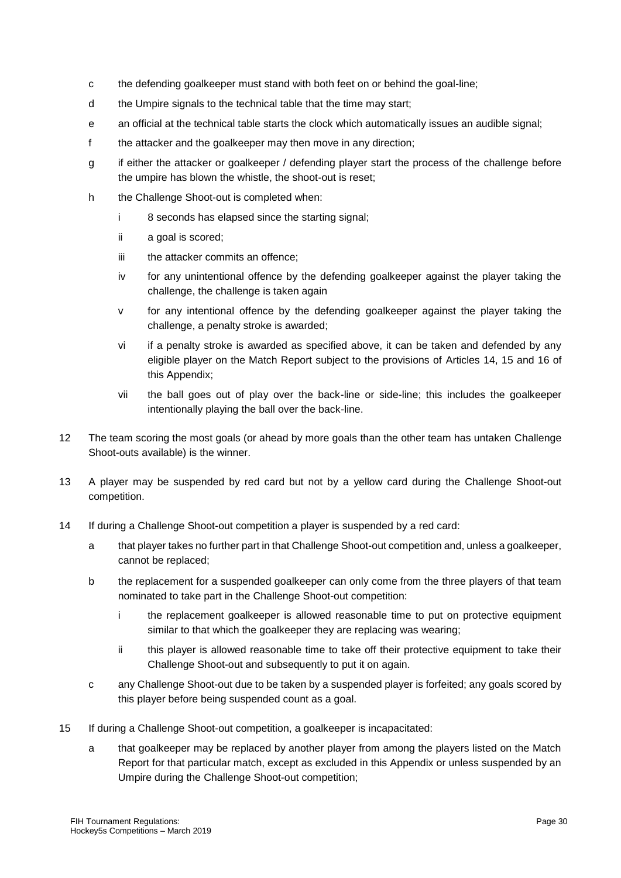c the defending goalkeeper must stand with both feet on or behind the goal-line;

d the Umpire signals to the technical table that the time may start;

e an official at the technical table starts the clock which automatically issues an audible signal;

f the attacker and the goalkeeper may then move in any direction;

g if either the attacker or goalkeeper / defending player start the process of the challenge before the umpire has blown the whistle, the shoot-out is reset;

h the Challenge Shoot-out is completed when:

  i 8 seconds has elapsed since the starting signal;

  ii a goal is scored;

  iii the attacker commits an offence;

  iv for any unintentional offence by the defending goalkeeper against the player taking the challenge, the challenge is taken again

  v for any intentional offence by the defending goalkeeper against the player taking the challenge, a penalty stroke is awarded;

  vi if a penalty stroke is awarded as specified above, it can be taken and defended by any eligible player on the Match Report subject to the provisions of Articles 14, 15 and 16 of this Appendix;

  vii the ball goes out of play over the back-line or side-line; this includes the goalkeeper intentionally playing the ball over the back-line.

12 The team scoring the most goals (or ahead by more goals than the other team has untaken Challenge Shoot-outs available) is the winner.

13 A player may be suspended by red card but not by a yellow card during the Challenge Shoot-out competition.

14 If during a Challenge Shoot-out competition a player is suspended by a red card:

  a that player takes no further part in that Challenge Shoot-out competition and, unless a goalkeeper, cannot be replaced;

  b the replacement for a suspended goalkeeper can only come from the three players of that team nominated to take part in the Challenge Shoot-out competition:

    i the replacement goalkeeper is allowed reasonable time to put on protective equipment similar to that which the goalkeeper they are replacing was wearing;

    ii this player is allowed reasonable time to take off their protective equipment to take their Challenge Shoot-out and subsequently to put it on again.

  c any Challenge Shoot-out due to be taken by a suspended player is forfeited; any goals scored by this player before being suspended count as a goal.

15 If during a Challenge Shoot-out competition, a goalkeeper is incapacitated:

  a that goalkeeper may be replaced by another player from among the players listed on the Match Report for that particular match, except as excluded in this Appendix or unless suspended by an Umpire during the Challenge Shoot-out competition;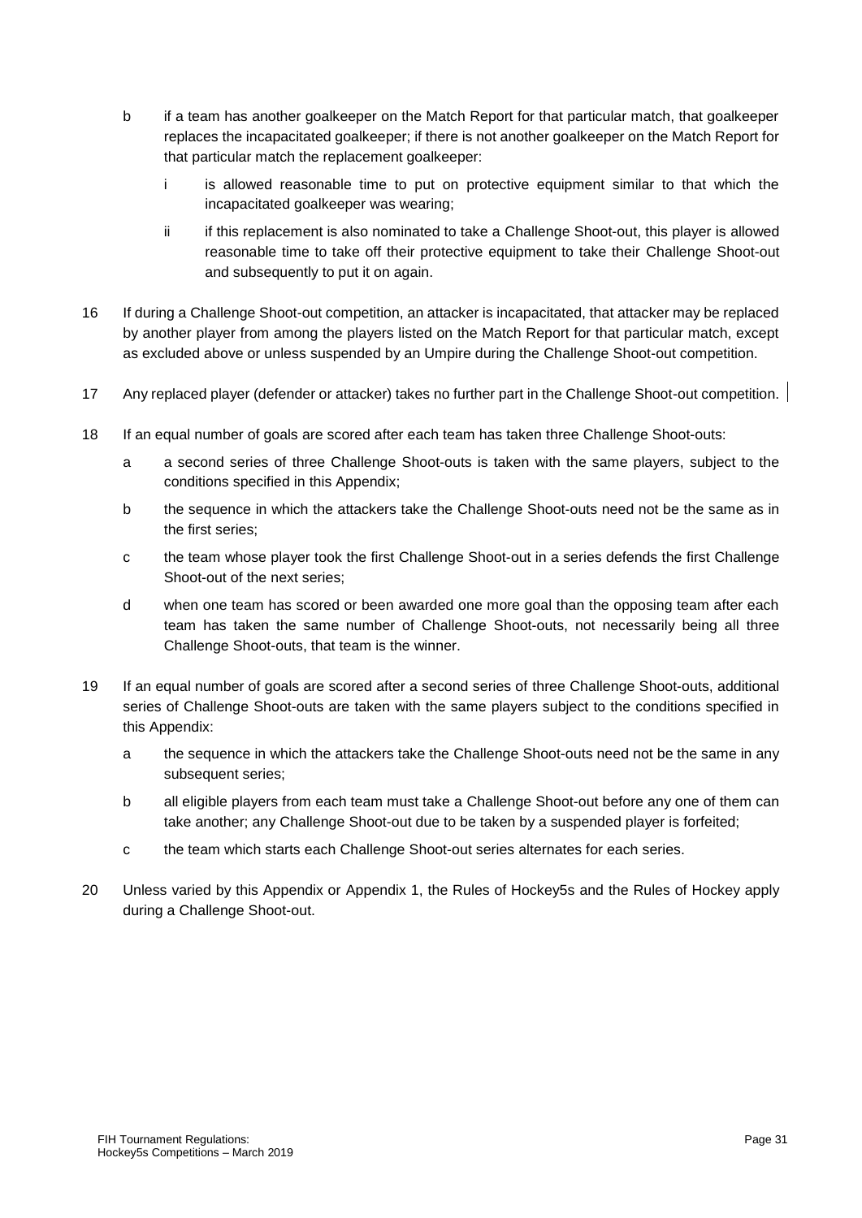b if a team has another goalkeeper on the Match Report for that particular match, that goalkeeper replaces the incapacitated goalkeeper; if there is not another goalkeeper on the Match Report for that particular match the replacement goalkeeper:

   i is allowed reasonable time to put on protective equipment similar to that which the incapacitated goalkeeper was wearing;

   ii if this replacement is also nominated to take a Challenge Shoot-out, this player is allowed reasonable time to take off their protective equipment to take their Challenge Shoot-out and subsequently to put it on again.

16 If during a Challenge Shoot-out competition, an attacker is incapacitated, that attacker may be replaced by another player from among the players listed on the Match Report for that particular match, except as excluded above or unless suspended by an Umpire during the Challenge Shoot-out competition.

17 Any replaced player (defender or attacker) takes no further part in the Challenge Shoot-out competition.

18 If an equal number of goals are scored after each team has taken three Challenge Shoot-outs:

   a a second series of three Challenge Shoot-outs is taken with the same players, subject to the conditions specified in this Appendix;

   b the sequence in which the attackers take the Challenge Shoot-outs need not be the same as in the first series;

   c the team whose player took the first Challenge Shoot-out in a series defends the first Challenge Shoot-out of the next series;

   d when one team has scored or been awarded one more goal than the opposing team after each team has taken the same number of Challenge Shoot-outs, not necessarily being all three Challenge Shoot-outs, that team is the winner.

19 If an equal number of goals are scored after a second series of three Challenge Shoot-outs, additional series of Challenge Shoot-outs are taken with the same players subject to the conditions specified in this Appendix:

   a the sequence in which the attackers take the Challenge Shoot-outs need not be the same in any subsequent series;

   b all eligible players from each team must take a Challenge Shoot-out before any one of them can take another; any Challenge Shoot-out due to be taken by a suspended player is forfeited;

   c the team which starts each Challenge Shoot-out series alternates for each series.

20 Unless varied by this Appendix or Appendix 1, the Rules of Hockey5s and the Rules of Hockey apply during a Challenge Shoot-out.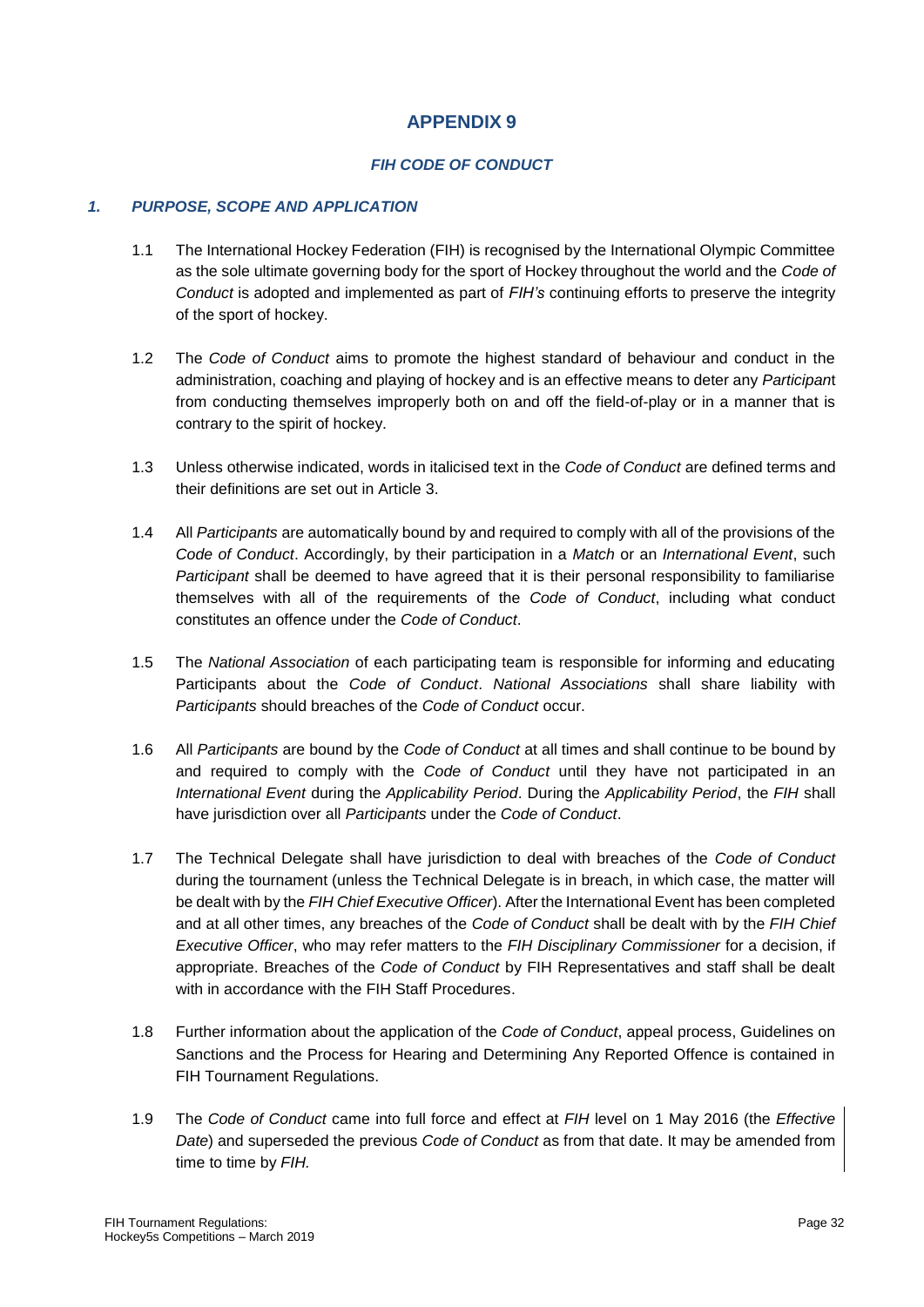# APPENDIX 9

## *FIH CODE OF CONDUCT*

### *1. PURPOSE, SCOPE AND APPLICATION*

1.1 The International Hockey Federation (FIH) is recognised by the International Olympic Committee as the sole ultimate governing body for the sport of Hockey throughout the world and the *Code of Conduct* is adopted and implemented as part of *FIH's* continuing efforts to preserve the integrity of the sport of hockey.

1.2 The *Code of Conduct* aims to promote the highest standard of behaviour and conduct in the administration, coaching and playing of hockey and is an effective means to deter any *Participant* from conducting themselves improperly both on and off the field-of-play or in a manner that is contrary to the spirit of hockey.

1.3 Unless otherwise indicated, words in italicised text in the *Code of Conduct* are defined terms and their definitions are set out in Article 3.

1.4 All *Participants* are automatically bound by and required to comply with all of the provisions of the *Code of Conduct*. Accordingly, by their participation in a *Match* or an *International Event*, such *Participant* shall be deemed to have agreed that it is their personal responsibility to familiarise themselves with all of the requirements of the *Code of Conduct*, including what conduct constitutes an offence under the *Code of Conduct*.

1.5 The *National Association* of each participating team is responsible for informing and educating Participants about the *Code of Conduct*. *National Associations* shall share liability with *Participants* should breaches of the *Code of Conduct* occur.

1.6 All *Participants* are bound by the *Code of Conduct* at all times and shall continue to be bound by and required to comply with the *Code of Conduct* until they have not participated in an *International Event* during the *Applicability Period*. During the *Applicability Period*, the *FIH* shall have jurisdiction over all *Participants* under the *Code of Conduct*.

1.7 The Technical Delegate shall have jurisdiction to deal with breaches of the *Code of Conduct* during the tournament (unless the Technical Delegate is in breach, in which case, the matter will be dealt with by the *FIH Chief Executive Officer*). After the International Event has been completed and at all other times, any breaches of the *Code of Conduct* shall be dealt with by the *FIH Chief Executive Officer*, who may refer matters to the *FIH Disciplinary Commissioner* for a decision, if appropriate. Breaches of the *Code of Conduct* by FIH Representatives and staff shall be dealt with in accordance with the FIH Staff Procedures.

1.8 Further information about the application of the *Code of Conduct*, appeal process, Guidelines on Sanctions and the Process for Hearing and Determining Any Reported Offence is contained in FIH Tournament Regulations.

1.9 The *Code of Conduct* came into full force and effect at *FIH* level on 1 May 2016 (the *Effective Date*) and superseded the previous *Code of Conduct* as from that date. It may be amended from time to time by *FIH.*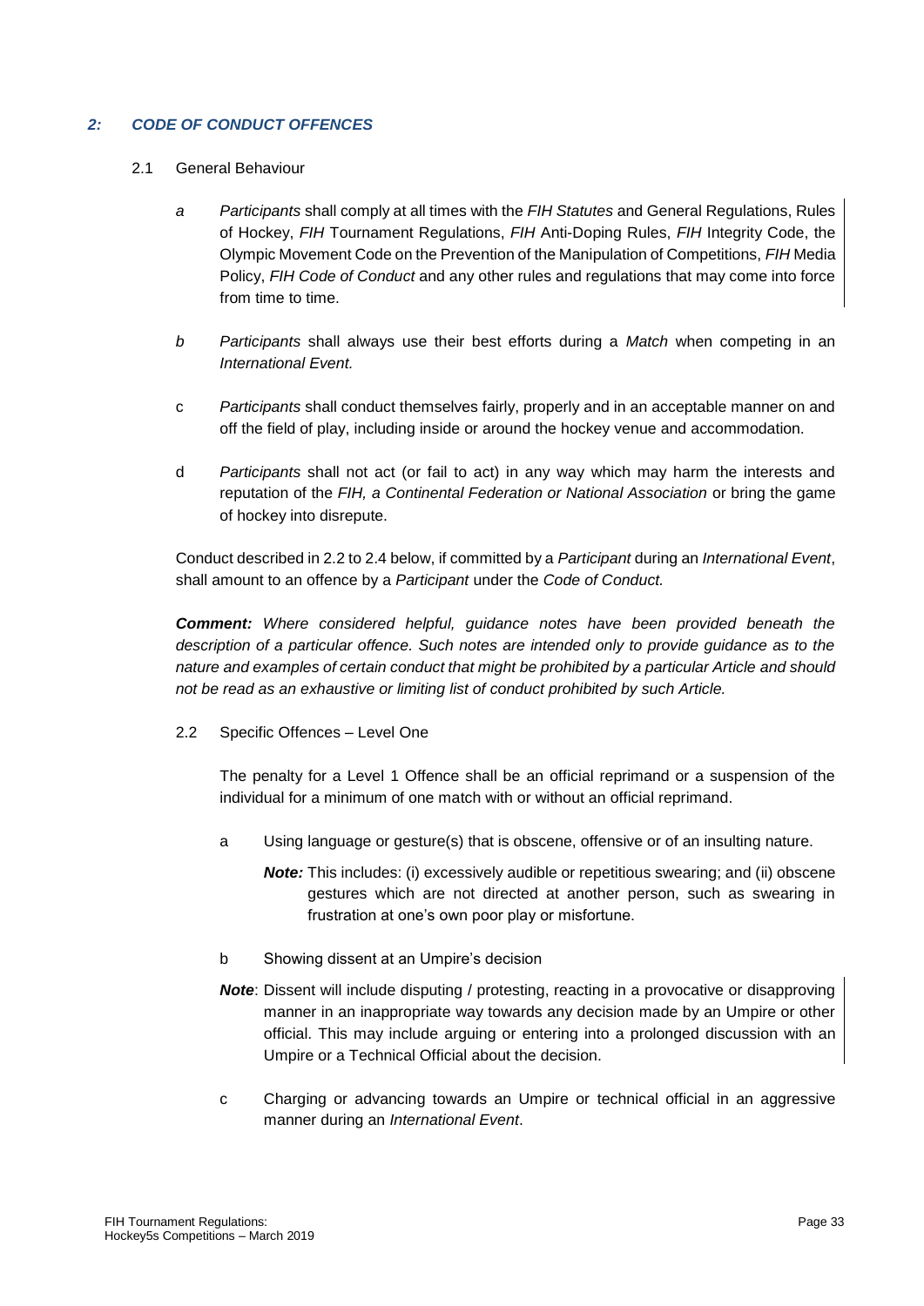## *2: CODE OF CONDUCT OFFENCES*

2.1 General Behaviour

*a* *Participants* shall comply at all times with the *FIH Statutes* and General Regulations, Rules of Hockey, *FIH* Tournament Regulations, *FIH* Anti-Doping Rules, *FIH* Integrity Code, the Olympic Movement Code on the Prevention of the Manipulation of Competitions, *FIH* Media Policy, *FIH Code of Conduct* and any other rules and regulations that may come into force from time to time.

*b* *Participants* shall always use their best efforts during a *Match* when competing in an *International Event.*

c *Participants* shall conduct themselves fairly, properly and in an acceptable manner on and off the field of play, including inside or around the hockey venue and accommodation.

d *Participants* shall not act (or fail to act) in any way which may harm the interests and reputation of the *FIH, a Continental Federation or National Association* or bring the game of hockey into disrepute.

Conduct described in 2.2 to 2.4 below, if committed by a *Participant* during an *International Event*, shall amount to an offence by a *Participant* under the *Code of Conduct.*

***Comment:*** *Where considered helpful, guidance notes have been provided beneath the description of a particular offence. Such notes are intended only to provide guidance as to the nature and examples of certain conduct that might be prohibited by a particular Article and should not be read as an exhaustive or limiting list of conduct prohibited by such Article.*

2.2 Specific Offences – Level One

The penalty for a Level 1 Offence shall be an official reprimand or a suspension of the individual for a minimum of one match with or without an official reprimand.

a Using language or gesture(s) that is obscene, offensive or of an insulting nature.

***Note:*** This includes: (i) excessively audible or repetitious swearing; and (ii) obscene gestures which are not directed at another person, such as swearing in frustration at one's own poor play or misfortune.

b Showing dissent at an Umpire's decision

***Note***: Dissent will include disputing / protesting, reacting in a provocative or disapproving manner in an inappropriate way towards any decision made by an Umpire or other official. This may include arguing or entering into a prolonged discussion with an Umpire or a Technical Official about the decision.

c Charging or advancing towards an Umpire or technical official in an aggressive manner during an *International Event*.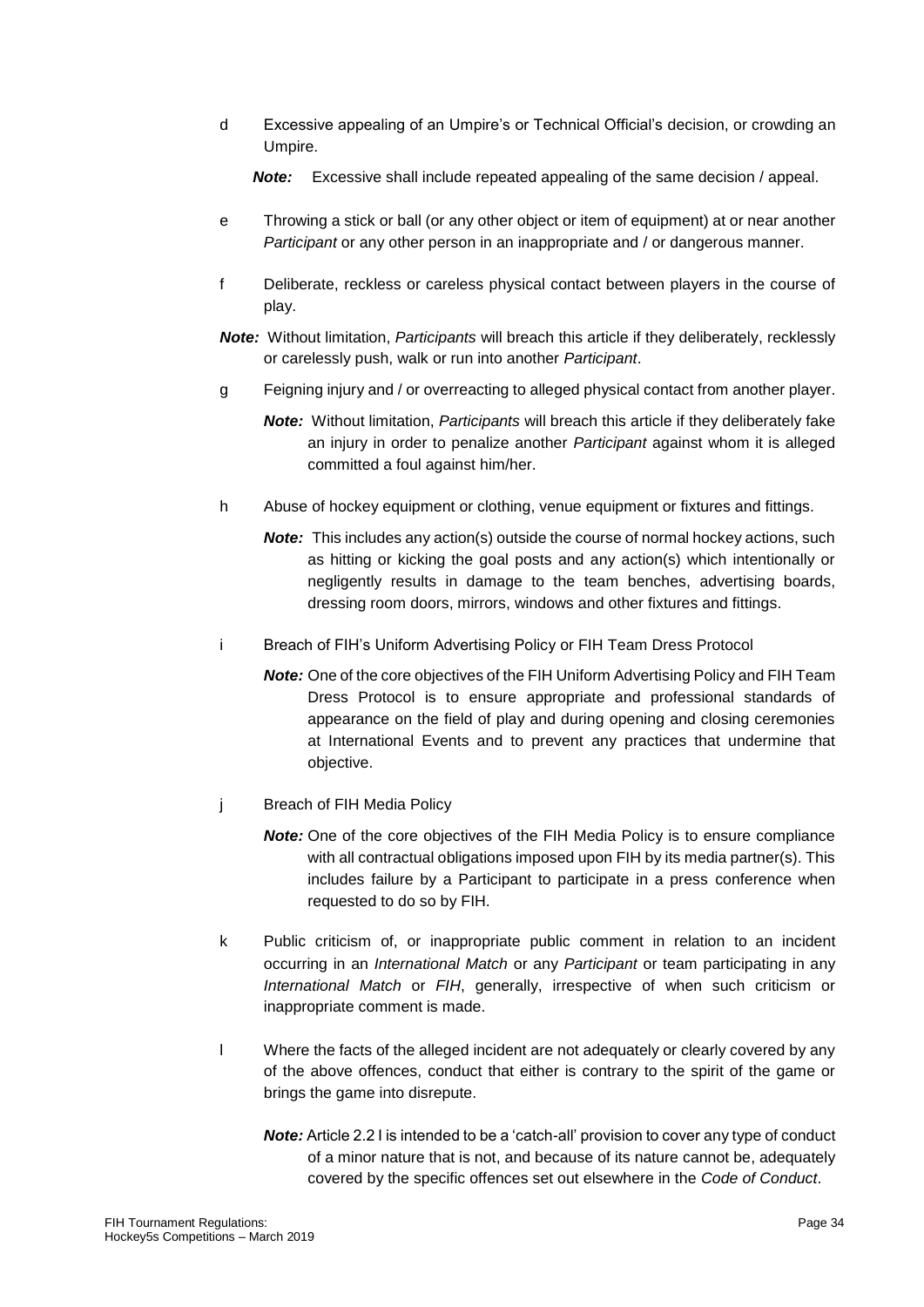d Excessive appealing of an Umpire's or Technical Official's decision, or crowding an Umpire.

*Note:* Excessive shall include repeated appealing of the same decision / appeal.

e Throwing a stick or ball (or any other object or item of equipment) at or near another *Participant* or any other person in an inappropriate and / or dangerous manner.

f Deliberate, reckless or careless physical contact between players in the course of play.

***Note:*** Without limitation, *Participants* will breach this article if they deliberately, recklessly or carelessly push, walk or run into another *Participant*.

g Feigning injury and / or overreacting to alleged physical contact from another player.

***Note:*** Without limitation, *Participants* will breach this article if they deliberately fake an injury in order to penalize another *Participant* against whom it is alleged committed a foul against him/her.

h Abuse of hockey equipment or clothing, venue equipment or fixtures and fittings.

***Note:*** This includes any action(s) outside the course of normal hockey actions, such as hitting or kicking the goal posts and any action(s) which intentionally or negligently results in damage to the team benches, advertising boards, dressing room doors, mirrors, windows and other fixtures and fittings.

i Breach of FIH's Uniform Advertising Policy or FIH Team Dress Protocol

***Note:*** One of the core objectives of the FIH Uniform Advertising Policy and FIH Team Dress Protocol is to ensure appropriate and professional standards of appearance on the field of play and during opening and closing ceremonies at International Events and to prevent any practices that undermine that objective.

j Breach of FIH Media Policy

***Note:*** One of the core objectives of the FIH Media Policy is to ensure compliance with all contractual obligations imposed upon FIH by its media partner(s). This includes failure by a Participant to participate in a press conference when requested to do so by FIH.

k Public criticism of, or inappropriate public comment in relation to an incident occurring in an *International Match* or any *Participant* or team participating in any *International Match* or *FIH*, generally, irrespective of when such criticism or inappropriate comment is made.

l Where the facts of the alleged incident are not adequately or clearly covered by any of the above offences, conduct that either is contrary to the spirit of the game or brings the game into disrepute.

***Note:*** Article 2.2 l is intended to be a 'catch-all' provision to cover any type of conduct of a minor nature that is not, and because of its nature cannot be, adequately covered by the specific offences set out elsewhere in the *Code of Conduct*.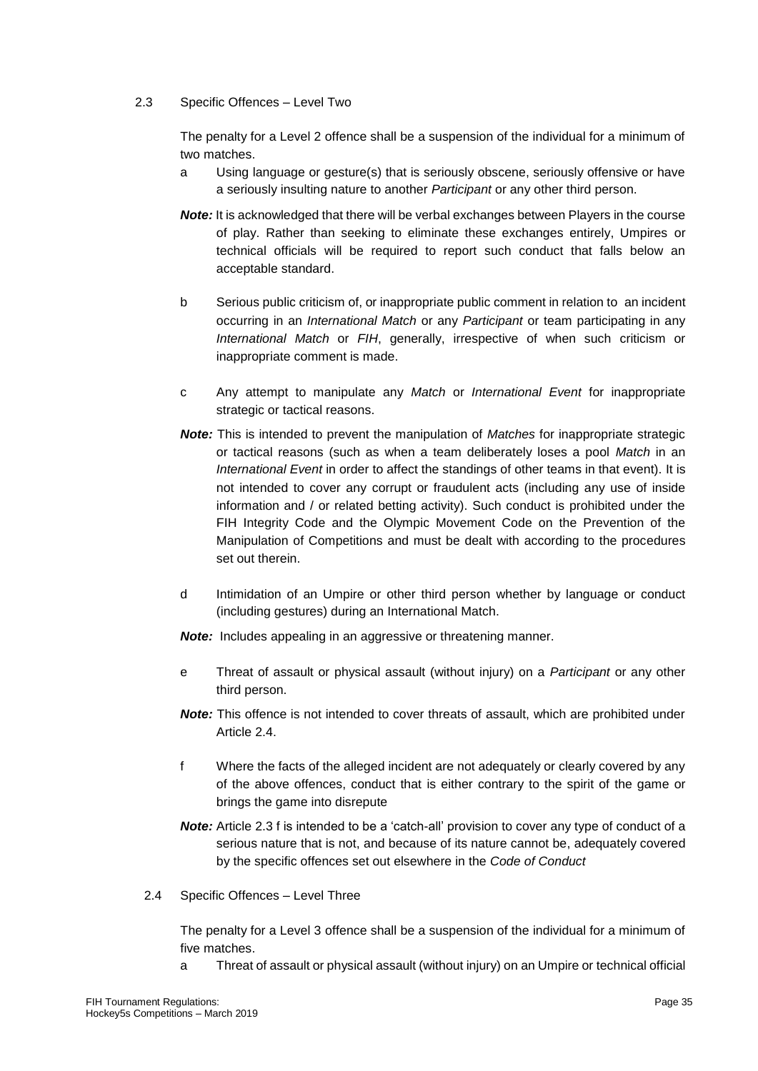2.3 Specific Offences – Level Two

The penalty for a Level 2 offence shall be a suspension of the individual for a minimum of two matches.

a Using language or gesture(s) that is seriously obscene, seriously offensive or have a seriously insulting nature to another *Participant* or any other third person.

***Note:*** It is acknowledged that there will be verbal exchanges between Players in the course of play. Rather than seeking to eliminate these exchanges entirely, Umpires or technical officials will be required to report such conduct that falls below an acceptable standard.

b Serious public criticism of, or inappropriate public comment in relation to an incident occurring in an *International Match* or any *Participant* or team participating in any *International Match* or *FIH*, generally, irrespective of when such criticism or inappropriate comment is made.

c Any attempt to manipulate any *Match* or *International Event* for inappropriate strategic or tactical reasons.

***Note:*** This is intended to prevent the manipulation of *Matches* for inappropriate strategic or tactical reasons (such as when a team deliberately loses a pool *Match* in an *International Event* in order to affect the standings of other teams in that event). It is not intended to cover any corrupt or fraudulent acts (including any use of inside information and / or related betting activity). Such conduct is prohibited under the FIH Integrity Code and the Olympic Movement Code on the Prevention of the Manipulation of Competitions and must be dealt with according to the procedures set out therein.

d Intimidation of an Umpire or other third person whether by language or conduct (including gestures) during an International Match.

***Note:*** Includes appealing in an aggressive or threatening manner.

e Threat of assault or physical assault (without injury) on a *Participant* or any other third person.

***Note:*** This offence is not intended to cover threats of assault, which are prohibited under Article 2.4.

f Where the facts of the alleged incident are not adequately or clearly covered by any of the above offences, conduct that is either contrary to the spirit of the game or brings the game into disrepute

***Note:*** Article 2.3 f is intended to be a 'catch-all' provision to cover any type of conduct of a serious nature that is not, and because of its nature cannot be, adequately covered by the specific offences set out elsewhere in the *Code of Conduct*

2.4 Specific Offences – Level Three

The penalty for a Level 3 offence shall be a suspension of the individual for a minimum of five matches.

a Threat of assault or physical assault (without injury) on an Umpire or technical official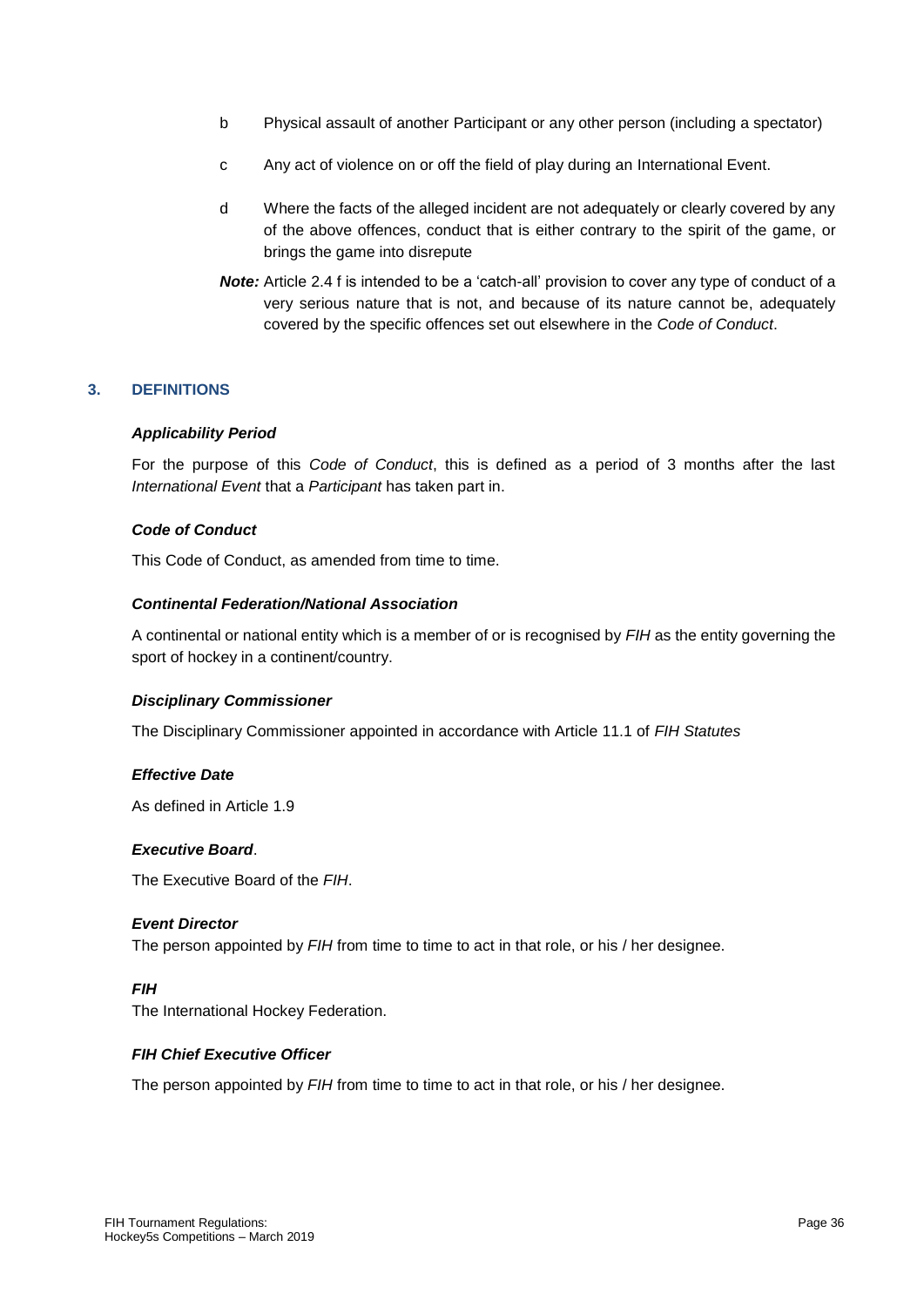b Physical assault of another Participant or any other person (including a spectator)

c Any act of violence on or off the field of play during an International Event.

d Where the facts of the alleged incident are not adequately or clearly covered by any of the above offences, conduct that is either contrary to the spirit of the game, or brings the game into disrepute

***Note:*** Article 2.4 f is intended to be a 'catch-all' provision to cover any type of conduct of a very serious nature that is not, and because of its nature cannot be, adequately covered by the specific offences set out elsewhere in the *Code of Conduct*.

## 3. DEFINITIONS

***Applicability Period***

For the purpose of this *Code of Conduct*, this is defined as a period of 3 months after the last *International Event* that a *Participant* has taken part in.

***Code of Conduct***

This Code of Conduct, as amended from time to time.

***Continental Federation/National Association***

A continental or national entity which is a member of or is recognised by *FIH* as the entity governing the sport of hockey in a continent/country.

***Disciplinary Commissioner***

The Disciplinary Commissioner appointed in accordance with Article 11.1 of *FIH Statutes*

***Effective Date***

As defined in Article 1.9

***Executive Board***.

The Executive Board of the *FIH*.

***Event Director***

The person appointed by *FIH* from time to time to act in that role, or his / her designee.

***FIH***

The International Hockey Federation.

***FIH Chief Executive Officer***

The person appointed by *FIH* from time to time to act in that role, or his / her designee.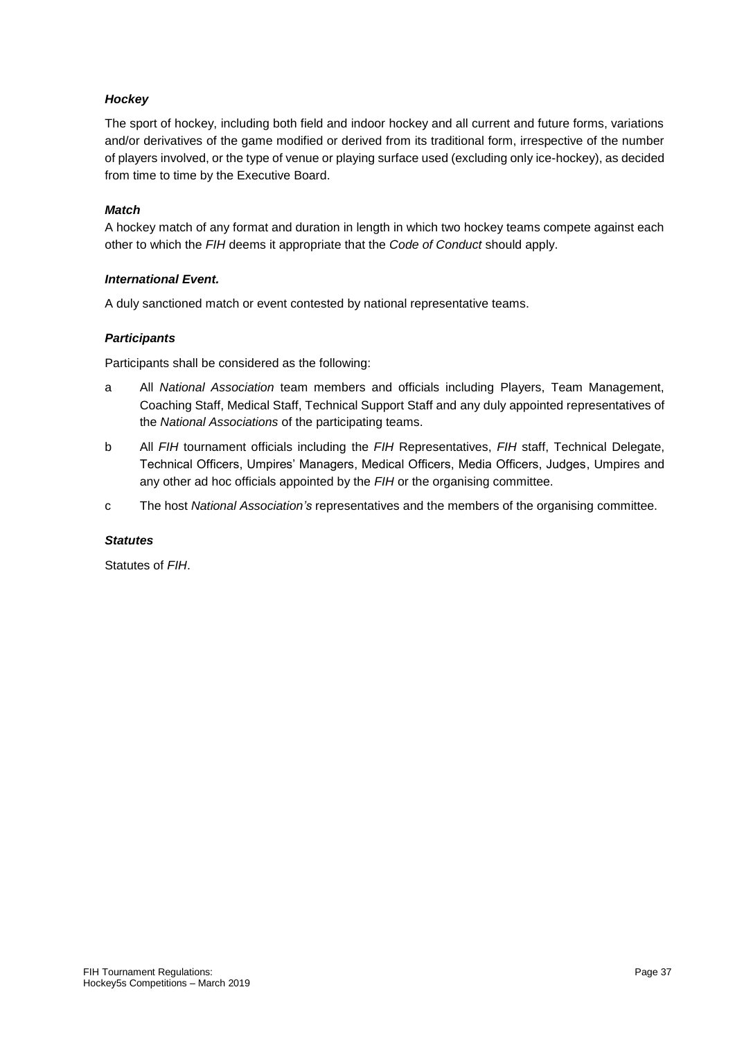***Hockey***

The sport of hockey, including both field and indoor hockey and all current and future forms, variations and/or derivatives of the game modified or derived from its traditional form, irrespective of the number of players involved, or the type of venue or playing surface used (excluding only ice-hockey), as decided from time to time by the Executive Board.

***Match***

A hockey match of any format and duration in length in which two hockey teams compete against each other to which the *FIH* deems it appropriate that the *Code of Conduct* should apply.

***International Event.***

A duly sanctioned match or event contested by national representative teams.

***Participants***

Participants shall be considered as the following:

a All *National Association* team members and officials including Players, Team Management, Coaching Staff, Medical Staff, Technical Support Staff and any duly appointed representatives of the *National Associations* of the participating teams.

b All *FIH* tournament officials including the *FIH* Representatives, *FIH* staff, Technical Delegate, Technical Officers, Umpires' Managers, Medical Officers, Media Officers, Judges, Umpires and any other ad hoc officials appointed by the *FIH* or the organising committee.

c The host *National Association's* representatives and the members of the organising committee.

***Statutes***

Statutes of *FIH*.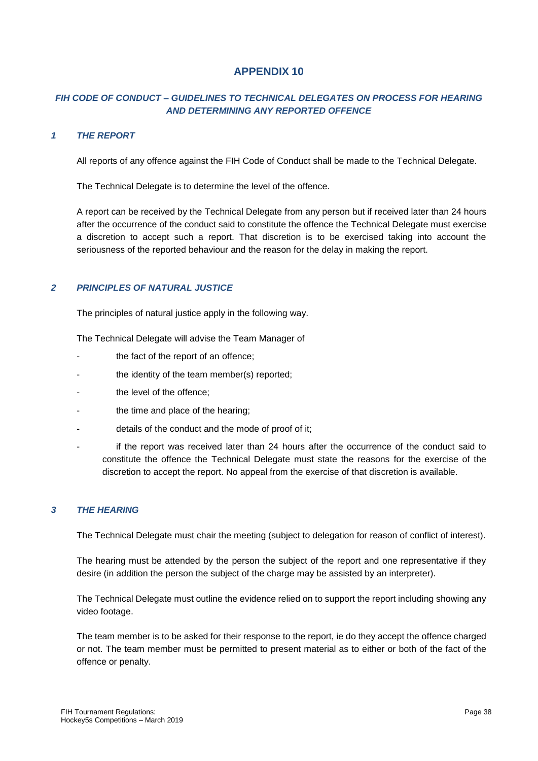# APPENDIX 10

## *FIH CODE OF CONDUCT – GUIDELINES TO TECHNICAL DELEGATES ON PROCESS FOR HEARING AND DETERMINING ANY REPORTED OFFENCE*

### *1 THE REPORT*

All reports of any offence against the FIH Code of Conduct shall be made to the Technical Delegate.

The Technical Delegate is to determine the level of the offence.

A report can be received by the Technical Delegate from any person but if received later than 24 hours after the occurrence of the conduct said to constitute the offence the Technical Delegate must exercise a discretion to accept such a report. That discretion is to be exercised taking into account the seriousness of the reported behaviour and the reason for the delay in making the report.

### *2 PRINCIPLES OF NATURAL JUSTICE*

The principles of natural justice apply in the following way.

The Technical Delegate will advise the Team Manager of

- the fact of the report of an offence;
- the identity of the team member(s) reported;
- the level of the offence;
- the time and place of the hearing;
- details of the conduct and the mode of proof of it;
- if the report was received later than 24 hours after the occurrence of the conduct said to constitute the offence the Technical Delegate must state the reasons for the exercise of the discretion to accept the report. No appeal from the exercise of that discretion is available.

### *3 THE HEARING*

The Technical Delegate must chair the meeting (subject to delegation for reason of conflict of interest).

The hearing must be attended by the person the subject of the report and one representative if they desire (in addition the person the subject of the charge may be assisted by an interpreter).

The Technical Delegate must outline the evidence relied on to support the report including showing any video footage.

The team member is to be asked for their response to the report, ie do they accept the offence charged or not. The team member must be permitted to present material as to either or both of the fact of the offence or penalty.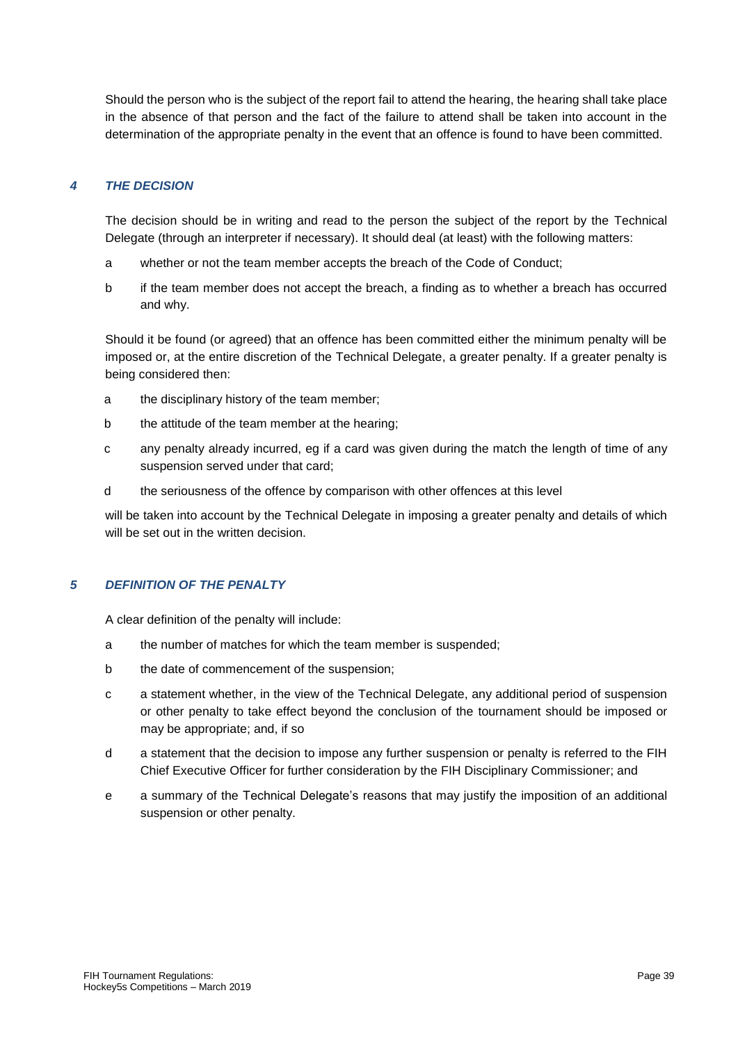Should the person who is the subject of the report fail to attend the hearing, the hearing shall take place in the absence of that person and the fact of the failure to attend shall be taken into account in the determination of the appropriate penalty in the event that an offence is found to have been committed.

## *4 THE DECISION*

The decision should be in writing and read to the person the subject of the report by the Technical Delegate (through an interpreter if necessary). It should deal (at least) with the following matters:

a whether or not the team member accepts the breach of the Code of Conduct;

b if the team member does not accept the breach, a finding as to whether a breach has occurred and why.

Should it be found (or agreed) that an offence has been committed either the minimum penalty will be imposed or, at the entire discretion of the Technical Delegate, a greater penalty. If a greater penalty is being considered then:

a the disciplinary history of the team member;

b the attitude of the team member at the hearing;

c any penalty already incurred, eg if a card was given during the match the length of time of any suspension served under that card;

d the seriousness of the offence by comparison with other offences at this level

will be taken into account by the Technical Delegate in imposing a greater penalty and details of which will be set out in the written decision.

## *5 DEFINITION OF THE PENALTY*

A clear definition of the penalty will include:

a the number of matches for which the team member is suspended;

b the date of commencement of the suspension;

c a statement whether, in the view of the Technical Delegate, any additional period of suspension or other penalty to take effect beyond the conclusion of the tournament should be imposed or may be appropriate; and, if so

d a statement that the decision to impose any further suspension or penalty is referred to the FIH Chief Executive Officer for further consideration by the FIH Disciplinary Commissioner; and

e a summary of the Technical Delegate's reasons that may justify the imposition of an additional suspension or other penalty.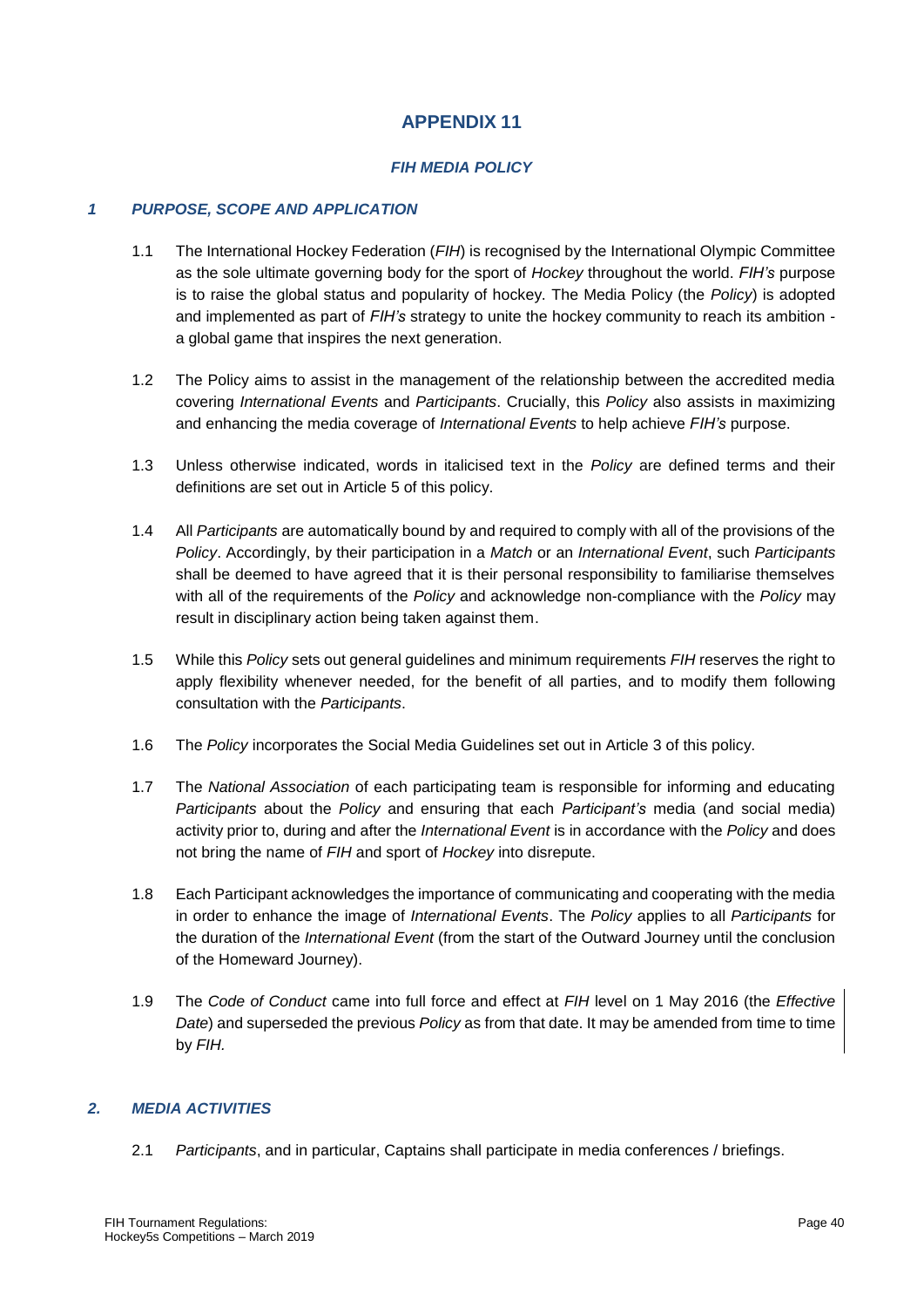# APPENDIX 11

## *FIH MEDIA POLICY*

### *1 PURPOSE, SCOPE AND APPLICATION*

1.1 The International Hockey Federation (*FIH*) is recognised by the International Olympic Committee as the sole ultimate governing body for the sport of *Hockey* throughout the world. *FIH's* purpose is to raise the global status and popularity of hockey. The Media Policy (the *Policy*) is adopted and implemented as part of *FIH's* strategy to unite the hockey community to reach its ambition - a global game that inspires the next generation.

1.2 The Policy aims to assist in the management of the relationship between the accredited media covering *International Events* and *Participants*. Crucially, this *Policy* also assists in maximizing and enhancing the media coverage of *International Events* to help achieve *FIH's* purpose.

1.3 Unless otherwise indicated, words in italicised text in the *Policy* are defined terms and their definitions are set out in Article 5 of this policy.

1.4 All *Participants* are automatically bound by and required to comply with all of the provisions of the *Policy*. Accordingly, by their participation in a *Match* or an *International Event*, such *Participants* shall be deemed to have agreed that it is their personal responsibility to familiarise themselves with all of the requirements of the *Policy* and acknowledge non-compliance with the *Policy* may result in disciplinary action being taken against them.

1.5 While this *Policy* sets out general guidelines and minimum requirements *FIH* reserves the right to apply flexibility whenever needed, for the benefit of all parties, and to modify them following consultation with the *Participants*.

1.6 The *Policy* incorporates the Social Media Guidelines set out in Article 3 of this policy.

1.7 The *National Association* of each participating team is responsible for informing and educating *Participants* about the *Policy* and ensuring that each *Participant's* media (and social media) activity prior to, during and after the *International Event* is in accordance with the *Policy* and does not bring the name of *FIH* and sport of *Hockey* into disrepute.

1.8 Each Participant acknowledges the importance of communicating and cooperating with the media in order to enhance the image of *International Events*. The *Policy* applies to all *Participants* for the duration of the *International Event* (from the start of the Outward Journey until the conclusion of the Homeward Journey).

1.9 The *Code of Conduct* came into full force and effect at *FIH* level on 1 May 2016 (the *Effective Date*) and superseded the previous *Policy* as from that date. It may be amended from time to time by *FIH*.

### *2. MEDIA ACTIVITIES*

2.1 *Participants*, and in particular, Captains shall participate in media conferences / briefings.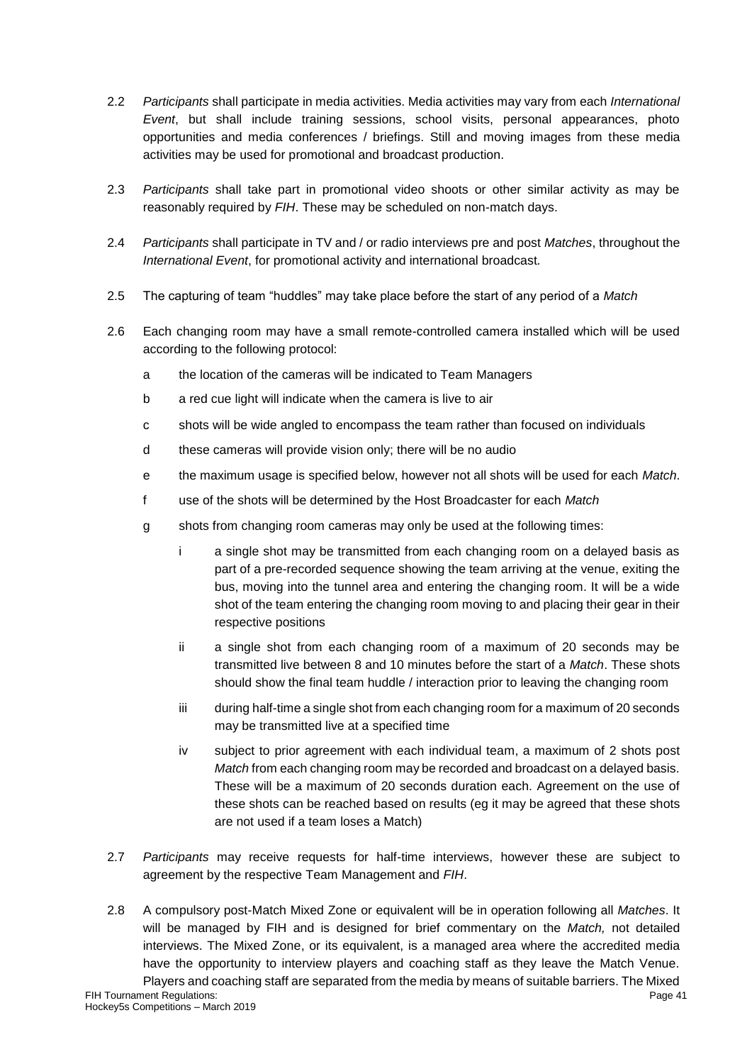2.2 *Participants* shall participate in media activities. Media activities may vary from each *International Event*, but shall include training sessions, school visits, personal appearances, photo opportunities and media conferences / briefings. Still and moving images from these media activities may be used for promotional and broadcast production.

2.3 *Participants* shall take part in promotional video shoots or other similar activity as may be reasonably required by *FIH*. These may be scheduled on non-match days.

2.4 *Participants* shall participate in TV and / or radio interviews pre and post *Matches*, throughout the *International Event*, for promotional activity and international broadcast.

2.5 The capturing of team "huddles" may take place before the start of any period of a *Match*

2.6 Each changing room may have a small remote-controlled camera installed which will be used according to the following protocol:

- a the location of the cameras will be indicated to Team Managers
- b a red cue light will indicate when the camera is live to air
- c shots will be wide angled to encompass the team rather than focused on individuals
- d these cameras will provide vision only; there will be no audio
- e the maximum usage is specified below, however not all shots will be used for each *Match*.
- f use of the shots will be determined by the Host Broadcaster for each *Match*
- g shots from changing room cameras may only be used at the following times:
  - i a single shot may be transmitted from each changing room on a delayed basis as part of a pre-recorded sequence showing the team arriving at the venue, exiting the bus, moving into the tunnel area and entering the changing room. It will be a wide shot of the team entering the changing room moving to and placing their gear in their respective positions
  - ii a single shot from each changing room of a maximum of 20 seconds may be transmitted live between 8 and 10 minutes before the start of a *Match*. These shots should show the final team huddle / interaction prior to leaving the changing room
  - iii during half-time a single shot from each changing room for a maximum of 20 seconds may be transmitted live at a specified time
  - iv subject to prior agreement with each individual team, a maximum of 2 shots post *Match* from each changing room may be recorded and broadcast on a delayed basis. These will be a maximum of 20 seconds duration each. Agreement on the use of these shots can be reached based on results (eg it may be agreed that these shots are not used if a team loses a Match)

2.7 *Participants* may receive requests for half-time interviews, however these are subject to agreement by the respective Team Management and *FIH*.

2.8 A compulsory post-Match Mixed Zone or equivalent will be in operation following all *Matches*. It will be managed by FIH and is designed for brief commentary on the *Match,* not detailed interviews. The Mixed Zone, or its equivalent, is a managed area where the accredited media have the opportunity to interview players and coaching staff as they leave the Match Venue. Players and coaching staff are separated from the media by means of suitable barriers. The Mixed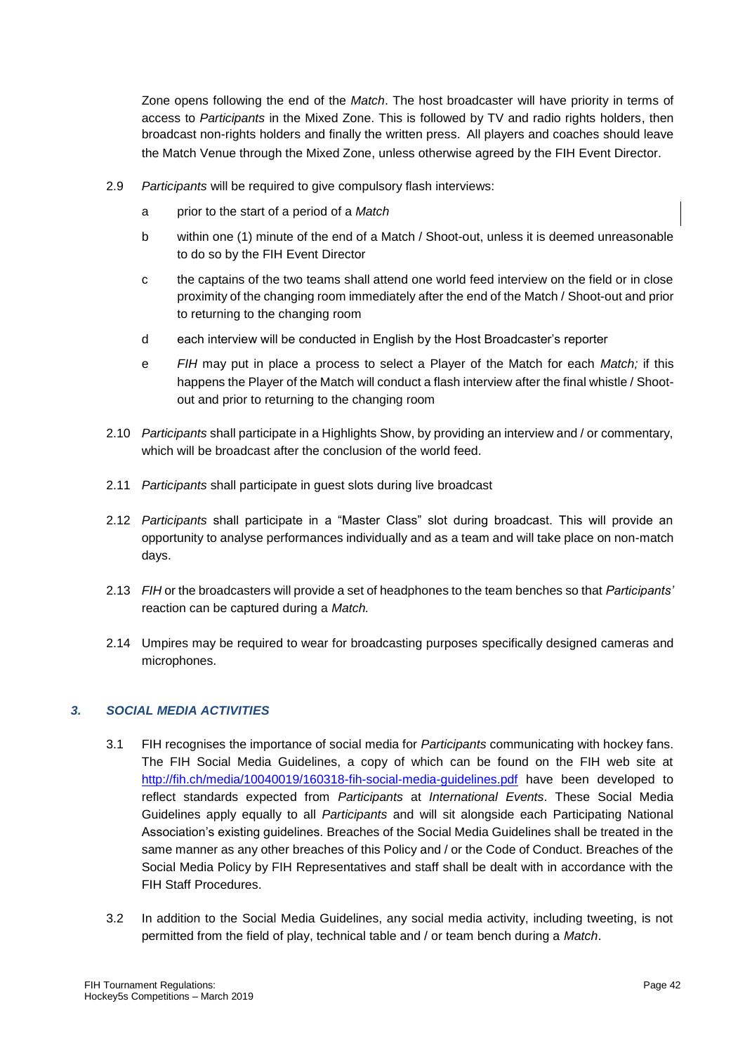Zone opens following the end of the *Match*. The host broadcaster will have priority in terms of access to *Participants* in the Mixed Zone. This is followed by TV and radio rights holders, then broadcast non-rights holders and finally the written press. All players and coaches should leave the Match Venue through the Mixed Zone, unless otherwise agreed by the FIH Event Director.

2.9 *Participants* will be required to give compulsory flash interviews:

a prior to the start of a period of a *Match*

b within one (1) minute of the end of a Match / Shoot-out, unless it is deemed unreasonable to do so by the FIH Event Director

c the captains of the two teams shall attend one world feed interview on the field or in close proximity of the changing room immediately after the end of the Match / Shoot-out and prior to returning to the changing room

d each interview will be conducted in English by the Host Broadcaster's reporter

e *FIH* may put in place a process to select a Player of the Match for each *Match;* if this happens the Player of the Match will conduct a flash interview after the final whistle / Shoot-out and prior to returning to the changing room

2.10 *Participants* shall participate in a Highlights Show, by providing an interview and / or commentary, which will be broadcast after the conclusion of the world feed.

2.11 *Participants* shall participate in guest slots during live broadcast

2.12 *Participants* shall participate in a "Master Class" slot during broadcast. This will provide an opportunity to analyse performances individually and as a team and will take place on non-match days.

2.13 *FIH* or the broadcasters will provide a set of headphones to the team benches so that *Participants'* reaction can be captured during a *Match.*

2.14 Umpires may be required to wear for broadcasting purposes specifically designed cameras and microphones.

### *3. SOCIAL MEDIA ACTIVITIES*

3.1 FIH recognises the importance of social media for *Participants* communicating with hockey fans. The FIH Social Media Guidelines, a copy of which can be found on the FIH web site at http://fih.ch/media/10040019/160318-fih-social-media-guidelines.pdf have been developed to reflect standards expected from *Participants* at *International Events*. These Social Media Guidelines apply equally to all *Participants* and will sit alongside each Participating National Association's existing guidelines. Breaches of the Social Media Guidelines shall be treated in the same manner as any other breaches of this Policy and / or the Code of Conduct. Breaches of the Social Media Policy by FIH Representatives and staff shall be dealt with in accordance with the FIH Staff Procedures.

3.2 In addition to the Social Media Guidelines, any social media activity, including tweeting, is not permitted from the field of play, technical table and / or team bench during a *Match*.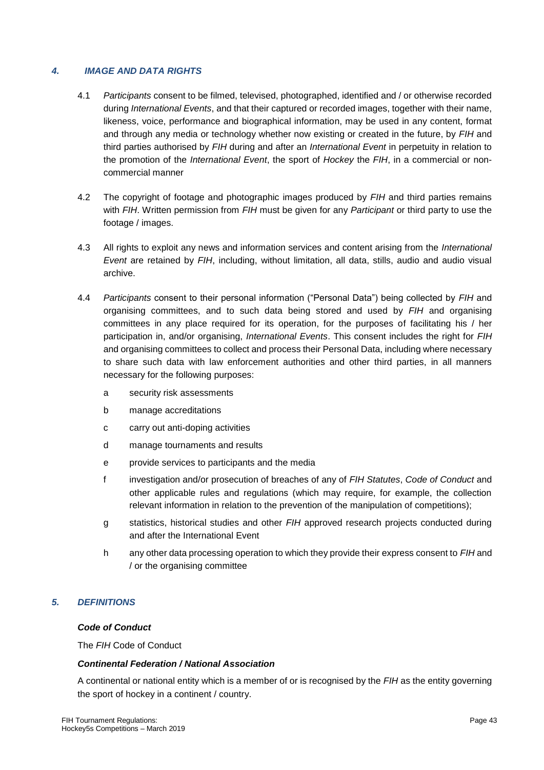## *4. IMAGE AND DATA RIGHTS*

4.1 *Participants* consent to be filmed, televised, photographed, identified and / or otherwise recorded during *International Events*, and that their captured or recorded images, together with their name, likeness, voice, performance and biographical information, may be used in any content, format and through any media or technology whether now existing or created in the future, by *FIH* and third parties authorised by *FIH* during and after an *International Event* in perpetuity in relation to the promotion of the *International Event*, the sport of *Hockey* the *FIH*, in a commercial or non-commercial manner

4.2 The copyright of footage and photographic images produced by *FIH* and third parties remains with *FIH*. Written permission from *FIH* must be given for any *Participant* or third party to use the footage / images.

4.3 All rights to exploit any news and information services and content arising from the *International Event* are retained by *FIH*, including, without limitation, all data, stills, audio and audio visual archive.

4.4 *Participants* consent to their personal information ("Personal Data") being collected by *FIH* and organising committees, and to such data being stored and used by *FIH* and organising committees in any place required for its operation, for the purposes of facilitating his / her participation in, and/or organising, *International Events*. This consent includes the right for *FIH* and organising committees to collect and process their Personal Data, including where necessary to share such data with law enforcement authorities and other third parties, in all manners necessary for the following purposes:

a security risk assessments

b manage accreditations

c carry out anti-doping activities

d manage tournaments and results

e provide services to participants and the media

f investigation and/or prosecution of breaches of any of *FIH Statutes*, *Code of Conduct* and other applicable rules and regulations (which may require, for example, the collection relevant information in relation to the prevention of the manipulation of competitions);

g statistics, historical studies and other *FIH* approved research projects conducted during and after the International Event

h any other data processing operation to which they provide their express consent to *FIH* and / or the organising committee

## *5. DEFINITIONS*

***Code of Conduct***

The *FIH* Code of Conduct

***Continental Federation / National Association***

A continental or national entity which is a member of or is recognised by the *FIH* as the entity governing the sport of hockey in a continent / country.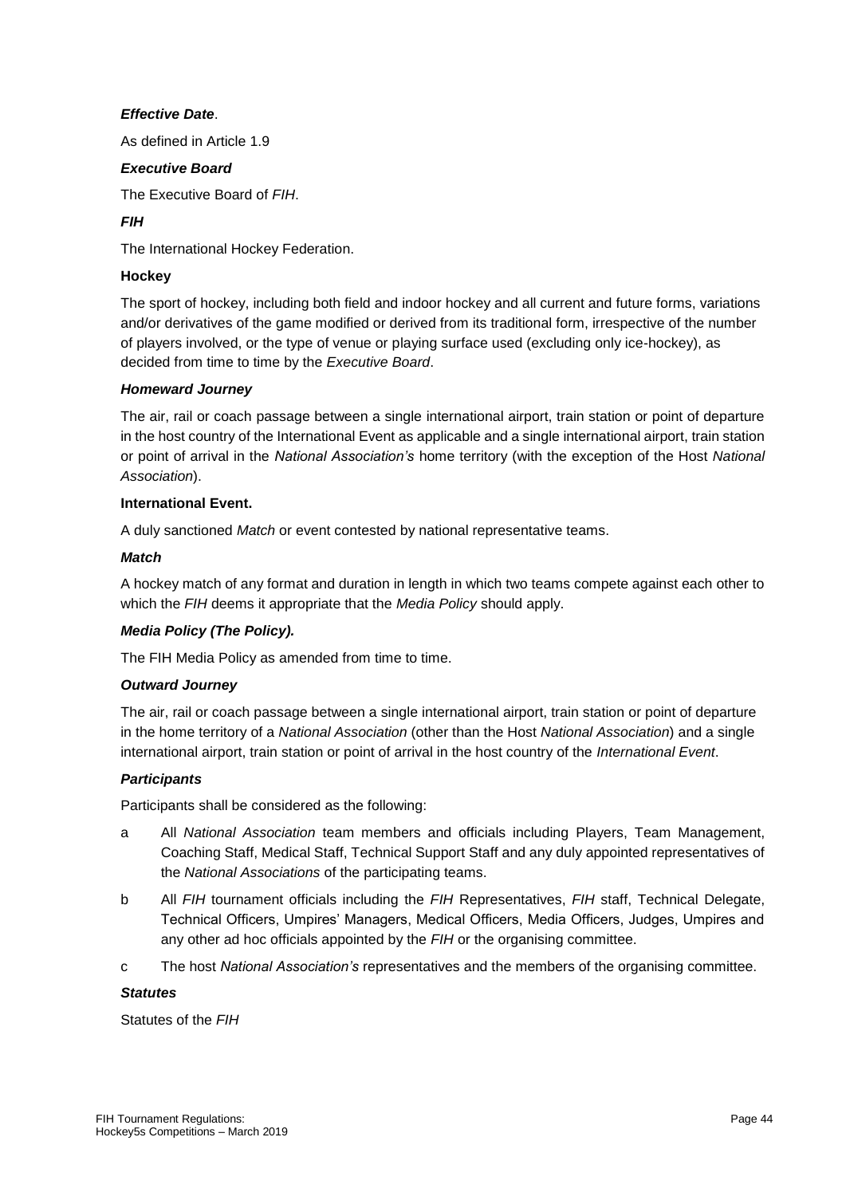***Effective Date*.**

As defined in Article 1.9

***Executive Board***

The Executive Board of *FIH*.

***FIH***

The International Hockey Federation.

**Hockey**

The sport of hockey, including both field and indoor hockey and all current and future forms, variations and/or derivatives of the game modified or derived from its traditional form, irrespective of the number of players involved, or the type of venue or playing surface used (excluding only ice-hockey), as decided from time to time by the *Executive Board*.

***Homeward Journey***

The air, rail or coach passage between a single international airport, train station or point of departure in the host country of the International Event as applicable and a single international airport, train station or point of arrival in the *National Association's* home territory (with the exception of the Host *National Association*).

**International Event.**

A duly sanctioned *Match* or event contested by national representative teams.

***Match***

A hockey match of any format and duration in length in which two teams compete against each other to which the *FIH* deems it appropriate that the *Media Policy* should apply.

***Media Policy (The Policy).***

The FIH Media Policy as amended from time to time.

***Outward Journey***

The air, rail or coach passage between a single international airport, train station or point of departure in the home territory of a *National Association* (other than the Host *National Association*) and a single international airport, train station or point of arrival in the host country of the *International Event*.

***Participants***

Participants shall be considered as the following:

a All *National Association* team members and officials including Players, Team Management, Coaching Staff, Medical Staff, Technical Support Staff and any duly appointed representatives of the *National Associations* of the participating teams.

b All *FIH* tournament officials including the *FIH* Representatives, *FIH* staff, Technical Delegate, Technical Officers, Umpires' Managers, Medical Officers, Media Officers, Judges, Umpires and any other ad hoc officials appointed by the *FIH* or the organising committee.

c The host *National Association's* representatives and the members of the organising committee.

***Statutes***

Statutes of the *FIH*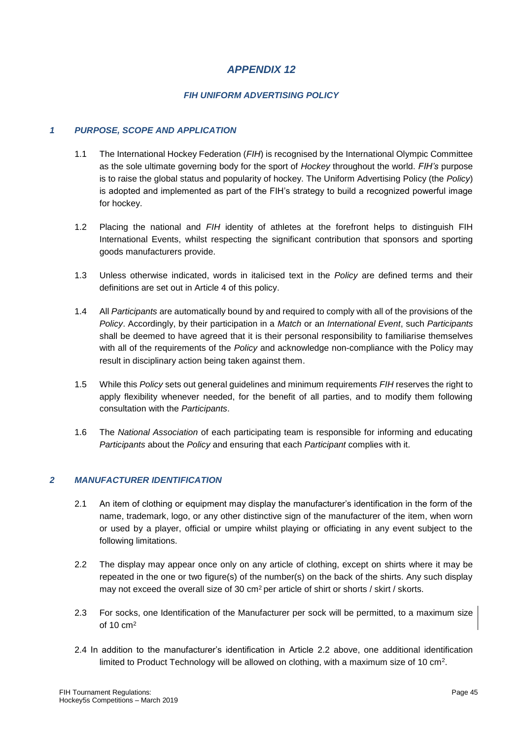# *APPENDIX 12*

## *FIH UNIFORM ADVERTISING POLICY*

### *1 PURPOSE, SCOPE AND APPLICATION*

1.1 The International Hockey Federation (*FIH*) is recognised by the International Olympic Committee as the sole ultimate governing body for the sport of *Hockey* throughout the world. *FIH's* purpose is to raise the global status and popularity of hockey. The Uniform Advertising Policy (the *Policy*) is adopted and implemented as part of the FIH's strategy to build a recognized powerful image for hockey.

1.2 Placing the national and *FIH* identity of athletes at the forefront helps to distinguish FIH International Events, whilst respecting the significant contribution that sponsors and sporting goods manufacturers provide.

1.3 Unless otherwise indicated, words in italicised text in the *Policy* are defined terms and their definitions are set out in Article 4 of this policy.

1.4 All *Participants* are automatically bound by and required to comply with all of the provisions of the *Policy*. Accordingly, by their participation in a *Match* or an *International Event*, such *Participants* shall be deemed to have agreed that it is their personal responsibility to familiarise themselves with all of the requirements of the *Policy* and acknowledge non-compliance with the Policy may result in disciplinary action being taken against them.

1.5 While this *Policy* sets out general guidelines and minimum requirements *FIH* reserves the right to apply flexibility whenever needed, for the benefit of all parties, and to modify them following consultation with the *Participants*.

1.6 The *National Association* of each participating team is responsible for informing and educating *Participants* about the *Policy* and ensuring that each *Participant* complies with it.

### *2 MANUFACTURER IDENTIFICATION*

2.1 An item of clothing or equipment may display the manufacturer's identification in the form of the name, trademark, logo, or any other distinctive sign of the manufacturer of the item, when worn or used by a player, official or umpire whilst playing or officiating in any event subject to the following limitations.

2.2 The display may appear once only on any article of clothing, except on shirts where it may be repeated in the one or two figure(s) of the number(s) on the back of the shirts. Any such display may not exceed the overall size of 30 cm$^2$ per article of shirt or shorts / skirt / skorts.

2.3 For socks, one Identification of the Manufacturer per sock will be permitted, to a maximum size of 10 cm$^2$

2.4 In addition to the manufacturer's identification in Article 2.2 above, one additional identification limited to Product Technology will be allowed on clothing, with a maximum size of 10 cm$^2$.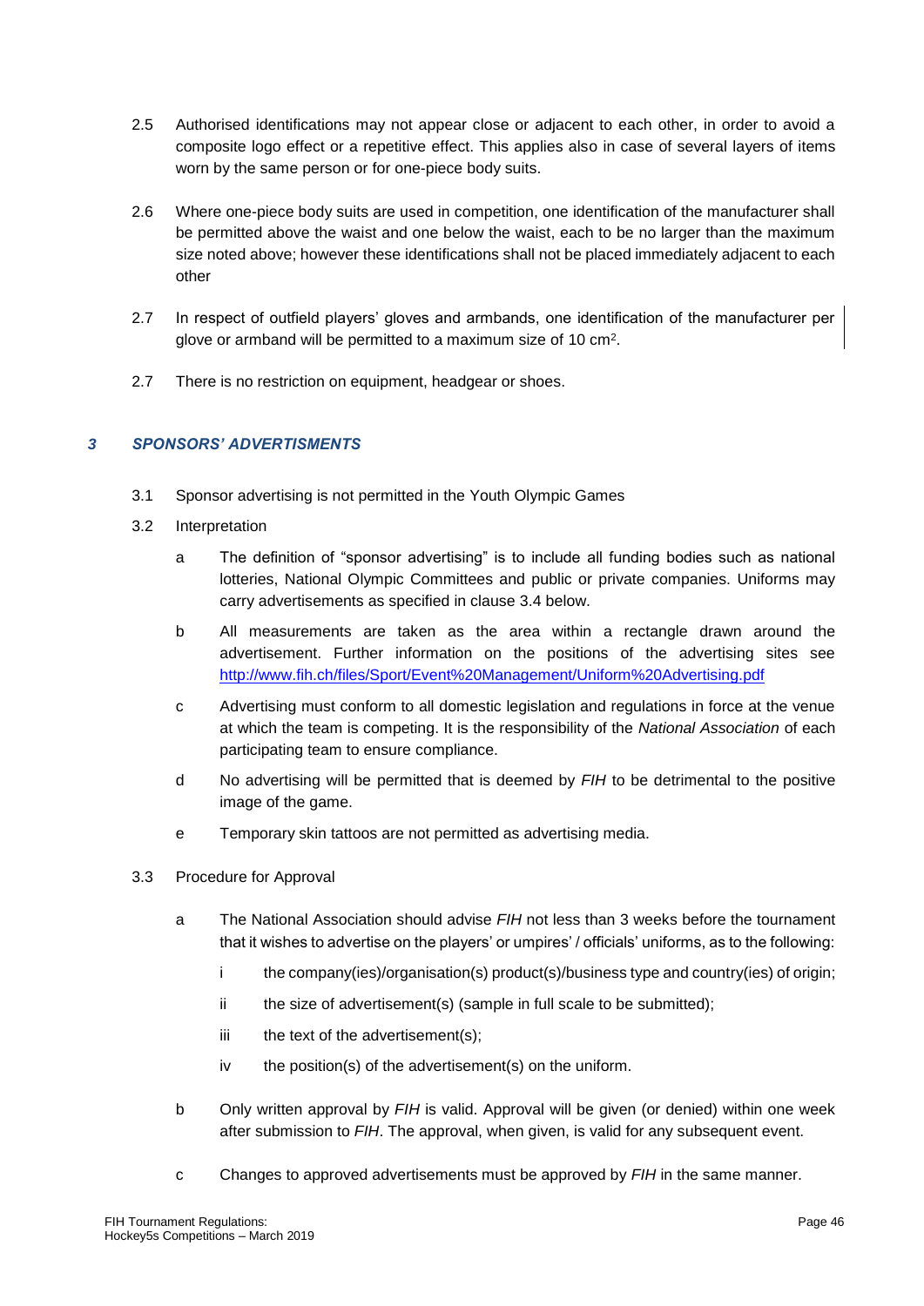2.5 Authorised identifications may not appear close or adjacent to each other, in order to avoid a composite logo effect or a repetitive effect. This applies also in case of several layers of items worn by the same person or for one-piece body suits.

2.6 Where one-piece body suits are used in competition, one identification of the manufacturer shall be permitted above the waist and one below the waist, each to be no larger than the maximum size noted above; however these identifications shall not be placed immediately adjacent to each other

2.7 In respect of outfield players' gloves and armbands, one identification of the manufacturer per glove or armband will be permitted to a maximum size of 10 $cm^2$.

2.7 There is no restriction on equipment, headgear or shoes.

### *3 SPONSORS' ADVERTISMENTS*

3.1 Sponsor advertising is not permitted in the Youth Olympic Games

3.2 Interpretation

a The definition of "sponsor advertising" is to include all funding bodies such as national lotteries, National Olympic Committees and public or private companies. Uniforms may carry advertisements as specified in clause 3.4 below.

b All measurements are taken as the area within a rectangle drawn around the advertisement. Further information on the positions of the advertising sites see http://www.fih.ch/files/Sport/Event%20Management/Uniform%20Advertising.pdf

c Advertising must conform to all domestic legislation and regulations in force at the venue at which the team is competing. It is the responsibility of the *National Association* of each participating team to ensure compliance.

d No advertising will be permitted that is deemed by *FIH* to be detrimental to the positive image of the game.

e Temporary skin tattoos are not permitted as advertising media.

3.3 Procedure for Approval

a The National Association should advise *FIH* not less than 3 weeks before the tournament that it wishes to advertise on the players' or umpires' / officials' uniforms, as to the following:

i the company(ies)/organisation(s) product(s)/business type and country(ies) of origin;

ii the size of advertisement(s) (sample in full scale to be submitted);

iii the text of the advertisement(s);

iv the position(s) of the advertisement(s) on the uniform.

b Only written approval by *FIH* is valid. Approval will be given (or denied) within one week after submission to *FIH*. The approval, when given, is valid for any subsequent event.

c Changes to approved advertisements must be approved by *FIH* in the same manner.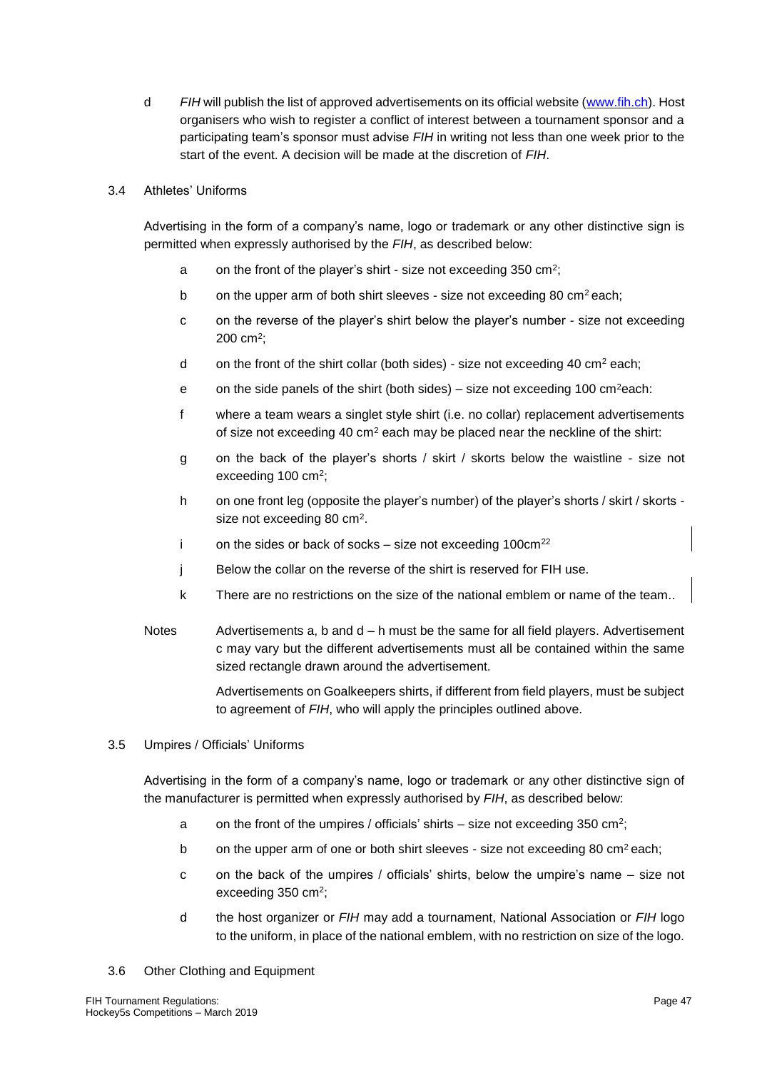d *FIH* will publish the list of approved advertisements on its official website ([www.fih.ch](www.fih.ch)). Host organisers who wish to register a conflict of interest between a tournament sponsor and a participating team's sponsor must advise *FIH* in writing not less than one week prior to the start of the event. A decision will be made at the discretion of *FIH*.

3.4 Athletes' Uniforms

Advertising in the form of a company's name, logo or trademark or any other distinctive sign is permitted when expressly authorised by the *FIH*, as described below:

a on the front of the player's shirt - size not exceeding 350 $cm^2$;

b on the upper arm of both shirt sleeves - size not exceeding 80 $cm^2$ each;

c on the reverse of the player's shirt below the player's number - size not exceeding 200 $cm^2$;

d on the front of the shirt collar (both sides) - size not exceeding 40 $cm^2$ each;

e on the side panels of the shirt (both sides) – size not exceeding 100 $cm^2$each:

f where a team wears a singlet style shirt (i.e. no collar) replacement advertisements of size not exceeding 40 $cm^2$ each may be placed near the neckline of the shirt:

g on the back of the player's shorts / skirt / skorts below the waistline - size not exceeding 100 $cm^2$;

h on one front leg (opposite the player's number) of the player's shorts / skirt / skorts - size not exceeding 80 $cm^2$.

i on the sides or back of socks – size not exceeding 100cm[22]

j Below the collar on the reverse of the shirt is reserved for FIH use.

k There are no restrictions on the size of the national emblem or name of the team..

Notes Advertisements a, b and d – h must be the same for all field players. Advertisement c may vary but the different advertisements must all be contained within the same sized rectangle drawn around the advertisement.

Advertisements on Goalkeepers shirts, if different from field players, must be subject to agreement of *FIH*, who will apply the principles outlined above.

3.5 Umpires / Officials' Uniforms

Advertising in the form of a company's name, logo or trademark or any other distinctive sign of the manufacturer is permitted when expressly authorised by *FIH*, as described below:

a on the front of the umpires / officials' shirts – size not exceeding 350 $cm^2$;

b on the upper arm of one or both shirt sleeves - size not exceeding 80 $cm^2$ each;

c on the back of the umpires / officials' shirts, below the umpire's name – size not exceeding 350 $cm^2$;

d the host organizer or *FIH* may add a tournament, National Association or *FIH* logo to the uniform, in place of the national emblem, with no restriction on size of the logo.

3.6 Other Clothing and Equipment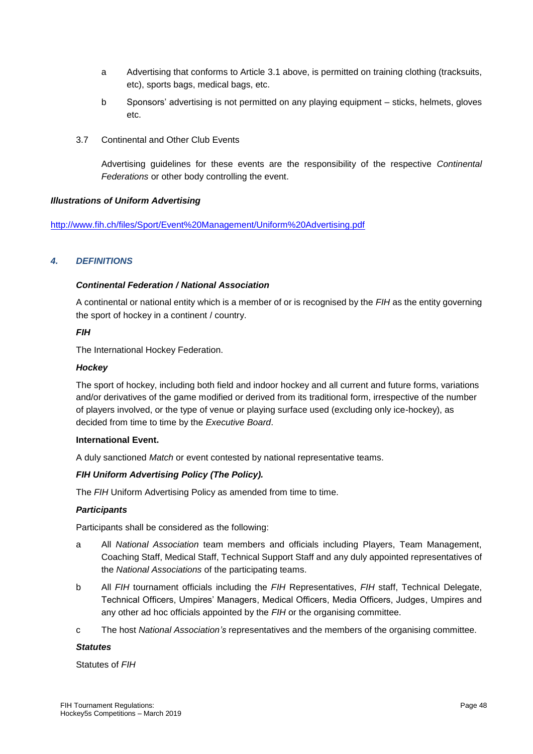a Advertising that conforms to Article 3.1 above, is permitted on training clothing (tracksuits, etc), sports bags, medical bags, etc.

b Sponsors' advertising is not permitted on any playing equipment – sticks, helmets, gloves etc.

3.7 Continental and Other Club Events

Advertising guidelines for these events are the responsibility of the respective *Continental Federations* or other body controlling the event.

***Illustrations of Uniform Advertising***

http://www.fih.ch/files/Sport/Event%20Management/Uniform%20Advertising.pdf

## *4. DEFINITIONS*

***Continental Federation / National Association***

A continental or national entity which is a member of or is recognised by the *FIH* as the entity governing the sport of hockey in a continent / country.

***FIH***

The International Hockey Federation.

***Hockey***

The sport of hockey, including both field and indoor hockey and all current and future forms, variations and/or derivatives of the game modified or derived from its traditional form, irrespective of the number of players involved, or the type of venue or playing surface used (excluding only ice-hockey), as decided from time to time by the *Executive Board*.

**International Event.**

A duly sanctioned *Match* or event contested by national representative teams.

***FIH Uniform Advertising Policy (The Policy).***

The *FIH* Uniform Advertising Policy as amended from time to time.

***Participants***

Participants shall be considered as the following:

a All *National Association* team members and officials including Players, Team Management, Coaching Staff, Medical Staff, Technical Support Staff and any duly appointed representatives of the *National Associations* of the participating teams.

b All *FIH* tournament officials including the *FIH* Representatives, *FIH* staff, Technical Delegate, Technical Officers, Umpires' Managers, Medical Officers, Media Officers, Judges, Umpires and any other ad hoc officials appointed by the *FIH* or the organising committee.

c The host *National Association's* representatives and the members of the organising committee.

***Statutes***

Statutes of *FIH*